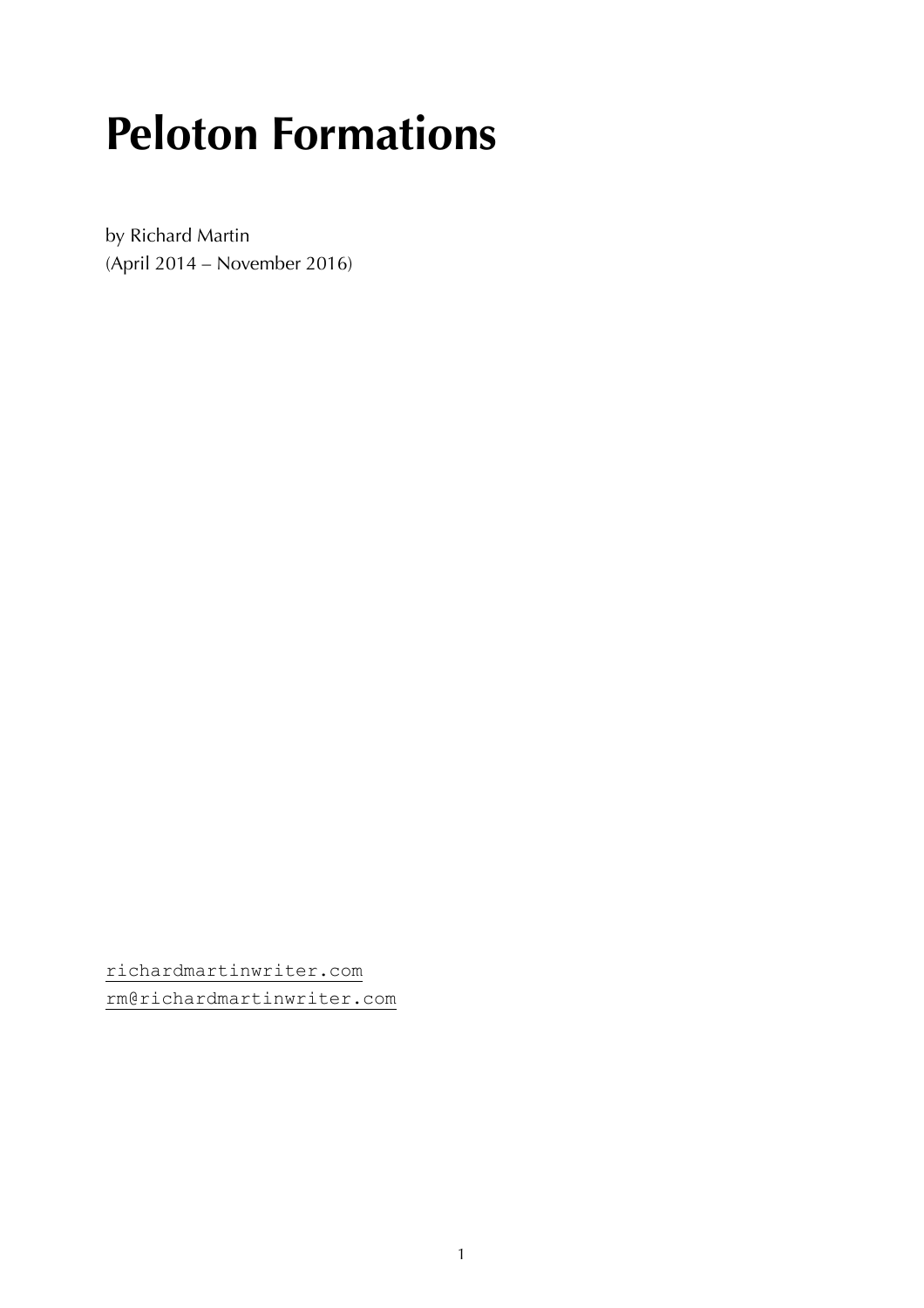# Peloton Formations

by Richard Martin
(April 2014 – November 2016)

richardmartinwriter.com
rm@richardmartinwriter.com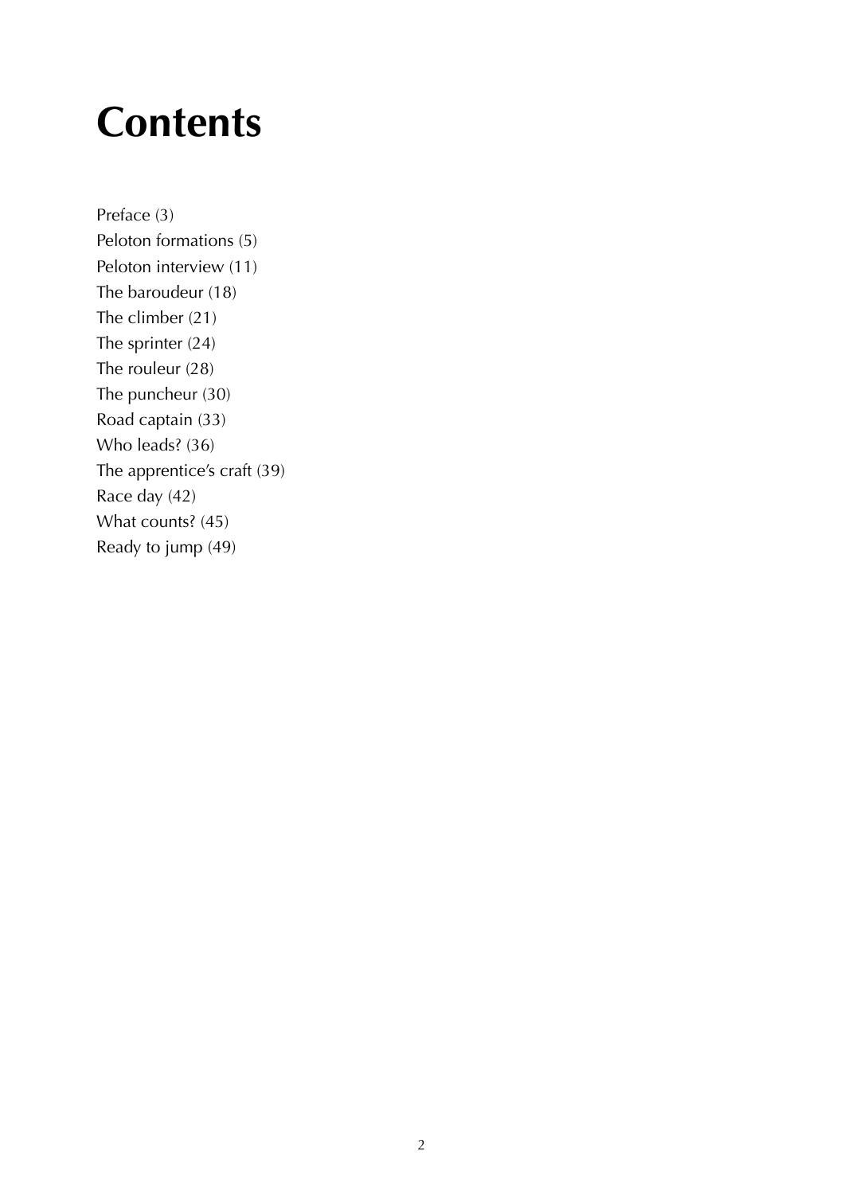# Contents

Preface (3)
Peloton formations (5)
Peloton interview (11)
The baroudeur (18)
The climber (21)
The sprinter (24)
The rouleur (28)
The puncheur (30)
Road captain (33)
Who leads? (36)
The apprentice's craft (39)
Race day (42)
What counts? (45)
Ready to jump (49)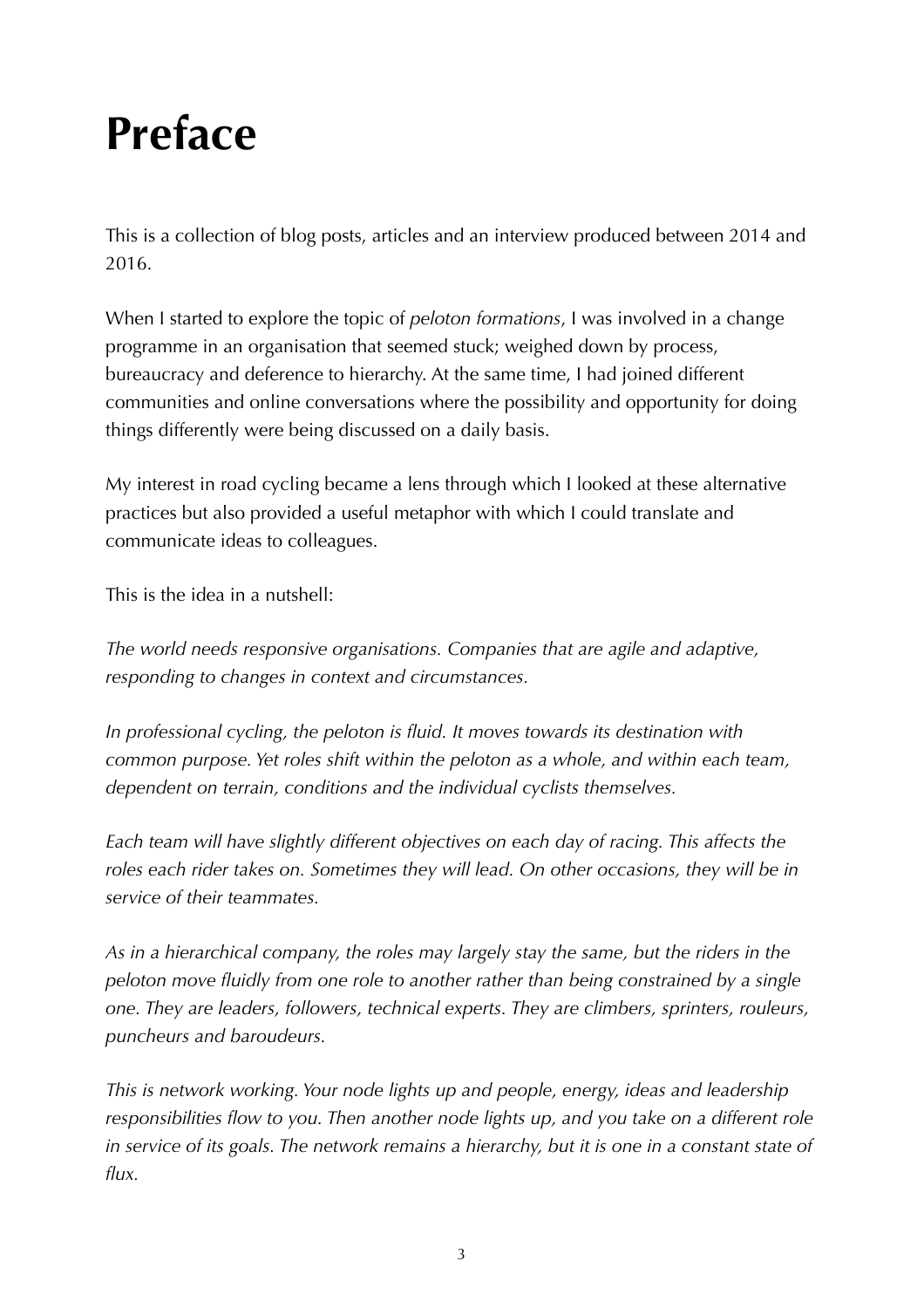# Preface

This is a collection of blog posts, articles and an interview produced between 2014 and 2016.

When I started to explore the topic of *peloton formations*, I was involved in a change programme in an organisation that seemed stuck; weighed down by process, bureaucracy and deference to hierarchy. At the same time, I had joined different communities and online conversations where the possibility and opportunity for doing things differently were being discussed on a daily basis.

My interest in road cycling became a lens through which I looked at these alternative practices but also provided a useful metaphor with which I could translate and communicate ideas to colleagues.

This is the idea in a nutshell:

*The world needs responsive organisations. Companies that are agile and adaptive, responding to changes in context and circumstances.*

*In professional cycling, the peloton is fluid. It moves towards its destination with common purpose. Yet roles shift within the peloton as a whole, and within each team, dependent on terrain, conditions and the individual cyclists themselves.*

*Each team will have slightly different objectives on each day of racing. This affects the roles each rider takes on. Sometimes they will lead. On other occasions, they will be in service of their teammates.*

*As in a hierarchical company, the roles may largely stay the same, but the riders in the peloton move fluidly from one role to another rather than being constrained by a single one. They are leaders, followers, technical experts. They are climbers, sprinters, rouleurs, puncheurs and baroudeurs.*

*This is network working. Your node lights up and people, energy, ideas and leadership responsibilities flow to you. Then another node lights up, and you take on a different role in service of its goals. The network remains a hierarchy, but it is one in a constant state of flux.*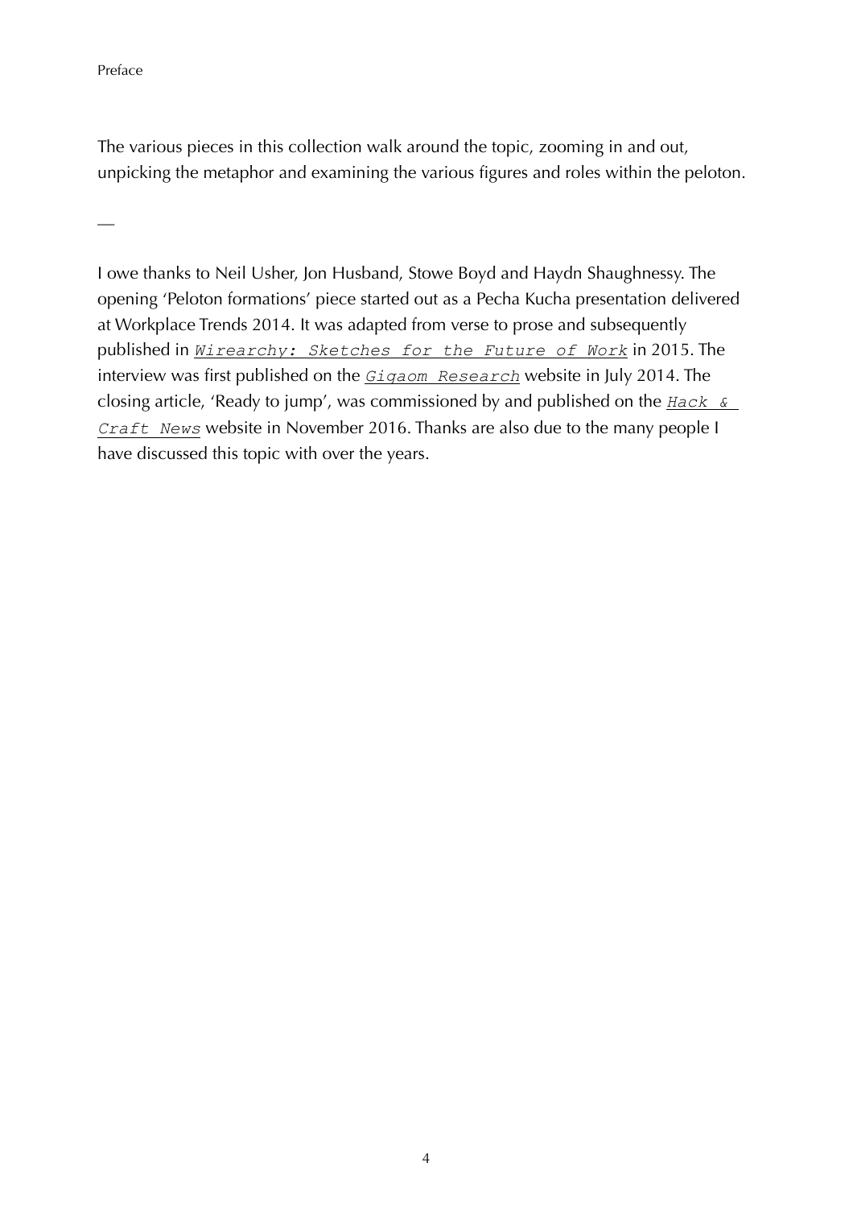The various pieces in this collection walk around the topic, zooming in and out, unpicking the metaphor and examining the various figures and roles within the peloton.

—

I owe thanks to Neil Usher, Jon Husband, Stowe Boyd and Haydn Shaughnessy. The opening 'Peloton formations' piece started out as a Pecha Kucha presentation delivered at Workplace Trends 2014. It was adapted from verse to prose and subsequently published in *Wirearchy: Sketches for the Future of Work* in 2015. The interview was first published on the *Gigaom Research* website in July 2014. The closing article, 'Ready to jump', was commissioned by and published on the *Hack & Craft News* website in November 2016. Thanks are also due to the many people I have discussed this topic with over the years.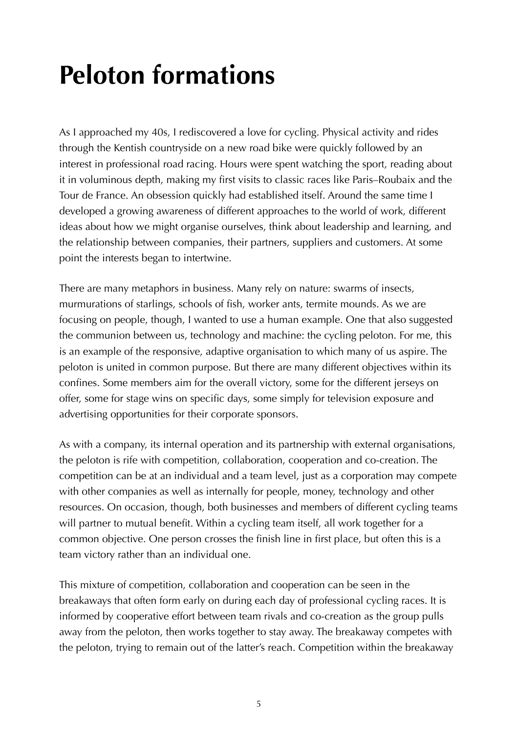# Peloton formations

As I approached my 40s, I rediscovered a love for cycling. Physical activity and rides through the Kentish countryside on a new road bike were quickly followed by an interest in professional road racing. Hours were spent watching the sport, reading about it in voluminous depth, making my first visits to classic races like Paris–Roubaix and the Tour de France. An obsession quickly had established itself. Around the same time I developed a growing awareness of different approaches to the world of work, different ideas about how we might organise ourselves, think about leadership and learning, and the relationship between companies, their partners, suppliers and customers. At some point the interests began to intertwine.

There are many metaphors in business. Many rely on nature: swarms of insects, murmurations of starlings, schools of fish, worker ants, termite mounds. As we are focusing on people, though, I wanted to use a human example. One that also suggested the communion between us, technology and machine: the cycling peloton. For me, this is an example of the responsive, adaptive organisation to which many of us aspire. The peloton is united in common purpose. But there are many different objectives within its confines. Some members aim for the overall victory, some for the different jerseys on offer, some for stage wins on specific days, some simply for television exposure and advertising opportunities for their corporate sponsors.

As with a company, its internal operation and its partnership with external organisations, the peloton is rife with competition, collaboration, cooperation and co-creation. The competition can be at an individual and a team level, just as a corporation may compete with other companies as well as internally for people, money, technology and other resources. On occasion, though, both businesses and members of different cycling teams will partner to mutual benefit. Within a cycling team itself, all work together for a common objective. One person crosses the finish line in first place, but often this is a team victory rather than an individual one.

This mixture of competition, collaboration and cooperation can be seen in the breakaways that often form early on during each day of professional cycling races. It is informed by cooperative effort between team rivals and co-creation as the group pulls away from the peloton, then works together to stay away. The breakaway competes with the peloton, trying to remain out of the latter's reach. Competition within the breakaway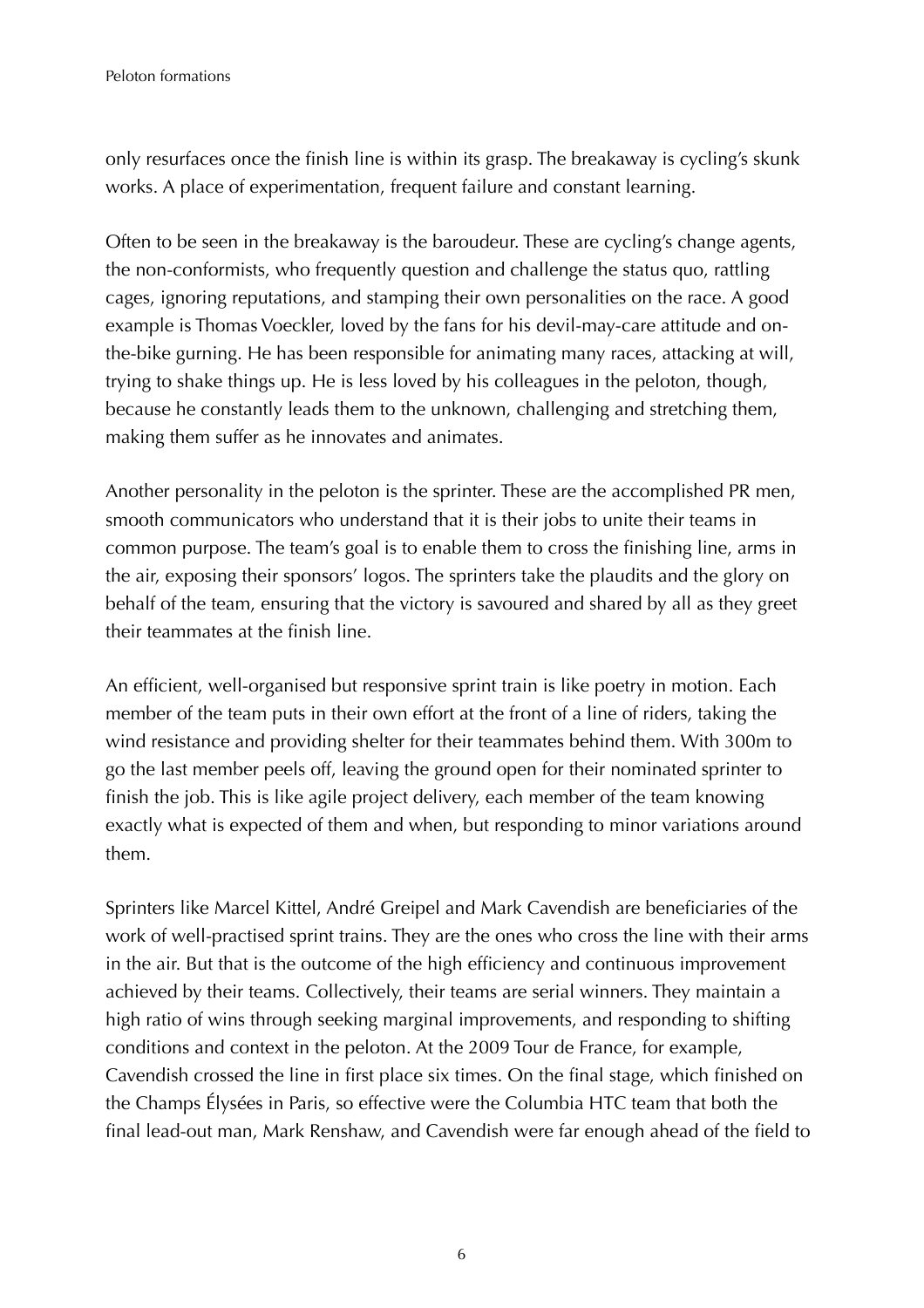only resurfaces once the finish line is within its grasp. The breakaway is cycling's skunk works. A place of experimentation, frequent failure and constant learning.

Often to be seen in the breakaway is the baroudeur. These are cycling's change agents, the non-conformists, who frequently question and challenge the status quo, rattling cages, ignoring reputations, and stamping their own personalities on the race. A good example is Thomas Voeckler, loved by the fans for his devil-may-care attitude and on-the-bike gurning. He has been responsible for animating many races, attacking at will, trying to shake things up. He is less loved by his colleagues in the peloton, though, because he constantly leads them to the unknown, challenging and stretching them, making them suffer as he innovates and animates.

Another personality in the peloton is the sprinter. These are the accomplished PR men, smooth communicators who understand that it is their jobs to unite their teams in common purpose. The team's goal is to enable them to cross the finishing line, arms in the air, exposing their sponsors' logos. The sprinters take the plaudits and the glory on behalf of the team, ensuring that the victory is savoured and shared by all as they greet their teammates at the finish line.

An efficient, well-organised but responsive sprint train is like poetry in motion. Each member of the team puts in their own effort at the front of a line of riders, taking the wind resistance and providing shelter for their teammates behind them. With 300m to go the last member peels off, leaving the ground open for their nominated sprinter to finish the job. This is like agile project delivery, each member of the team knowing exactly what is expected of them and when, but responding to minor variations around them.

Sprinters like Marcel Kittel, André Greipel and Mark Cavendish are beneficiaries of the work of well-practised sprint trains. They are the ones who cross the line with their arms in the air. But that is the outcome of the high efficiency and continuous improvement achieved by their teams. Collectively, their teams are serial winners. They maintain a high ratio of wins through seeking marginal improvements, and responding to shifting conditions and context in the peloton. At the 2009 Tour de France, for example, Cavendish crossed the line in first place six times. On the final stage, which finished on the Champs Élysées in Paris, so effective were the Columbia HTC team that both the final lead-out man, Mark Renshaw, and Cavendish were far enough ahead of the field to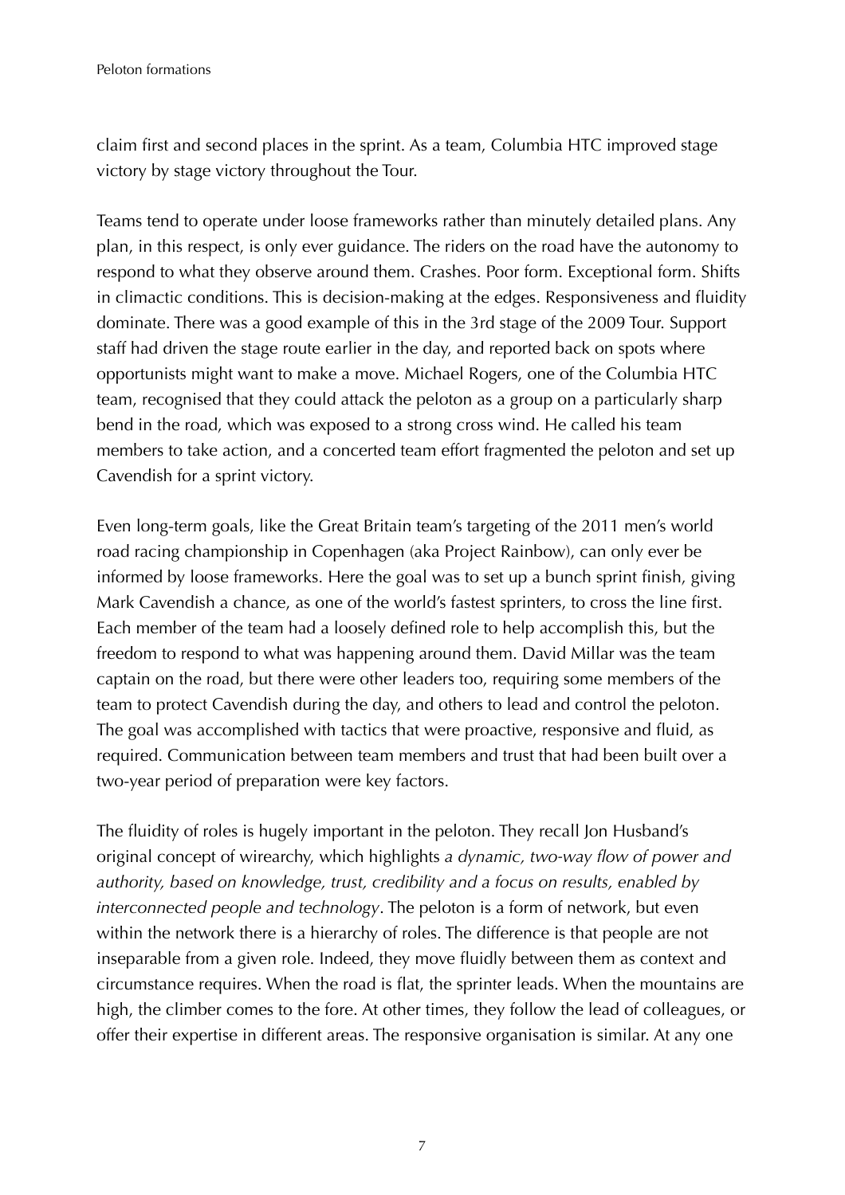claim first and second places in the sprint. As a team, Columbia HTC improved stage victory by stage victory throughout the Tour.

Teams tend to operate under loose frameworks rather than minutely detailed plans. Any plan, in this respect, is only ever guidance. The riders on the road have the autonomy to respond to what they observe around them. Crashes. Poor form. Exceptional form. Shifts in climactic conditions. This is decision-making at the edges. Responsiveness and fluidity dominate. There was a good example of this in the 3rd stage of the 2009 Tour. Support staff had driven the stage route earlier in the day, and reported back on spots where opportunists might want to make a move. Michael Rogers, one of the Columbia HTC team, recognised that they could attack the peloton as a group on a particularly sharp bend in the road, which was exposed to a strong cross wind. He called his team members to take action, and a concerted team effort fragmented the peloton and set up Cavendish for a sprint victory.

Even long-term goals, like the Great Britain team's targeting of the 2011 men's world road racing championship in Copenhagen (aka Project Rainbow), can only ever be informed by loose frameworks. Here the goal was to set up a bunch sprint finish, giving Mark Cavendish a chance, as one of the world's fastest sprinters, to cross the line first. Each member of the team had a loosely defined role to help accomplish this, but the freedom to respond to what was happening around them. David Millar was the team captain on the road, but there were other leaders too, requiring some members of the team to protect Cavendish during the day, and others to lead and control the peloton. The goal was accomplished with tactics that were proactive, responsive and fluid, as required. Communication between team members and trust that had been built over a two-year period of preparation were key factors.

The fluidity of roles is hugely important in the peloton. They recall Jon Husband's original concept of wirearchy, which highlights *a dynamic, two-way flow of power and authority, based on knowledge, trust, credibility and a focus on results, enabled by interconnected people and technology*. The peloton is a form of network, but even within the network there is a hierarchy of roles. The difference is that people are not inseparable from a given role. Indeed, they move fluidly between them as context and circumstance requires. When the road is flat, the sprinter leads. When the mountains are high, the climber comes to the fore. At other times, they follow the lead of colleagues, or offer their expertise in different areas. The responsive organisation is similar. At any one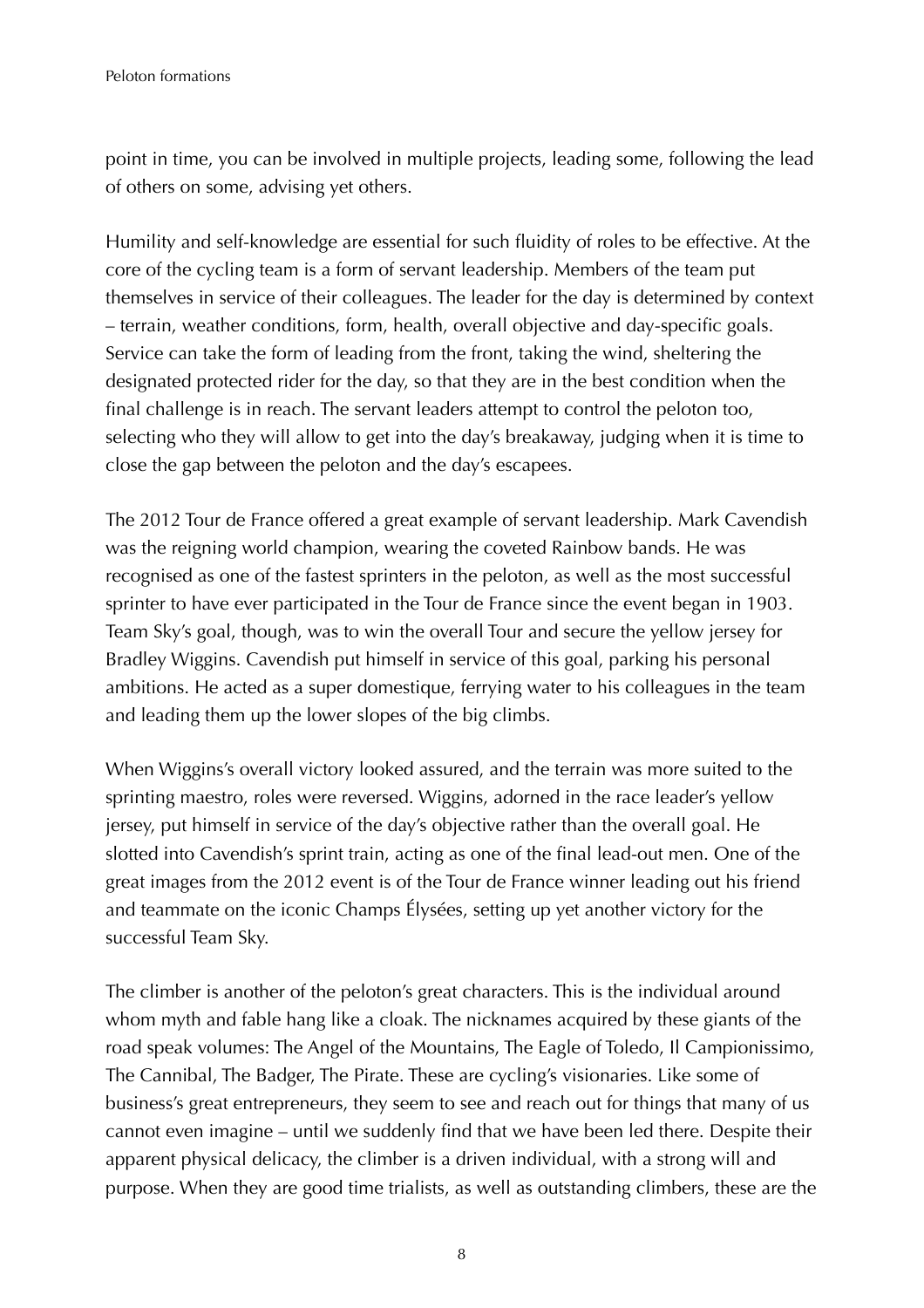point in time, you can be involved in multiple projects, leading some, following the lead of others on some, advising yet others.

Humility and self-knowledge are essential for such fluidity of roles to be effective. At the core of the cycling team is a form of servant leadership. Members of the team put themselves in service of their colleagues. The leader for the day is determined by context – terrain, weather conditions, form, health, overall objective and day-specific goals. Service can take the form of leading from the front, taking the wind, sheltering the designated protected rider for the day, so that they are in the best condition when the final challenge is in reach. The servant leaders attempt to control the peloton too, selecting who they will allow to get into the day's breakaway, judging when it is time to close the gap between the peloton and the day's escapees.

The 2012 Tour de France offered a great example of servant leadership. Mark Cavendish was the reigning world champion, wearing the coveted Rainbow bands. He was recognised as one of the fastest sprinters in the peloton, as well as the most successful sprinter to have ever participated in the Tour de France since the event began in 1903. Team Sky's goal, though, was to win the overall Tour and secure the yellow jersey for Bradley Wiggins. Cavendish put himself in service of this goal, parking his personal ambitions. He acted as a super domestique, ferrying water to his colleagues in the team and leading them up the lower slopes of the big climbs.

When Wiggins's overall victory looked assured, and the terrain was more suited to the sprinting maestro, roles were reversed. Wiggins, adorned in the race leader's yellow jersey, put himself in service of the day's objective rather than the overall goal. He slotted into Cavendish's sprint train, acting as one of the final lead-out men. One of the great images from the 2012 event is of the Tour de France winner leading out his friend and teammate on the iconic Champs Élysées, setting up yet another victory for the successful Team Sky.

The climber is another of the peloton's great characters. This is the individual around whom myth and fable hang like a cloak. The nicknames acquired by these giants of the road speak volumes: The Angel of the Mountains, The Eagle of Toledo, Il Campionissimo, The Cannibal, The Badger, The Pirate. These are cycling's visionaries. Like some of business's great entrepreneurs, they seem to see and reach out for things that many of us cannot even imagine – until we suddenly find that we have been led there. Despite their apparent physical delicacy, the climber is a driven individual, with a strong will and purpose. When they are good time trialists, as well as outstanding climbers, these are the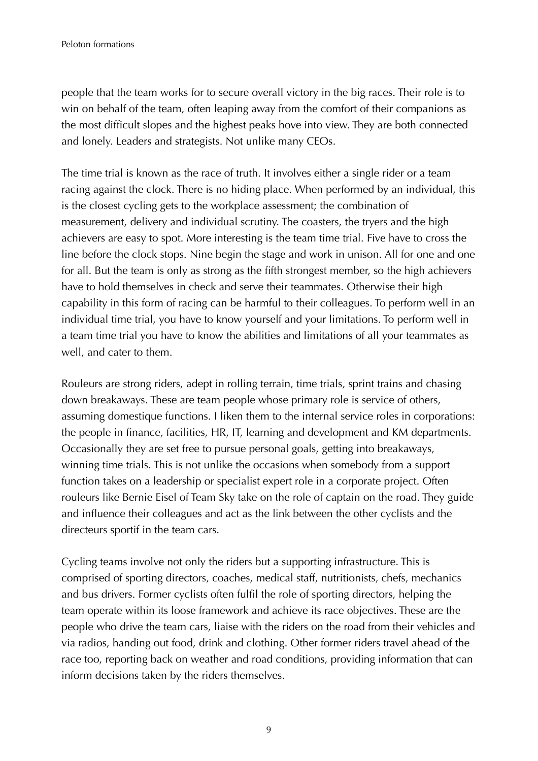people that the team works for to secure overall victory in the big races. Their role is to win on behalf of the team, often leaping away from the comfort of their companions as the most difficult slopes and the highest peaks hove into view. They are both connected and lonely. Leaders and strategists. Not unlike many CEOs.

The time trial is known as the race of truth. It involves either a single rider or a team racing against the clock. There is no hiding place. When performed by an individual, this is the closest cycling gets to the workplace assessment; the combination of measurement, delivery and individual scrutiny. The coasters, the tryers and the high achievers are easy to spot. More interesting is the team time trial. Five have to cross the line before the clock stops. Nine begin the stage and work in unison. All for one and one for all. But the team is only as strong as the fifth strongest member, so the high achievers have to hold themselves in check and serve their teammates. Otherwise their high capability in this form of racing can be harmful to their colleagues. To perform well in an individual time trial, you have to know yourself and your limitations. To perform well in a team time trial you have to know the abilities and limitations of all your teammates as well, and cater to them.

Rouleurs are strong riders, adept in rolling terrain, time trials, sprint trains and chasing down breakaways. These are team people whose primary role is service of others, assuming domestique functions. I liken them to the internal service roles in corporations: the people in finance, facilities, HR, IT, learning and development and KM departments. Occasionally they are set free to pursue personal goals, getting into breakaways, winning time trials. This is not unlike the occasions when somebody from a support function takes on a leadership or specialist expert role in a corporate project. Often rouleurs like Bernie Eisel of Team Sky take on the role of captain on the road. They guide and influence their colleagues and act as the link between the other cyclists and the directeurs sportif in the team cars.

Cycling teams involve not only the riders but a supporting infrastructure. This is comprised of sporting directors, coaches, medical staff, nutritionists, chefs, mechanics and bus drivers. Former cyclists often fulfil the role of sporting directors, helping the team operate within its loose framework and achieve its race objectives. These are the people who drive the team cars, liaise with the riders on the road from their vehicles and via radios, handing out food, drink and clothing. Other former riders travel ahead of the race too, reporting back on weather and road conditions, providing information that can inform decisions taken by the riders themselves.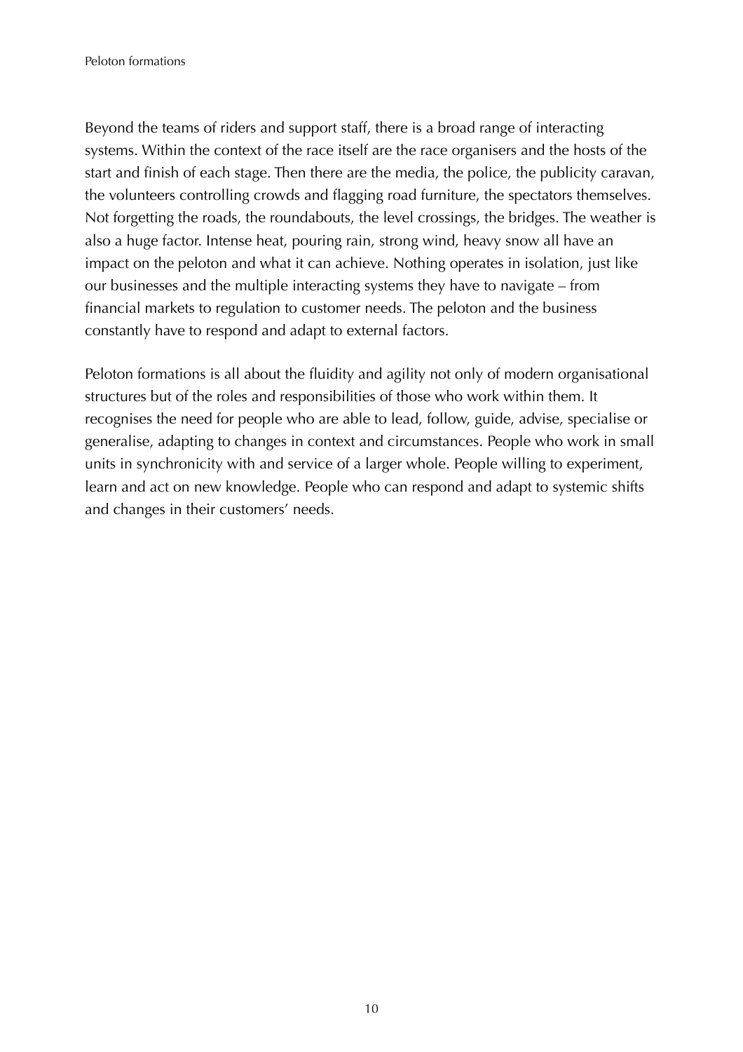Beyond the teams of riders and support staff, there is a broad range of interacting systems. Within the context of the race itself are the race organisers and the hosts of the start and finish of each stage. Then there are the media, the police, the publicity caravan, the volunteers controlling crowds and flagging road furniture, the spectators themselves. Not forgetting the roads, the roundabouts, the level crossings, the bridges. The weather is also a huge factor. Intense heat, pouring rain, strong wind, heavy snow all have an impact on the peloton and what it can achieve. Nothing operates in isolation, just like our businesses and the multiple interacting systems they have to navigate – from financial markets to regulation to customer needs. The peloton and the business constantly have to respond and adapt to external factors.

Peloton formations is all about the fluidity and agility not only of modern organisational structures but of the roles and responsibilities of those who work within them. It recognises the need for people who are able to lead, follow, guide, advise, specialise or generalise, adapting to changes in context and circumstances. People who work in small units in synchronicity with and service of a larger whole. People willing to experiment, learn and act on new knowledge. People who can respond and adapt to systemic shifts and changes in their customers' needs.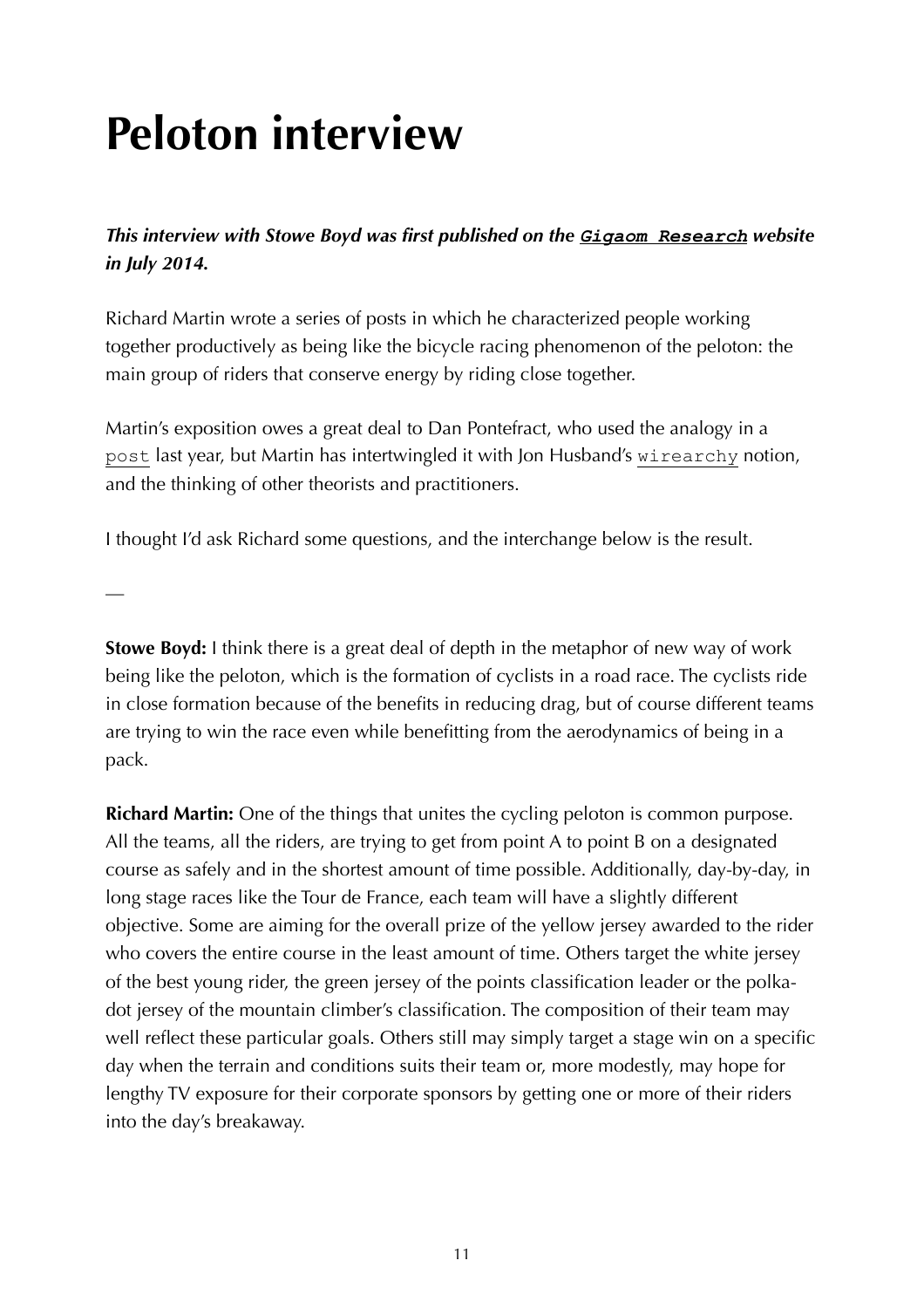# Peloton interview

***This interview with Stowe Boyd was first published on the `Gigaom Research` website in July 2014.***

Richard Martin wrote a series of posts in which he characterized people working together productively as being like the bicycle racing phenomenon of the peloton: the main group of riders that conserve energy by riding close together.

Martin's exposition owes a great deal to Dan Pontefract, who used the analogy in a `post` last year, but Martin has intertwingled it with Jon Husband's `wirearchy` notion, and the thinking of other theorists and practitioners.

I thought I'd ask Richard some questions, and the interchange below is the result.

—

**Stowe Boyd:** I think there is a great deal of depth in the metaphor of new way of work being like the peloton, which is the formation of cyclists in a road race. The cyclists ride in close formation because of the benefits in reducing drag, but of course different teams are trying to win the race even while benefitting from the aerodynamics of being in a pack.

**Richard Martin:** One of the things that unites the cycling peloton is common purpose. All the teams, all the riders, are trying to get from point A to point B on a designated course as safely and in the shortest amount of time possible. Additionally, day-by-day, in long stage races like the Tour de France, each team will have a slightly different objective. Some are aiming for the overall prize of the yellow jersey awarded to the rider who covers the entire course in the least amount of time. Others target the white jersey of the best young rider, the green jersey of the points classification leader or the polka-dot jersey of the mountain climber's classification. The composition of their team may well reflect these particular goals. Others still may simply target a stage win on a specific day when the terrain and conditions suits their team or, more modestly, may hope for lengthy TV exposure for their corporate sponsors by getting one or more of their riders into the day's breakaway.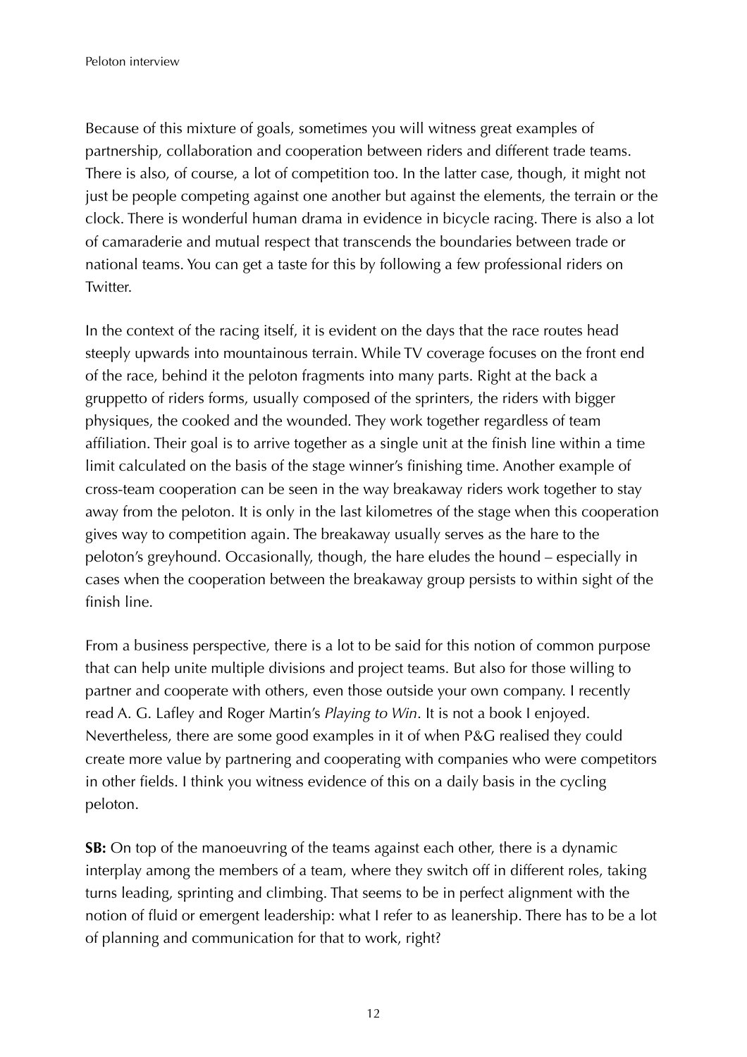Because of this mixture of goals, sometimes you will witness great examples of partnership, collaboration and cooperation between riders and different trade teams. There is also, of course, a lot of competition too. In the latter case, though, it might not just be people competing against one another but against the elements, the terrain or the clock. There is wonderful human drama in evidence in bicycle racing. There is also a lot of camaraderie and mutual respect that transcends the boundaries between trade or national teams. You can get a taste for this by following a few professional riders on Twitter.

In the context of the racing itself, it is evident on the days that the race routes head steeply upwards into mountainous terrain. While TV coverage focuses on the front end of the race, behind it the peloton fragments into many parts. Right at the back a gruppetto of riders forms, usually composed of the sprinters, the riders with bigger physiques, the cooked and the wounded. They work together regardless of team affiliation. Their goal is to arrive together as a single unit at the finish line within a time limit calculated on the basis of the stage winner's finishing time. Another example of cross-team cooperation can be seen in the way breakaway riders work together to stay away from the peloton. It is only in the last kilometres of the stage when this cooperation gives way to competition again. The breakaway usually serves as the hare to the peloton's greyhound. Occasionally, though, the hare eludes the hound – especially in cases when the cooperation between the breakaway group persists to within sight of the finish line.

From a business perspective, there is a lot to be said for this notion of common purpose that can help unite multiple divisions and project teams. But also for those willing to partner and cooperate with others, even those outside your own company. I recently read A. G. Lafley and Roger Martin's *Playing to Win*. It is not a book I enjoyed. Nevertheless, there are some good examples in it of when P&G realised they could create more value by partnering and cooperating with companies who were competitors in other fields. I think you witness evidence of this on a daily basis in the cycling peloton.

**SB:** On top of the manoeuvring of the teams against each other, there is a dynamic interplay among the members of a team, where they switch off in different roles, taking turns leading, sprinting and climbing. That seems to be in perfect alignment with the notion of fluid or emergent leadership: what I refer to as leanership. There has to be a lot of planning and communication for that to work, right?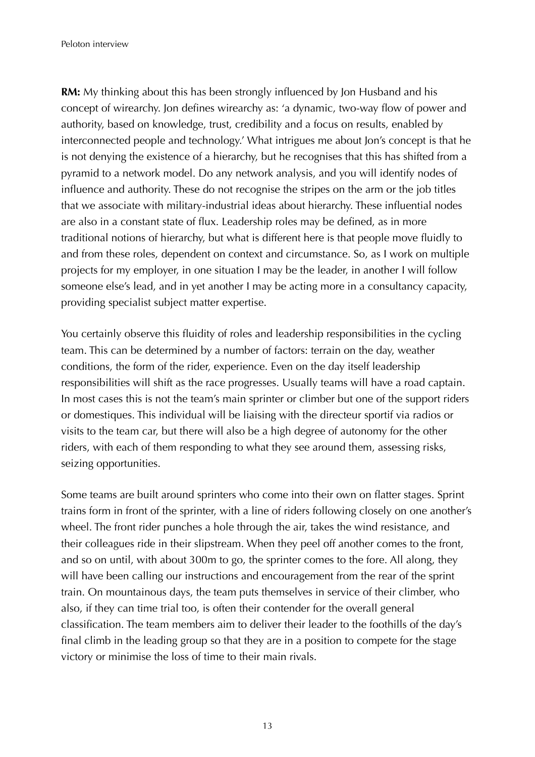**RM:** My thinking about this has been strongly influenced by Jon Husband and his concept of wirearchy. Jon defines wirearchy as: 'a dynamic, two-way flow of power and authority, based on knowledge, trust, credibility and a focus on results, enabled by interconnected people and technology.' What intrigues me about Jon's concept is that he is not denying the existence of a hierarchy, but he recognises that this has shifted from a pyramid to a network model. Do any network analysis, and you will identify nodes of influence and authority. These do not recognise the stripes on the arm or the job titles that we associate with military-industrial ideas about hierarchy. These influential nodes are also in a constant state of flux. Leadership roles may be defined, as in more traditional notions of hierarchy, but what is different here is that people move fluidly to and from these roles, dependent on context and circumstance. So, as I work on multiple projects for my employer, in one situation I may be the leader, in another I will follow someone else's lead, and in yet another I may be acting more in a consultancy capacity, providing specialist subject matter expertise.

You certainly observe this fluidity of roles and leadership responsibilities in the cycling team. This can be determined by a number of factors: terrain on the day, weather conditions, the form of the rider, experience. Even on the day itself leadership responsibilities will shift as the race progresses. Usually teams will have a road captain. In most cases this is not the team's main sprinter or climber but one of the support riders or domestiques. This individual will be liaising with the directeur sportif via radios or visits to the team car, but there will also be a high degree of autonomy for the other riders, with each of them responding to what they see around them, assessing risks, seizing opportunities.

Some teams are built around sprinters who come into their own on flatter stages. Sprint trains form in front of the sprinter, with a line of riders following closely on one another's wheel. The front rider punches a hole through the air, takes the wind resistance, and their colleagues ride in their slipstream. When they peel off another comes to the front, and so on until, with about 300m to go, the sprinter comes to the fore. All along, they will have been calling our instructions and encouragement from the rear of the sprint train. On mountainous days, the team puts themselves in service of their climber, who also, if they can time trial too, is often their contender for the overall general classification. The team members aim to deliver their leader to the foothills of the day's final climb in the leading group so that they are in a position to compete for the stage victory or minimise the loss of time to their main rivals.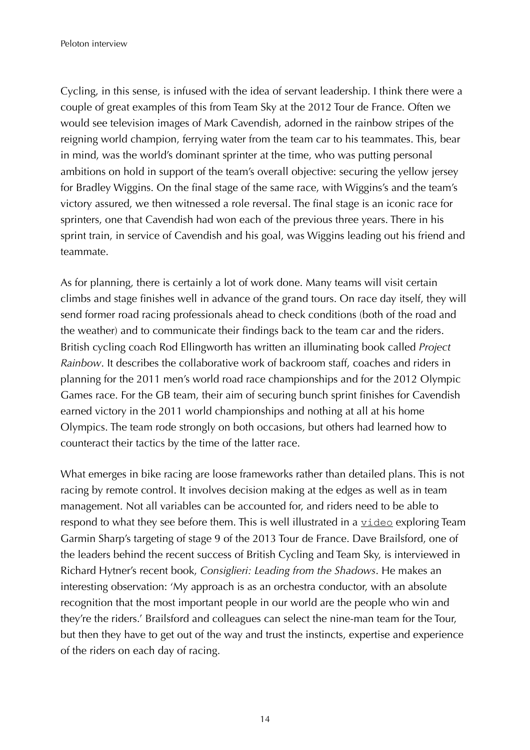Cycling, in this sense, is infused with the idea of servant leadership. I think there were a couple of great examples of this from Team Sky at the 2012 Tour de France. Often we would see television images of Mark Cavendish, adorned in the rainbow stripes of the reigning world champion, ferrying water from the team car to his teammates. This, bear in mind, was the world's dominant sprinter at the time, who was putting personal ambitions on hold in support of the team's overall objective: securing the yellow jersey for Bradley Wiggins. On the final stage of the same race, with Wiggins's and the team's victory assured, we then witnessed a role reversal. The final stage is an iconic race for sprinters, one that Cavendish had won each of the previous three years. There in his sprint train, in service of Cavendish and his goal, was Wiggins leading out his friend and teammate.

As for planning, there is certainly a lot of work done. Many teams will visit certain climbs and stage finishes well in advance of the grand tours. On race day itself, they will send former road racing professionals ahead to check conditions (both of the road and the weather) and to communicate their findings back to the team car and the riders. British cycling coach Rod Ellingworth has written an illuminating book called *Project Rainbow*. It describes the collaborative work of backroom staff, coaches and riders in planning for the 2011 men's world road race championships and for the 2012 Olympic Games race. For the GB team, their aim of securing bunch sprint finishes for Cavendish earned victory in the 2011 world championships and nothing at all at his home Olympics. The team rode strongly on both occasions, but others had learned how to counteract their tactics by the time of the latter race.

What emerges in bike racing are loose frameworks rather than detailed plans. This is not racing by remote control. It involves decision making at the edges as well as in team management. Not all variables can be accounted for, and riders need to be able to respond to what they see before them. This is well illustrated in a video exploring Team Garmin Sharp's targeting of stage 9 of the 2013 Tour de France. Dave Brailsford, one of the leaders behind the recent success of British Cycling and Team Sky, is interviewed in Richard Hytner's recent book, *Consiglieri: Leading from the Shadows*. He makes an interesting observation: 'My approach is as an orchestra conductor, with an absolute recognition that the most important people in our world are the people who win and they're the riders.' Brailsford and colleagues can select the nine-man team for the Tour, but then they have to get out of the way and trust the instincts, expertise and experience of the riders on each day of racing.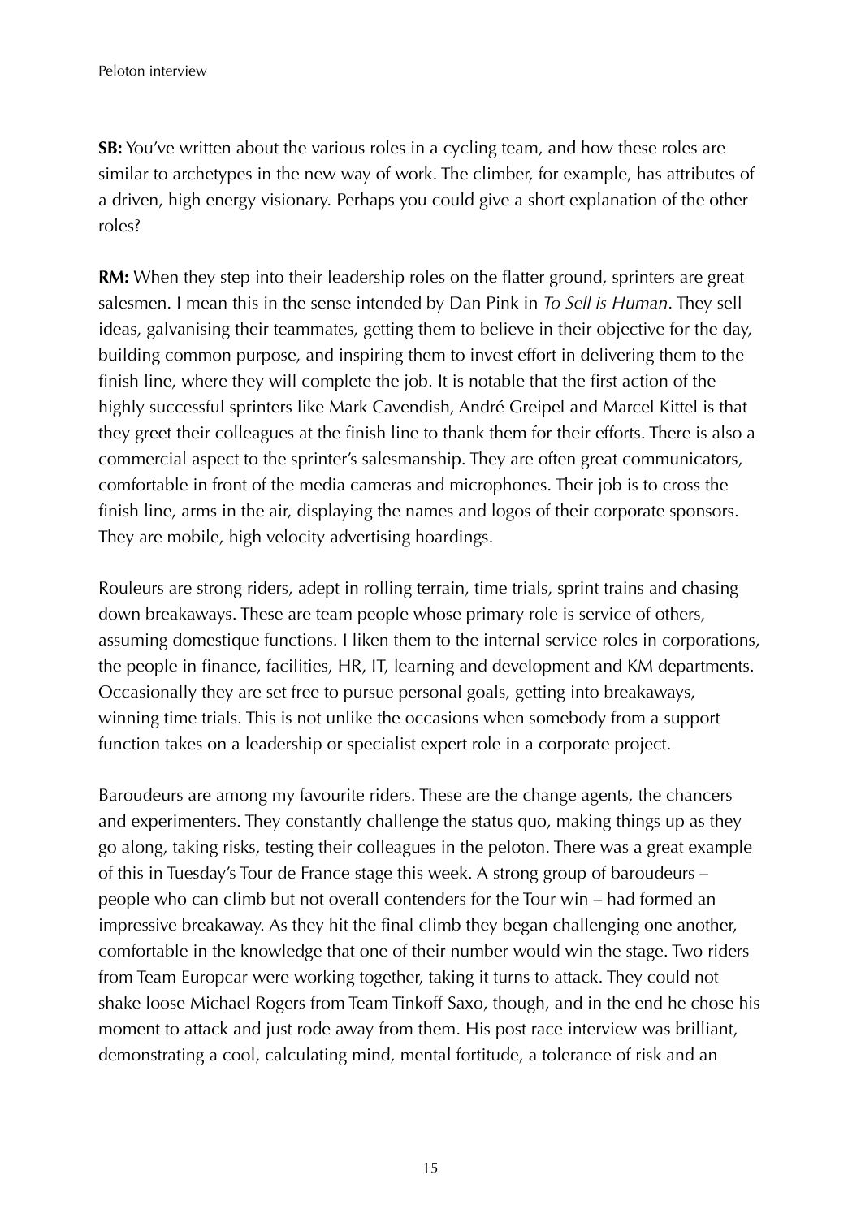**SB:** You've written about the various roles in a cycling team, and how these roles are similar to archetypes in the new way of work. The climber, for example, has attributes of a driven, high energy visionary. Perhaps you could give a short explanation of the other roles?

**RM:** When they step into their leadership roles on the flatter ground, sprinters are great salesmen. I mean this in the sense intended by Dan Pink in *To Sell is Human*. They sell ideas, galvanising their teammates, getting them to believe in their objective for the day, building common purpose, and inspiring them to invest effort in delivering them to the finish line, where they will complete the job. It is notable that the first action of the highly successful sprinters like Mark Cavendish, André Greipel and Marcel Kittel is that they greet their colleagues at the finish line to thank them for their efforts. There is also a commercial aspect to the sprinter's salesmanship. They are often great communicators, comfortable in front of the media cameras and microphones. Their job is to cross the finish line, arms in the air, displaying the names and logos of their corporate sponsors. They are mobile, high velocity advertising hoardings.

Rouleurs are strong riders, adept in rolling terrain, time trials, sprint trains and chasing down breakaways. These are team people whose primary role is service of others, assuming domestique functions. I liken them to the internal service roles in corporations, the people in finance, facilities, HR, IT, learning and development and KM departments. Occasionally they are set free to pursue personal goals, getting into breakaways, winning time trials. This is not unlike the occasions when somebody from a support function takes on a leadership or specialist expert role in a corporate project.

Baroudeurs are among my favourite riders. These are the change agents, the chancers and experimenters. They constantly challenge the status quo, making things up as they go along, taking risks, testing their colleagues in the peloton. There was a great example of this in Tuesday's Tour de France stage this week. A strong group of baroudeurs – people who can climb but not overall contenders for the Tour win – had formed an impressive breakaway. As they hit the final climb they began challenging one another, comfortable in the knowledge that one of their number would win the stage. Two riders from Team Europcar were working together, taking it turns to attack. They could not shake loose Michael Rogers from Team Tinkoff Saxo, though, and in the end he chose his moment to attack and just rode away from them. His post race interview was brilliant, demonstrating a cool, calculating mind, mental fortitude, a tolerance of risk and an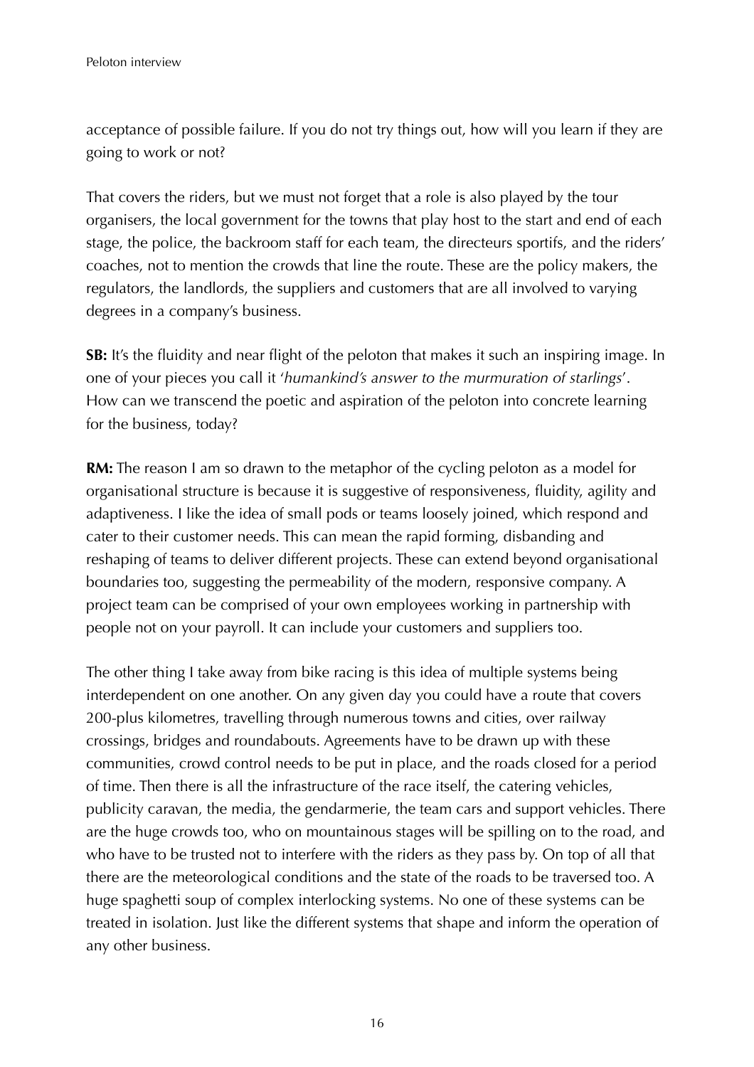acceptance of possible failure. If you do not try things out, how will you learn if they are going to work or not?

That covers the riders, but we must not forget that a role is also played by the tour organisers, the local government for the towns that play host to the start and end of each stage, the police, the backroom staff for each team, the directeurs sportifs, and the riders' coaches, not to mention the crowds that line the route. These are the policy makers, the regulators, the landlords, the suppliers and customers that are all involved to varying degrees in a company's business.

**SB:** It's the fluidity and near flight of the peloton that makes it such an inspiring image. In one of your pieces you call it '*humankind's answer to the murmuration of starlings*'. How can we transcend the poetic and aspiration of the peloton into concrete learning for the business, today?

**RM:** The reason I am so drawn to the metaphor of the cycling peloton as a model for organisational structure is because it is suggestive of responsiveness, fluidity, agility and adaptiveness. I like the idea of small pods or teams loosely joined, which respond and cater to their customer needs. This can mean the rapid forming, disbanding and reshaping of teams to deliver different projects. These can extend beyond organisational boundaries too, suggesting the permeability of the modern, responsive company. A project team can be comprised of your own employees working in partnership with people not on your payroll. It can include your customers and suppliers too.

The other thing I take away from bike racing is this idea of multiple systems being interdependent on one another. On any given day you could have a route that covers 200-plus kilometres, travelling through numerous towns and cities, over railway crossings, bridges and roundabouts. Agreements have to be drawn up with these communities, crowd control needs to be put in place, and the roads closed for a period of time. Then there is all the infrastructure of the race itself, the catering vehicles, publicity caravan, the media, the gendarmerie, the team cars and support vehicles. There are the huge crowds too, who on mountainous stages will be spilling on to the road, and who have to be trusted not to interfere with the riders as they pass by. On top of all that there are the meteorological conditions and the state of the roads to be traversed too. A huge spaghetti soup of complex interlocking systems. No one of these systems can be treated in isolation. Just like the different systems that shape and inform the operation of any other business.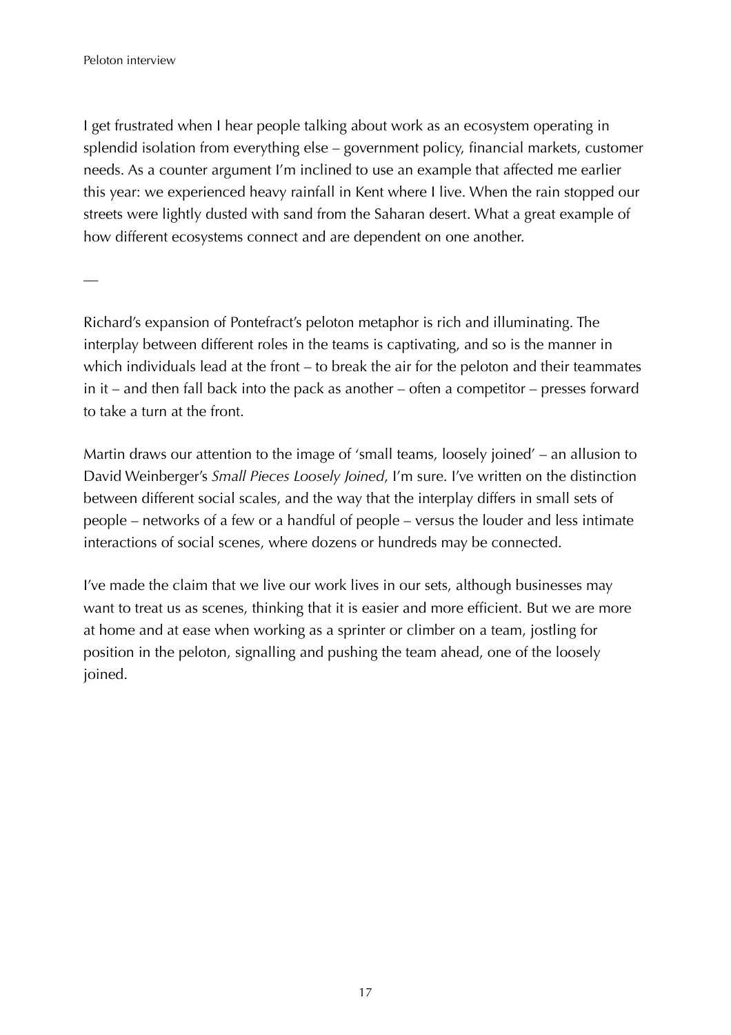I get frustrated when I hear people talking about work as an ecosystem operating in splendid isolation from everything else – government policy, financial markets, customer needs. As a counter argument I'm inclined to use an example that affected me earlier this year: we experienced heavy rainfall in Kent where I live. When the rain stopped our streets were lightly dusted with sand from the Saharan desert. What a great example of how different ecosystems connect and are dependent on one another.

—

Richard's expansion of Pontefract's peloton metaphor is rich and illuminating. The interplay between different roles in the teams is captivating, and so is the manner in which individuals lead at the front – to break the air for the peloton and their teammates in it – and then fall back into the pack as another – often a competitor – presses forward to take a turn at the front.

Martin draws our attention to the image of 'small teams, loosely joined' – an allusion to David Weinberger's *Small Pieces Loosely Joined*, I'm sure. I've written on the distinction between different social scales, and the way that the interplay differs in small sets of people – networks of a few or a handful of people – versus the louder and less intimate interactions of social scenes, where dozens or hundreds may be connected.

I've made the claim that we live our work lives in our sets, although businesses may want to treat us as scenes, thinking that it is easier and more efficient. But we are more at home and at ease when working as a sprinter or climber on a team, jostling for position in the peloton, signalling and pushing the team ahead, one of the loosely joined.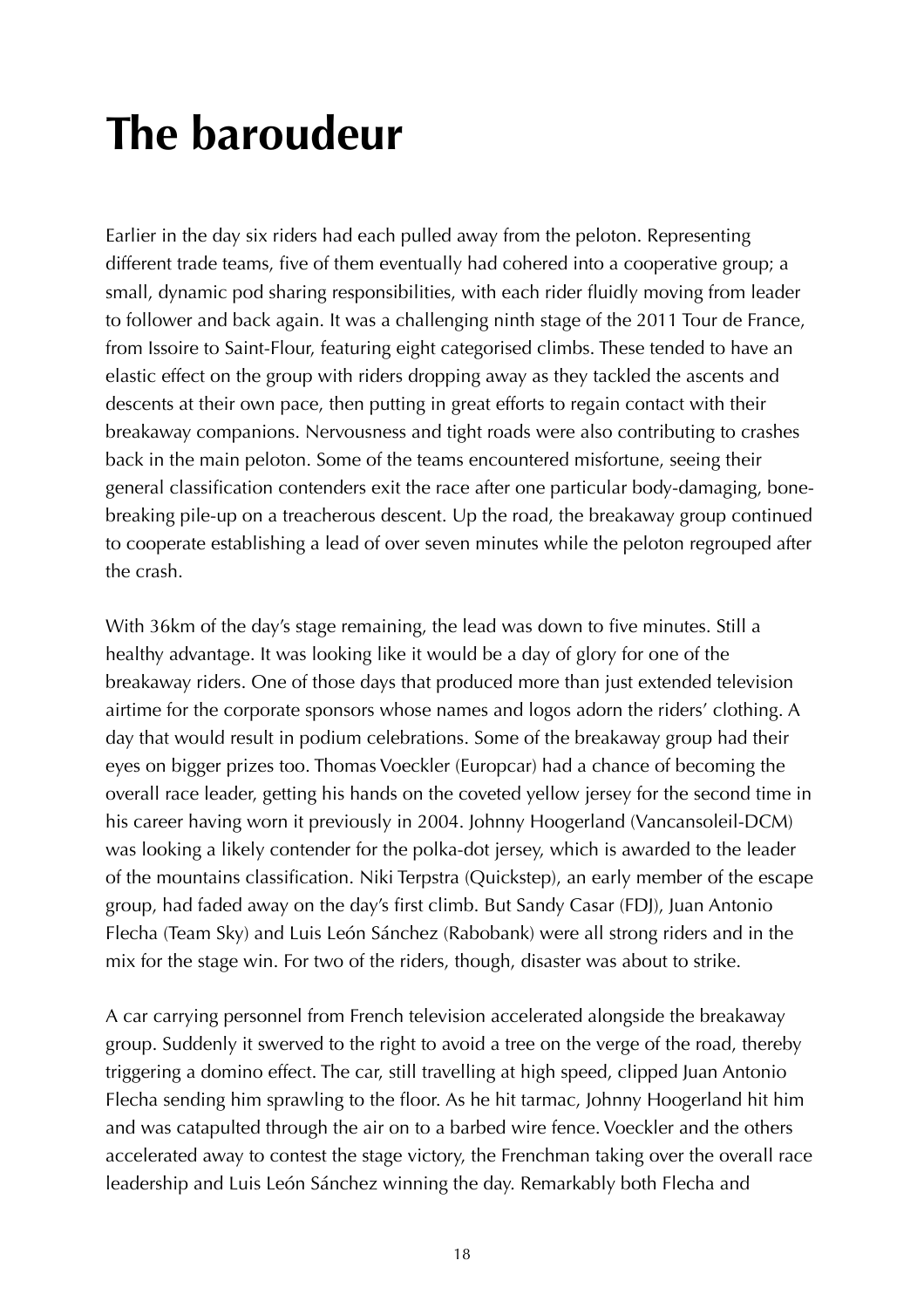# The baroudeur

Earlier in the day six riders had each pulled away from the peloton. Representing different trade teams, five of them eventually had cohered into a cooperative group; a small, dynamic pod sharing responsibilities, with each rider fluidly moving from leader to follower and back again. It was a challenging ninth stage of the 2011 Tour de France, from Issoire to Saint-Flour, featuring eight categorised climbs. These tended to have an elastic effect on the group with riders dropping away as they tackled the ascents and descents at their own pace, then putting in great efforts to regain contact with their breakaway companions. Nervousness and tight roads were also contributing to crashes back in the main peloton. Some of the teams encountered misfortune, seeing their general classification contenders exit the race after one particular body-damaging, bone-breaking pile-up on a treacherous descent. Up the road, the breakaway group continued to cooperate establishing a lead of over seven minutes while the peloton regrouped after the crash.

With 36km of the day's stage remaining, the lead was down to five minutes. Still a healthy advantage. It was looking like it would be a day of glory for one of the breakaway riders. One of those days that produced more than just extended television airtime for the corporate sponsors whose names and logos adorn the riders' clothing. A day that would result in podium celebrations. Some of the breakaway group had their eyes on bigger prizes too. Thomas Voeckler (Europcar) had a chance of becoming the overall race leader, getting his hands on the coveted yellow jersey for the second time in his career having worn it previously in 2004. Johnny Hoogerland (Vancansoleil-DCM) was looking a likely contender for the polka-dot jersey, which is awarded to the leader of the mountains classification. Niki Terpstra (Quickstep), an early member of the escape group, had faded away on the day's first climb. But Sandy Casar (FDJ), Juan Antonio Flecha (Team Sky) and Luis León Sánchez (Rabobank) were all strong riders and in the mix for the stage win. For two of the riders, though, disaster was about to strike.

A car carrying personnel from French television accelerated alongside the breakaway group. Suddenly it swerved to the right to avoid a tree on the verge of the road, thereby triggering a domino effect. The car, still travelling at high speed, clipped Juan Antonio Flecha sending him sprawling to the floor. As he hit tarmac, Johnny Hoogerland hit him and was catapulted through the air on to a barbed wire fence. Voeckler and the others accelerated away to contest the stage victory, the Frenchman taking over the overall race leadership and Luis León Sánchez winning the day. Remarkably both Flecha and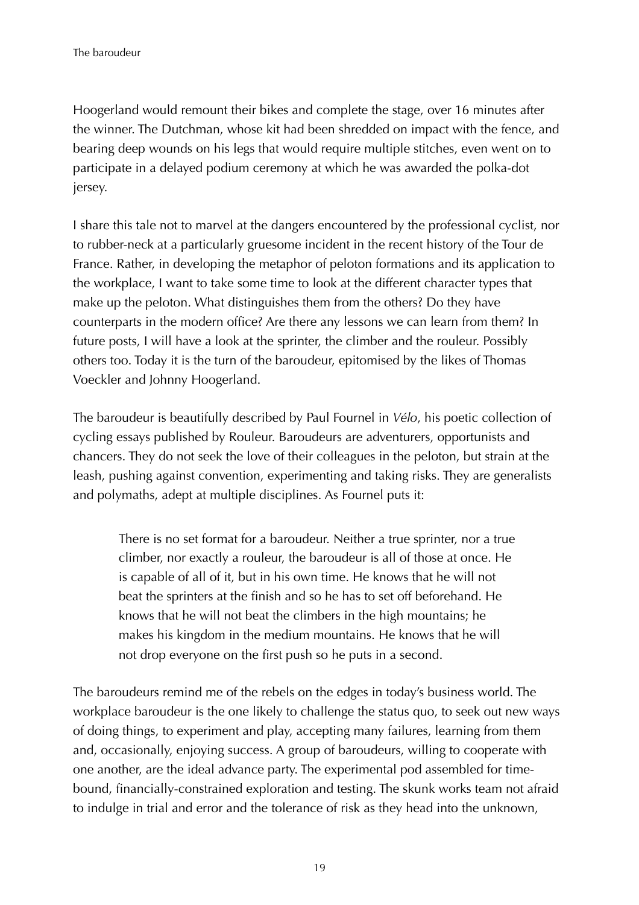Hoogerland would remount their bikes and complete the stage, over 16 minutes after the winner. The Dutchman, whose kit had been shredded on impact with the fence, and bearing deep wounds on his legs that would require multiple stitches, even went on to participate in a delayed podium ceremony at which he was awarded the polka-dot jersey.

I share this tale not to marvel at the dangers encountered by the professional cyclist, nor to rubber-neck at a particularly gruesome incident in the recent history of the Tour de France. Rather, in developing the metaphor of peloton formations and its application to the workplace, I want to take some time to look at the different character types that make up the peloton. What distinguishes them from the others? Do they have counterparts in the modern office? Are there any lessons we can learn from them? In future posts, I will have a look at the sprinter, the climber and the rouleur. Possibly others too. Today it is the turn of the baroudeur, epitomised by the likes of Thomas Voeckler and Johnny Hoogerland.

The baroudeur is beautifully described by Paul Fournel in *Vélo*, his poetic collection of cycling essays published by Rouleur. Baroudeurs are adventurers, opportunists and chancers. They do not seek the love of their colleagues in the peloton, but strain at the leash, pushing against convention, experimenting and taking risks. They are generalists and polymaths, adept at multiple disciplines. As Fournel puts it:

> There is no set format for a baroudeur. Neither a true sprinter, nor a true climber, nor exactly a rouleur, the baroudeur is all of those at once. He is capable of all of it, but in his own time. He knows that he will not beat the sprinters at the finish and so he has to set off beforehand. He knows that he will not beat the climbers in the high mountains; he makes his kingdom in the medium mountains. He knows that he will not drop everyone on the first push so he puts in a second.

The baroudeurs remind me of the rebels on the edges in today's business world. The workplace baroudeur is the one likely to challenge the status quo, to seek out new ways of doing things, to experiment and play, accepting many failures, learning from them and, occasionally, enjoying success. A group of baroudeurs, willing to cooperate with one another, are the ideal advance party. The experimental pod assembled for time-bound, financially-constrained exploration and testing. The skunk works team not afraid to indulge in trial and error and the tolerance of risk as they head into the unknown,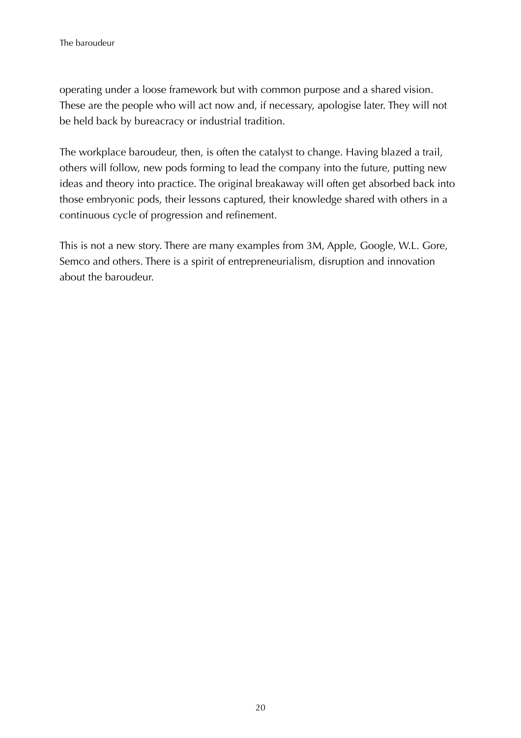operating under a loose framework but with common purpose and a shared vision. These are the people who will act now and, if necessary, apologise later. They will not be held back by bureacracy or industrial tradition.

The workplace baroudeur, then, is often the catalyst to change. Having blazed a trail, others will follow, new pods forming to lead the company into the future, putting new ideas and theory into practice. The original breakaway will often get absorbed back into those embryonic pods, their lessons captured, their knowledge shared with others in a continuous cycle of progression and refinement.

This is not a new story. There are many examples from 3M, Apple, Google, W.L. Gore, Semco and others. There is a spirit of entrepreneurialism, disruption and innovation about the baroudeur.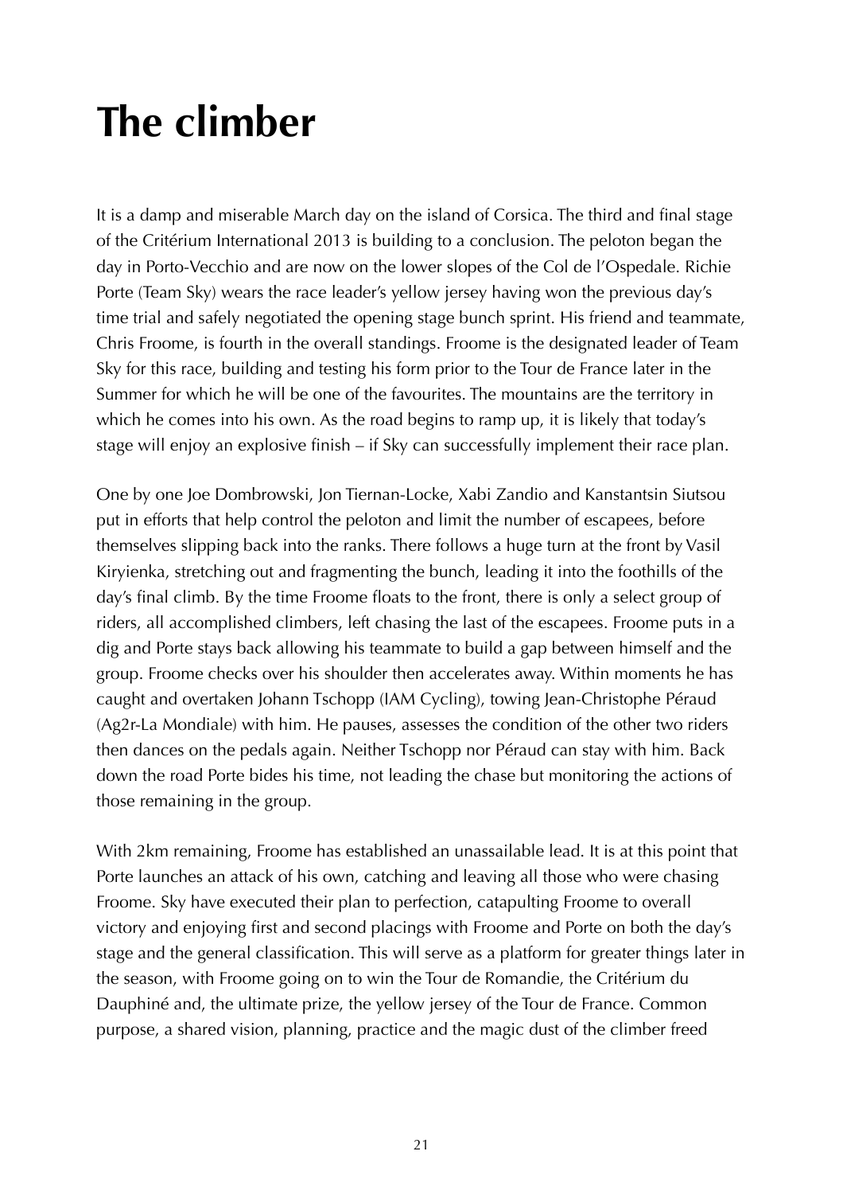# The climber

It is a damp and miserable March day on the island of Corsica. The third and final stage of the Critérium International 2013 is building to a conclusion. The peloton began the day in Porto-Vecchio and are now on the lower slopes of the Col de l'Ospedale. Richie Porte (Team Sky) wears the race leader's yellow jersey having won the previous day's time trial and safely negotiated the opening stage bunch sprint. His friend and teammate, Chris Froome, is fourth in the overall standings. Froome is the designated leader of Team Sky for this race, building and testing his form prior to the Tour de France later in the Summer for which he will be one of the favourites. The mountains are the territory in which he comes into his own. As the road begins to ramp up, it is likely that today's stage will enjoy an explosive finish – if Sky can successfully implement their race plan.

One by one Joe Dombrowski, Jon Tiernan-Locke, Xabi Zandio and Kanstantsin Siutsou put in efforts that help control the peloton and limit the number of escapees, before themselves slipping back into the ranks. There follows a huge turn at the front by Vasil Kiryienka, stretching out and fragmenting the bunch, leading it into the foothills of the day's final climb. By the time Froome floats to the front, there is only a select group of riders, all accomplished climbers, left chasing the last of the escapees. Froome puts in a dig and Porte stays back allowing his teammate to build a gap between himself and the group. Froome checks over his shoulder then accelerates away. Within moments he has caught and overtaken Johann Tschopp (IAM Cycling), towing Jean-Christophe Péraud (Ag2r-La Mondiale) with him. He pauses, assesses the condition of the other two riders then dances on the pedals again. Neither Tschopp nor Péraud can stay with him. Back down the road Porte bides his time, not leading the chase but monitoring the actions of those remaining in the group.

With 2km remaining, Froome has established an unassailable lead. It is at this point that Porte launches an attack of his own, catching and leaving all those who were chasing Froome. Sky have executed their plan to perfection, catapulting Froome to overall victory and enjoying first and second placings with Froome and Porte on both the day's stage and the general classification. This will serve as a platform for greater things later in the season, with Froome going on to win the Tour de Romandie, the Critérium du Dauphiné and, the ultimate prize, the yellow jersey of the Tour de France. Common purpose, a shared vision, planning, practice and the magic dust of the climber freed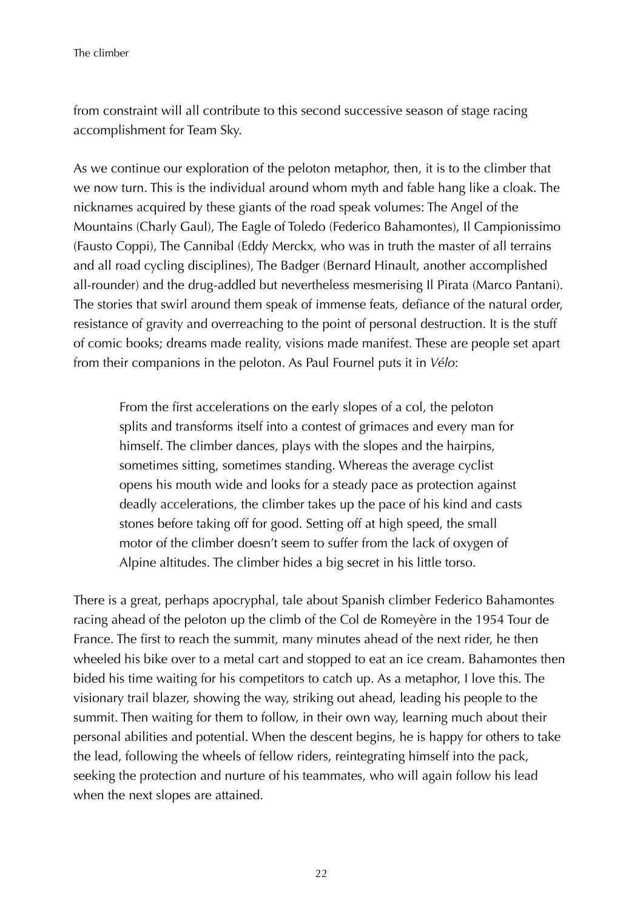from constraint will all contribute to this second successive season of stage racing accomplishment for Team Sky.

As we continue our exploration of the peloton metaphor, then, it is to the climber that we now turn. This is the individual around whom myth and fable hang like a cloak. The nicknames acquired by these giants of the road speak volumes: The Angel of the Mountains (Charly Gaul), The Eagle of Toledo (Federico Bahamontes), Il Campionissimo (Fausto Coppi), The Cannibal (Eddy Merckx, who was in truth the master of all terrains and all road cycling disciplines), The Badger (Bernard Hinault, another accomplished all-rounder) and the drug-addled but nevertheless mesmerising Il Pirata (Marco Pantani). The stories that swirl around them speak of immense feats, defiance of the natural order, resistance of gravity and overreaching to the point of personal destruction. It is the stuff of comic books; dreams made reality, visions made manifest. These are people set apart from their companions in the peloton. As Paul Fournel puts it in *Vélo*:

> From the first accelerations on the early slopes of a col, the peloton splits and transforms itself into a contest of grimaces and every man for himself. The climber dances, plays with the slopes and the hairpins, sometimes sitting, sometimes standing. Whereas the average cyclist opens his mouth wide and looks for a steady pace as protection against deadly accelerations, the climber takes up the pace of his kind and casts stones before taking off for good. Setting off at high speed, the small motor of the climber doesn't seem to suffer from the lack of oxygen of Alpine altitudes. The climber hides a big secret in his little torso.

There is a great, perhaps apocryphal, tale about Spanish climber Federico Bahamontes racing ahead of the peloton up the climb of the Col de Romeyère in the 1954 Tour de France. The first to reach the summit, many minutes ahead of the next rider, he then wheeled his bike over to a metal cart and stopped to eat an ice cream. Bahamontes then bided his time waiting for his competitors to catch up. As a metaphor, I love this. The visionary trail blazer, showing the way, striking out ahead, leading his people to the summit. Then waiting for them to follow, in their own way, learning much about their personal abilities and potential. When the descent begins, he is happy for others to take the lead, following the wheels of fellow riders, reintegrating himself into the pack, seeking the protection and nurture of his teammates, who will again follow his lead when the next slopes are attained.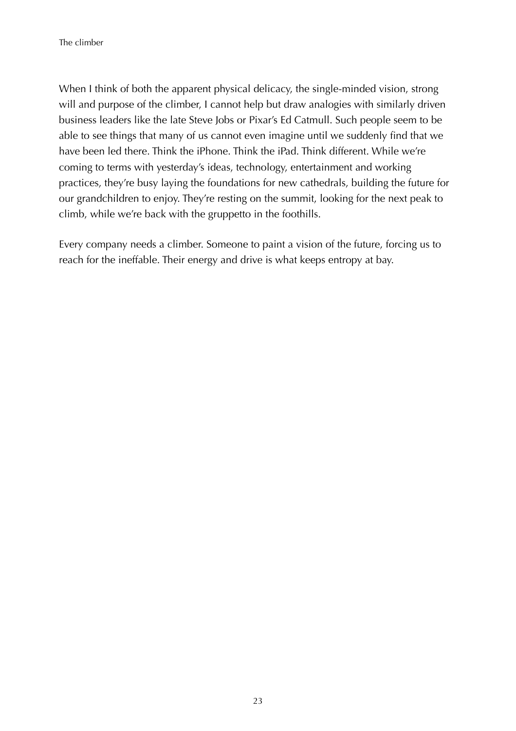When I think of both the apparent physical delicacy, the single-minded vision, strong will and purpose of the climber, I cannot help but draw analogies with similarly driven business leaders like the late Steve Jobs or Pixar's Ed Catmull. Such people seem to be able to see things that many of us cannot even imagine until we suddenly find that we have been led there. Think the iPhone. Think the iPad. Think different. While we're coming to terms with yesterday's ideas, technology, entertainment and working practices, they're busy laying the foundations for new cathedrals, building the future for our grandchildren to enjoy. They're resting on the summit, looking for the next peak to climb, while we're back with the gruppetto in the foothills.

Every company needs a climber. Someone to paint a vision of the future, forcing us to reach for the ineffable. Their energy and drive is what keeps entropy at bay.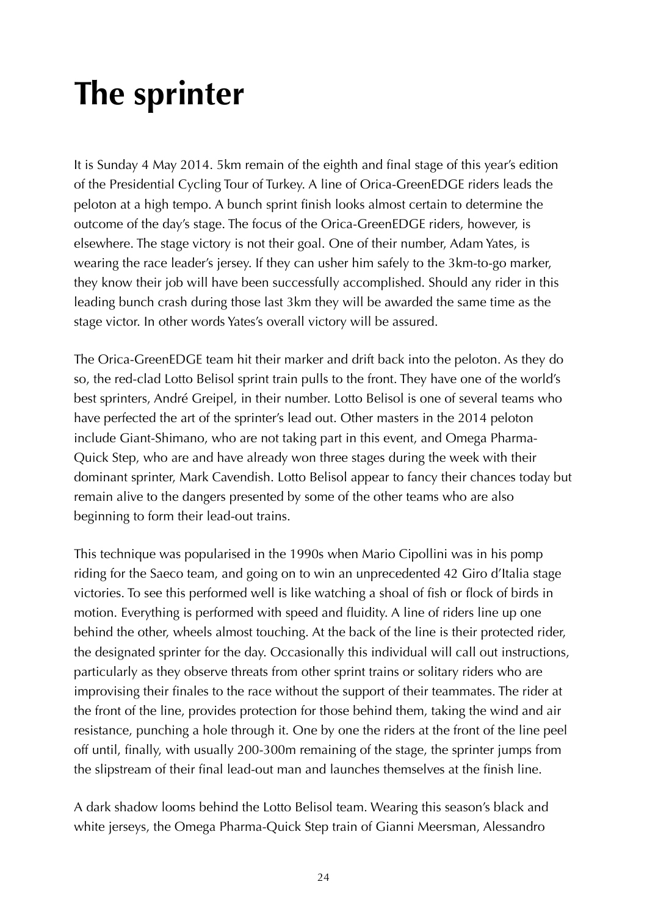# The sprinter

It is Sunday 4 May 2014. 5km remain of the eighth and final stage of this year's edition of the Presidential Cycling Tour of Turkey. A line of Orica-GreenEDGE riders leads the peloton at a high tempo. A bunch sprint finish looks almost certain to determine the outcome of the day's stage. The focus of the Orica-GreenEDGE riders, however, is elsewhere. The stage victory is not their goal. One of their number, Adam Yates, is wearing the race leader's jersey. If they can usher him safely to the 3km-to-go marker, they know their job will have been successfully accomplished. Should any rider in this leading bunch crash during those last 3km they will be awarded the same time as the stage victor. In other words Yates's overall victory will be assured.

The Orica-GreenEDGE team hit their marker and drift back into the peloton. As they do so, the red-clad Lotto Belisol sprint train pulls to the front. They have one of the world's best sprinters, André Greipel, in their number. Lotto Belisol is one of several teams who have perfected the art of the sprinter's lead out. Other masters in the 2014 peloton include Giant-Shimano, who are not taking part in this event, and Omega Pharma-Quick Step, who are and have already won three stages during the week with their dominant sprinter, Mark Cavendish. Lotto Belisol appear to fancy their chances today but remain alive to the dangers presented by some of the other teams who are also beginning to form their lead-out trains.

This technique was popularised in the 1990s when Mario Cipollini was in his pomp riding for the Saeco team, and going on to win an unprecedented 42 Giro d'Italia stage victories. To see this performed well is like watching a shoal of fish or flock of birds in motion. Everything is performed with speed and fluidity. A line of riders line up one behind the other, wheels almost touching. At the back of the line is their protected rider, the designated sprinter for the day. Occasionally this individual will call out instructions, particularly as they observe threats from other sprint trains or solitary riders who are improvising their finales to the race without the support of their teammates. The rider at the front of the line, provides protection for those behind them, taking the wind and air resistance, punching a hole through it. One by one the riders at the front of the line peel off until, finally, with usually 200-300m remaining of the stage, the sprinter jumps from the slipstream of their final lead-out man and launches themselves at the finish line.

A dark shadow looms behind the Lotto Belisol team. Wearing this season's black and white jerseys, the Omega Pharma-Quick Step train of Gianni Meersman, Alessandro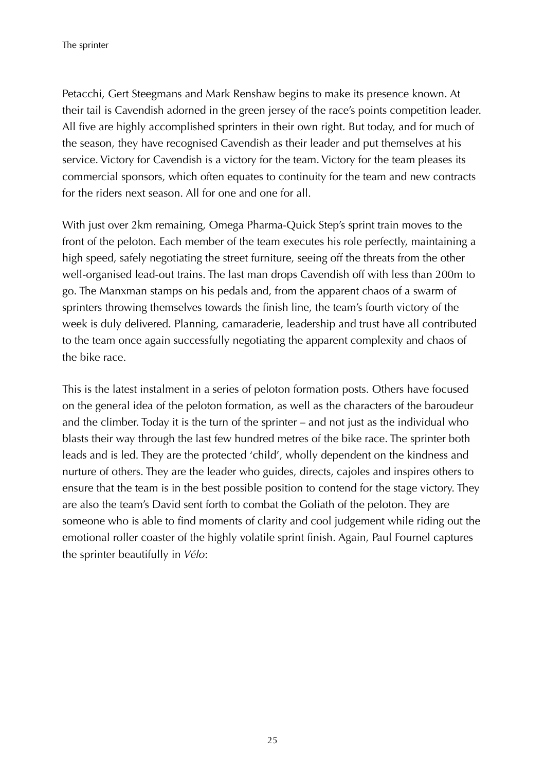Petacchi, Gert Steegmans and Mark Renshaw begins to make its presence known. At their tail is Cavendish adorned in the green jersey of the race's points competition leader. All five are highly accomplished sprinters in their own right. But today, and for much of the season, they have recognised Cavendish as their leader and put themselves at his service. Victory for Cavendish is a victory for the team. Victory for the team pleases its commercial sponsors, which often equates to continuity for the team and new contracts for the riders next season. All for one and one for all.

With just over 2km remaining, Omega Pharma-Quick Step's sprint train moves to the front of the peloton. Each member of the team executes his role perfectly, maintaining a high speed, safely negotiating the street furniture, seeing off the threats from the other well-organised lead-out trains. The last man drops Cavendish off with less than 200m to go. The Manxman stamps on his pedals and, from the apparent chaos of a swarm of sprinters throwing themselves towards the finish line, the team's fourth victory of the week is duly delivered. Planning, camaraderie, leadership and trust have all contributed to the team once again successfully negotiating the apparent complexity and chaos of the bike race.

This is the latest instalment in a series of peloton formation posts. Others have focused on the general idea of the peloton formation, as well as the characters of the baroudeur and the climber. Today it is the turn of the sprinter – and not just as the individual who blasts their way through the last few hundred metres of the bike race. The sprinter both leads and is led. They are the protected 'child', wholly dependent on the kindness and nurture of others. They are the leader who guides, directs, cajoles and inspires others to ensure that the team is in the best possible position to contend for the stage victory. They are also the team's David sent forth to combat the Goliath of the peloton. They are someone who is able to find moments of clarity and cool judgement while riding out the emotional roller coaster of the highly volatile sprint finish. Again, Paul Fournel captures the sprinter beautifully in *Vélo*: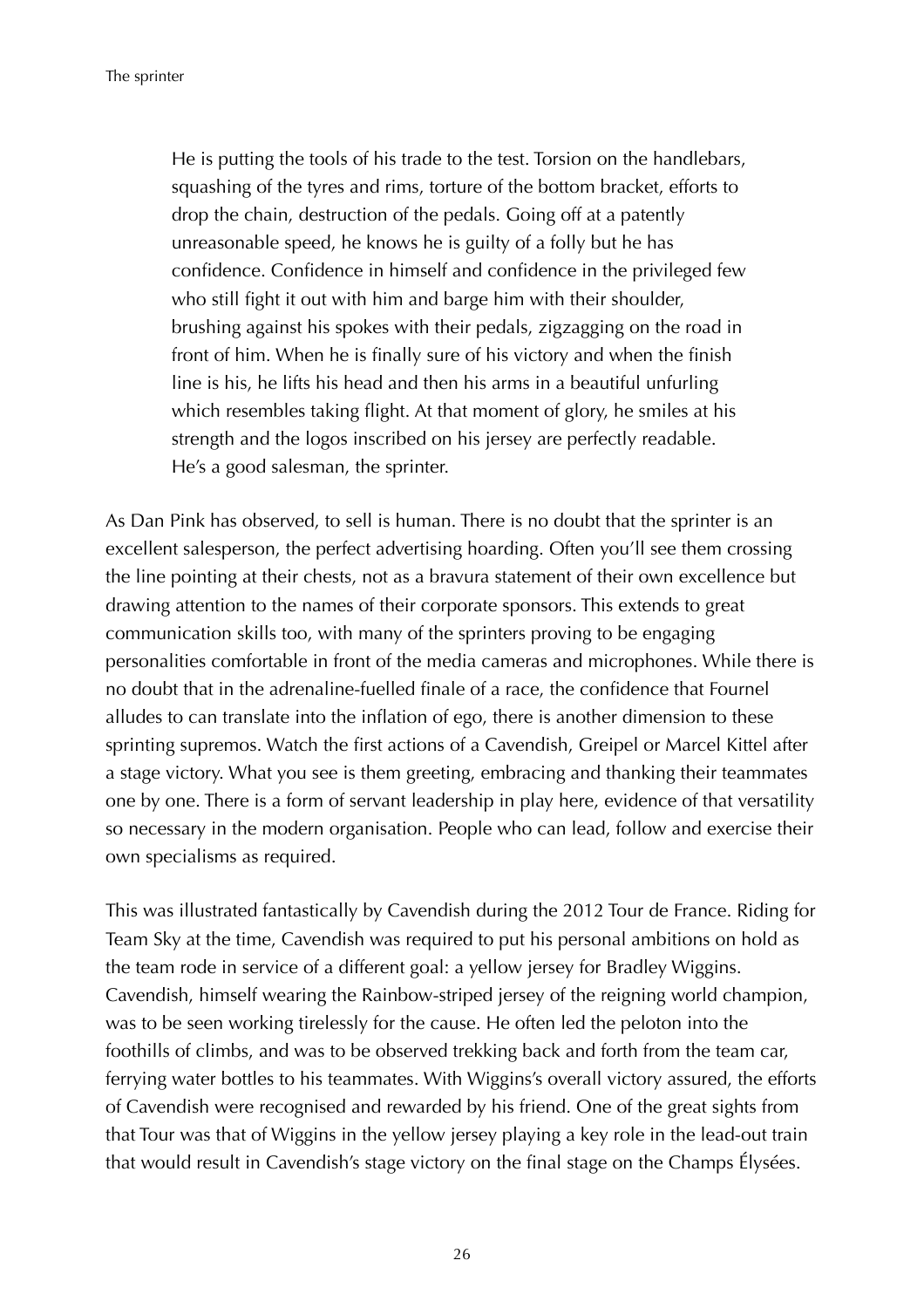> He is putting the tools of his trade to the test. Torsion on the handlebars, squashing of the tyres and rims, torture of the bottom bracket, efforts to drop the chain, destruction of the pedals. Going off at a patently unreasonable speed, he knows he is guilty of a folly but he has confidence. Confidence in himself and confidence in the privileged few who still fight it out with him and barge him with their shoulder, brushing against his spokes with their pedals, zigzagging on the road in front of him. When he is finally sure of his victory and when the finish line is his, he lifts his head and then his arms in a beautiful unfurling which resembles taking flight. At that moment of glory, he smiles at his strength and the logos inscribed on his jersey are perfectly readable. He's a good salesman, the sprinter.

As Dan Pink has observed, to sell is human. There is no doubt that the sprinter is an excellent salesperson, the perfect advertising hoarding. Often you'll see them crossing the line pointing at their chests, not as a bravura statement of their own excellence but drawing attention to the names of their corporate sponsors. This extends to great communication skills too, with many of the sprinters proving to be engaging personalities comfortable in front of the media cameras and microphones. While there is no doubt that in the adrenaline-fuelled finale of a race, the confidence that Fournel alludes to can translate into the inflation of ego, there is another dimension to these sprinting supremos. Watch the first actions of a Cavendish, Greipel or Marcel Kittel after a stage victory. What you see is them greeting, embracing and thanking their teammates one by one. There is a form of servant leadership in play here, evidence of that versatility so necessary in the modern organisation. People who can lead, follow and exercise their own specialisms as required.

This was illustrated fantastically by Cavendish during the 2012 Tour de France. Riding for Team Sky at the time, Cavendish was required to put his personal ambitions on hold as the team rode in service of a different goal: a yellow jersey for Bradley Wiggins. Cavendish, himself wearing the Rainbow-striped jersey of the reigning world champion, was to be seen working tirelessly for the cause. He often led the peloton into the foothills of climbs, and was to be observed trekking back and forth from the team car, ferrying water bottles to his teammates. With Wiggins's overall victory assured, the efforts of Cavendish were recognised and rewarded by his friend. One of the great sights from that Tour was that of Wiggins in the yellow jersey playing a key role in the lead-out train that would result in Cavendish's stage victory on the final stage on the Champs Élysées.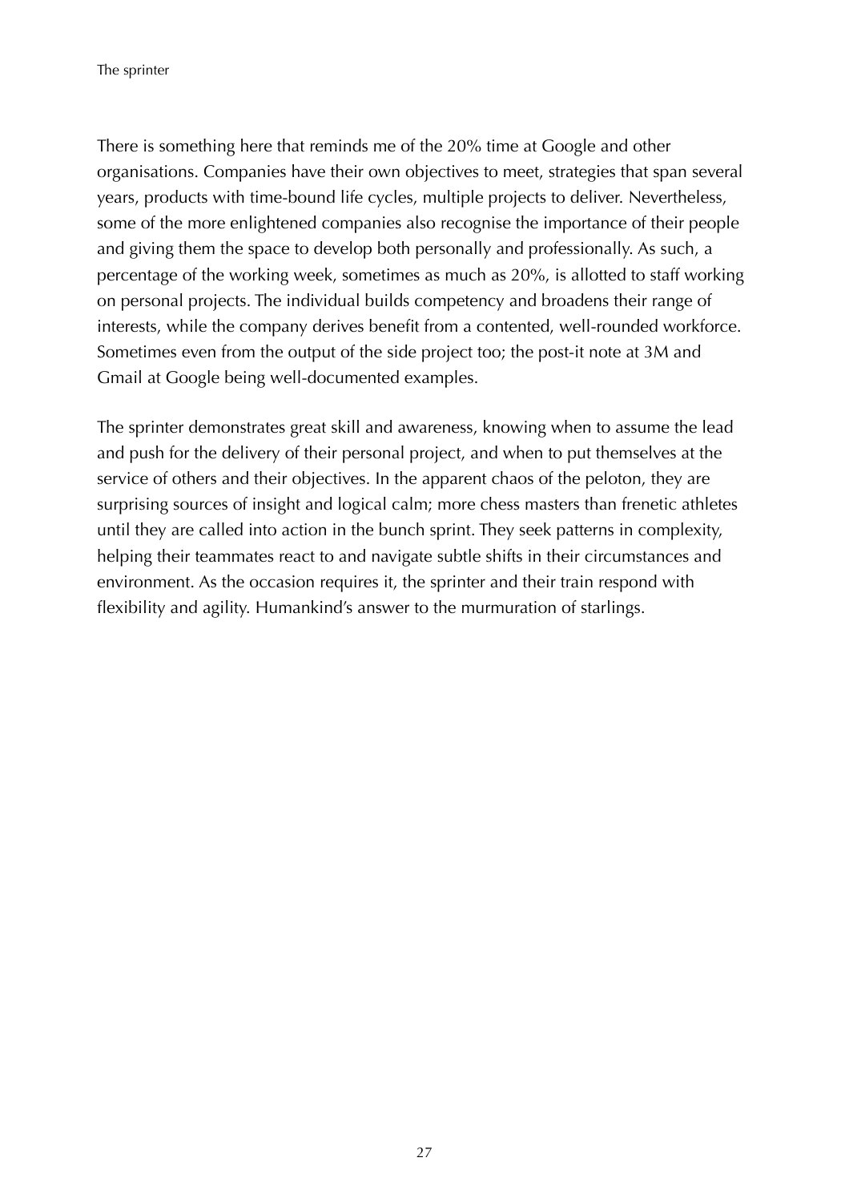There is something here that reminds me of the 20% time at Google and other organisations. Companies have their own objectives to meet, strategies that span several years, products with time-bound life cycles, multiple projects to deliver. Nevertheless, some of the more enlightened companies also recognise the importance of their people and giving them the space to develop both personally and professionally. As such, a percentage of the working week, sometimes as much as 20%, is allotted to staff working on personal projects. The individual builds competency and broadens their range of interests, while the company derives benefit from a contented, well-rounded workforce. Sometimes even from the output of the side project too; the post-it note at 3M and Gmail at Google being well-documented examples.

The sprinter demonstrates great skill and awareness, knowing when to assume the lead and push for the delivery of their personal project, and when to put themselves at the service of others and their objectives. In the apparent chaos of the peloton, they are surprising sources of insight and logical calm; more chess masters than frenetic athletes until they are called into action in the bunch sprint. They seek patterns in complexity, helping their teammates react to and navigate subtle shifts in their circumstances and environment. As the occasion requires it, the sprinter and their train respond with flexibility and agility. Humankind's answer to the murmuration of starlings.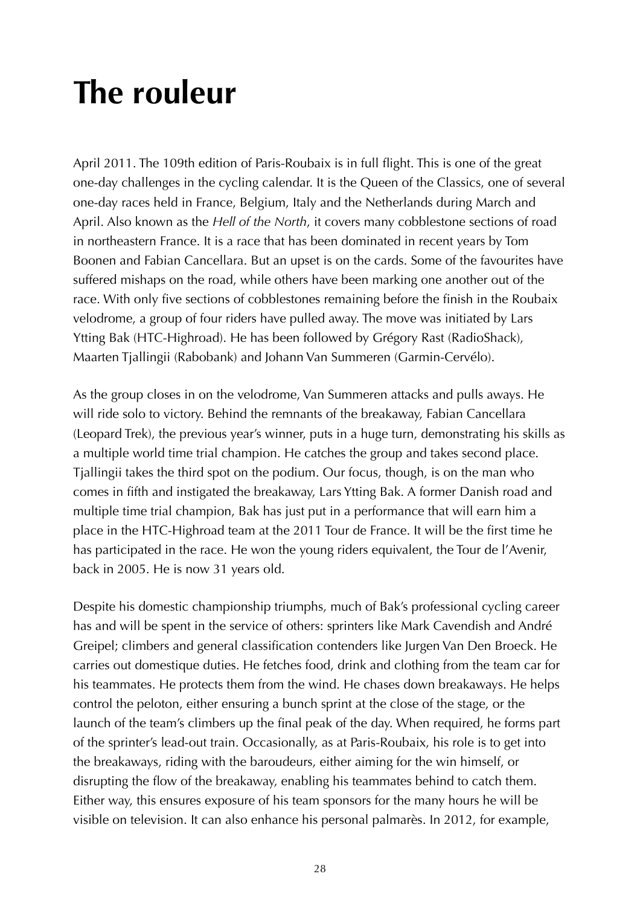# The rouleur

April 2011. The 109th edition of Paris-Roubaix is in full flight. This is one of the great one-day challenges in the cycling calendar. It is the Queen of the Classics, one of several one-day races held in France, Belgium, Italy and the Netherlands during March and April. Also known as the *Hell of the North*, it covers many cobblestone sections of road in northeastern France. It is a race that has been dominated in recent years by Tom Boonen and Fabian Cancellara. But an upset is on the cards. Some of the favourites have suffered mishaps on the road, while others have been marking one another out of the race. With only five sections of cobblestones remaining before the finish in the Roubaix velodrome, a group of four riders have pulled away. The move was initiated by Lars Ytting Bak (HTC-Highroad). He has been followed by Grégory Rast (RadioShack), Maarten Tjallingii (Rabobank) and Johann Van Summeren (Garmin-Cervélo).

As the group closes in on the velodrome, Van Summeren attacks and pulls aways. He will ride solo to victory. Behind the remnants of the breakaway, Fabian Cancellara (Leopard Trek), the previous year's winner, puts in a huge turn, demonstrating his skills as a multiple world time trial champion. He catches the group and takes second place. Tjallingii takes the third spot on the podium. Our focus, though, is on the man who comes in fifth and instigated the breakaway, Lars Ytting Bak. A former Danish road and multiple time trial champion, Bak has just put in a performance that will earn him a place in the HTC-Highroad team at the 2011 Tour de France. It will be the first time he has participated in the race. He won the young riders equivalent, the Tour de l'Avenir, back in 2005. He is now 31 years old.

Despite his domestic championship triumphs, much of Bak's professional cycling career has and will be spent in the service of others: sprinters like Mark Cavendish and André Greipel; climbers and general classification contenders like Jurgen Van Den Broeck. He carries out domestique duties. He fetches food, drink and clothing from the team car for his teammates. He protects them from the wind. He chases down breakaways. He helps control the peloton, either ensuring a bunch sprint at the close of the stage, or the launch of the team's climbers up the final peak of the day. When required, he forms part of the sprinter's lead-out train. Occasionally, as at Paris-Roubaix, his role is to get into the breakaways, riding with the baroudeurs, either aiming for the win himself, or disrupting the flow of the breakaway, enabling his teammates behind to catch them. Either way, this ensures exposure of his team sponsors for the many hours he will be visible on television. It can also enhance his personal palmarès. In 2012, for example,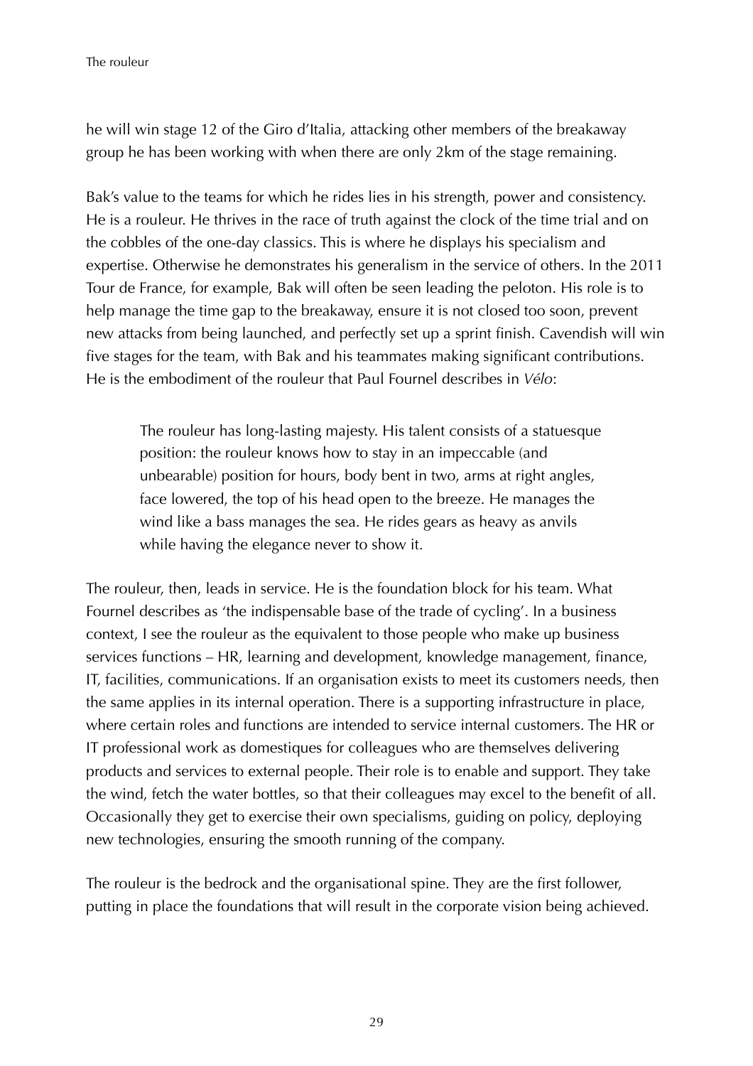he will win stage 12 of the Giro d'Italia, attacking other members of the breakaway group he has been working with when there are only 2km of the stage remaining.

Bak's value to the teams for which he rides lies in his strength, power and consistency. He is a rouleur. He thrives in the race of truth against the clock of the time trial and on the cobbles of the one-day classics. This is where he displays his specialism and expertise. Otherwise he demonstrates his generalism in the service of others. In the 2011 Tour de France, for example, Bak will often be seen leading the peloton. His role is to help manage the time gap to the breakaway, ensure it is not closed too soon, prevent new attacks from being launched, and perfectly set up a sprint finish. Cavendish will win five stages for the team, with Bak and his teammates making significant contributions. He is the embodiment of the rouleur that Paul Fournel describes in *Vélo*:

> The rouleur has long-lasting majesty. His talent consists of a statuesque position: the rouleur knows how to stay in an impeccable (and unbearable) position for hours, body bent in two, arms at right angles, face lowered, the top of his head open to the breeze. He manages the wind like a bass manages the sea. He rides gears as heavy as anvils while having the elegance never to show it.

The rouleur, then, leads in service. He is the foundation block for his team. What Fournel describes as 'the indispensable base of the trade of cycling'. In a business context, I see the rouleur as the equivalent to those people who make up business services functions – HR, learning and development, knowledge management, finance, IT, facilities, communications. If an organisation exists to meet its customers needs, then the same applies in its internal operation. There is a supporting infrastructure in place, where certain roles and functions are intended to service internal customers. The HR or IT professional work as domestiques for colleagues who are themselves delivering products and services to external people. Their role is to enable and support. They take the wind, fetch the water bottles, so that their colleagues may excel to the benefit of all. Occasionally they get to exercise their own specialisms, guiding on policy, deploying new technologies, ensuring the smooth running of the company.

The rouleur is the bedrock and the organisational spine. They are the first follower, putting in place the foundations that will result in the corporate vision being achieved.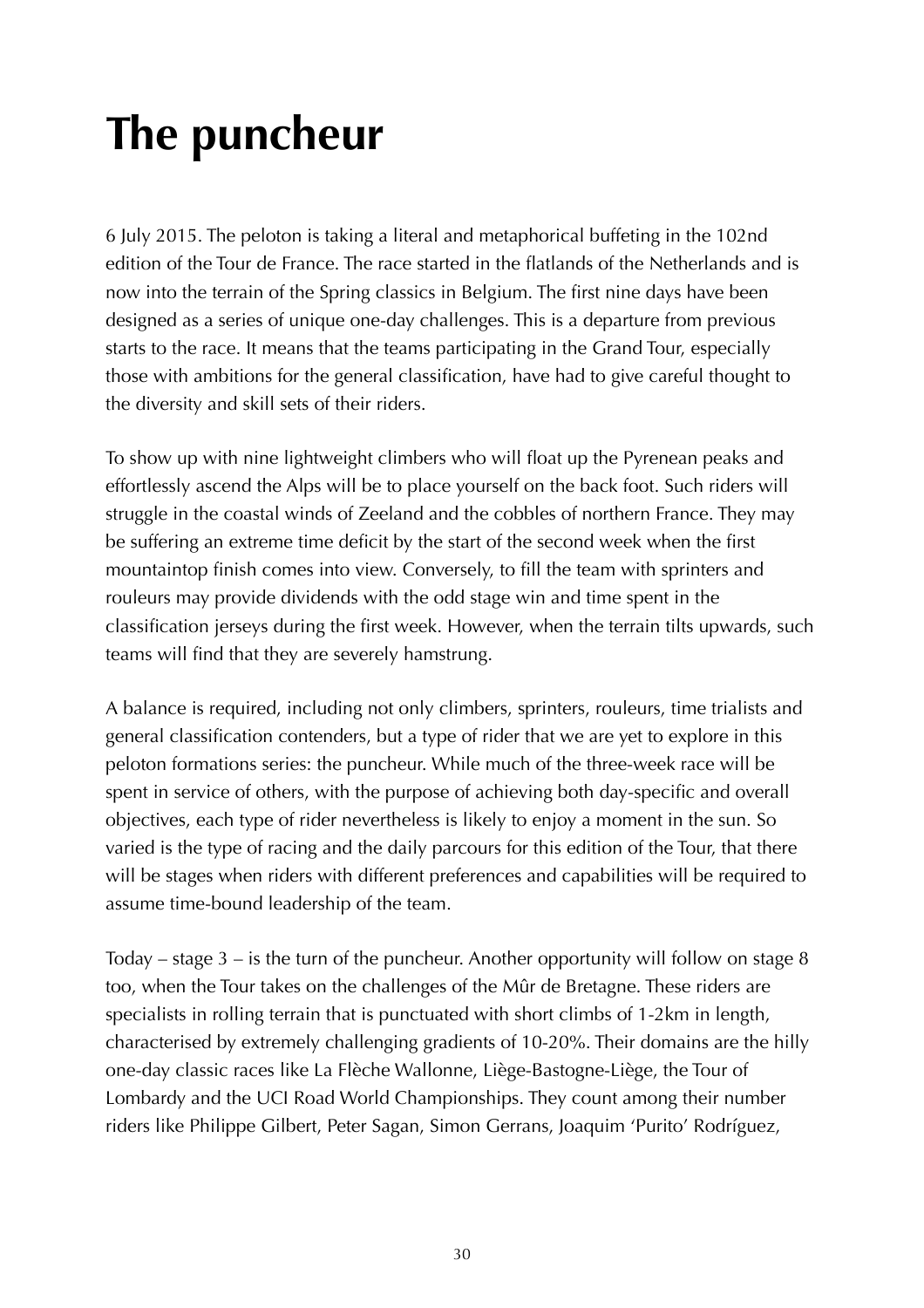# The puncheur

6 July 2015. The peloton is taking a literal and metaphorical buffeting in the 102nd edition of the Tour de France. The race started in the flatlands of the Netherlands and is now into the terrain of the Spring classics in Belgium. The first nine days have been designed as a series of unique one-day challenges. This is a departure from previous starts to the race. It means that the teams participating in the Grand Tour, especially those with ambitions for the general classification, have had to give careful thought to the diversity and skill sets of their riders.

To show up with nine lightweight climbers who will float up the Pyrenean peaks and effortlessly ascend the Alps will be to place yourself on the back foot. Such riders will struggle in the coastal winds of Zeeland and the cobbles of northern France. They may be suffering an extreme time deficit by the start of the second week when the first mountaintop finish comes into view. Conversely, to fill the team with sprinters and rouleurs may provide dividends with the odd stage win and time spent in the classification jerseys during the first week. However, when the terrain tilts upwards, such teams will find that they are severely hamstrung.

A balance is required, including not only climbers, sprinters, rouleurs, time trialists and general classification contenders, but a type of rider that we are yet to explore in this peloton formations series: the puncheur. While much of the three-week race will be spent in service of others, with the purpose of achieving both day-specific and overall objectives, each type of rider nevertheless is likely to enjoy a moment in the sun. So varied is the type of racing and the daily parcours for this edition of the Tour, that there will be stages when riders with different preferences and capabilities will be required to assume time-bound leadership of the team.

Today – stage 3 – is the turn of the puncheur. Another opportunity will follow on stage 8 too, when the Tour takes on the challenges of the Mûr de Bretagne. These riders are specialists in rolling terrain that is punctuated with short climbs of 1-2km in length, characterised by extremely challenging gradients of 10-20%. Their domains are the hilly one-day classic races like La Flèche Wallonne, Liège-Bastogne-Liège, the Tour of Lombardy and the UCI Road World Championships. They count among their number riders like Philippe Gilbert, Peter Sagan, Simon Gerrans, Joaquim 'Purito' Rodríguez,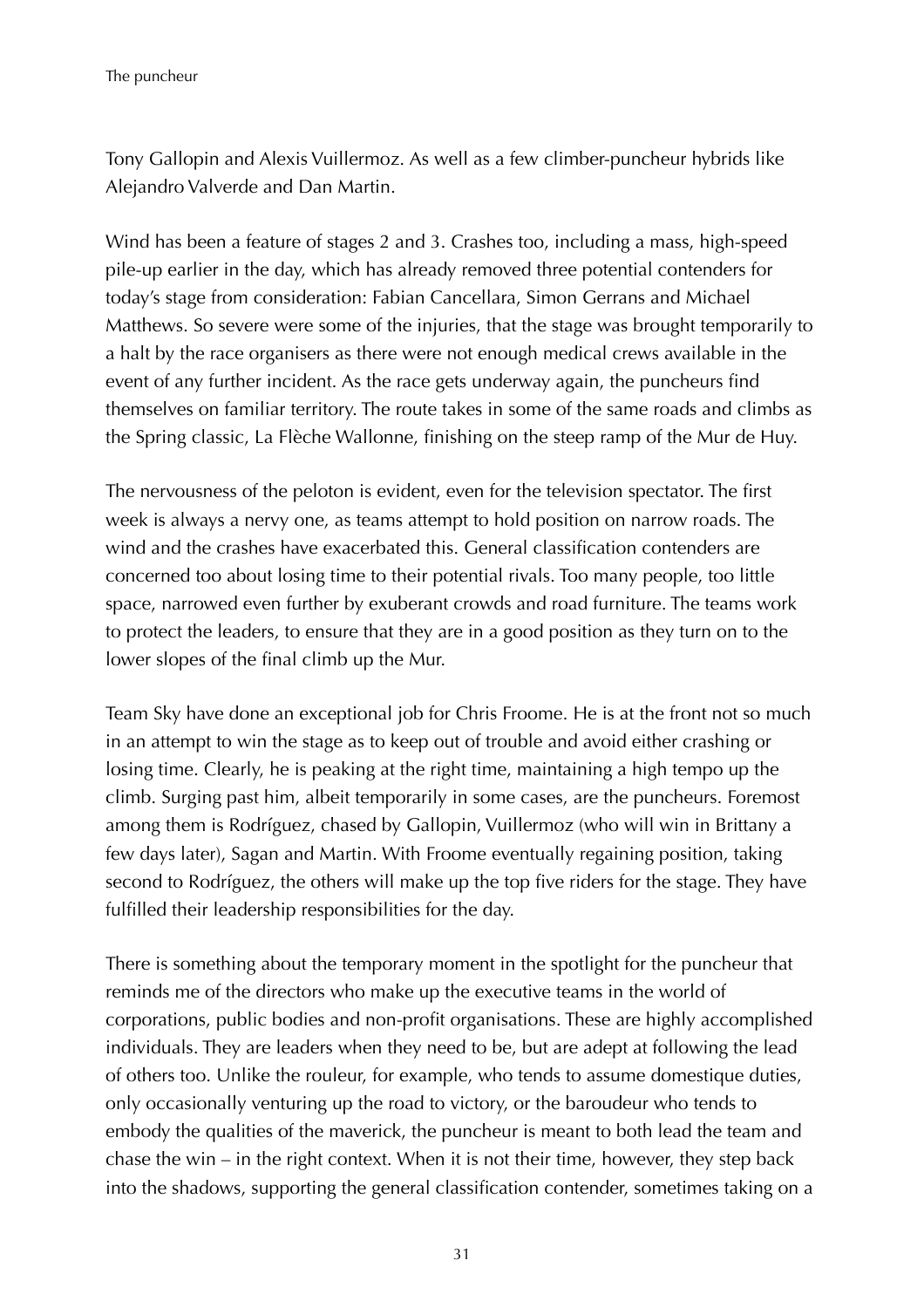Tony Gallopin and Alexis Vuillermoz. As well as a few climber-puncheur hybrids like Alejandro Valverde and Dan Martin.

Wind has been a feature of stages 2 and 3. Crashes too, including a mass, high-speed pile-up earlier in the day, which has already removed three potential contenders for today's stage from consideration: Fabian Cancellara, Simon Gerrans and Michael Matthews. So severe were some of the injuries, that the stage was brought temporarily to a halt by the race organisers as there were not enough medical crews available in the event of any further incident. As the race gets underway again, the puncheurs find themselves on familiar territory. The route takes in some of the same roads and climbs as the Spring classic, La Flèche Wallonne, finishing on the steep ramp of the Mur de Huy.

The nervousness of the peloton is evident, even for the television spectator. The first week is always a nervy one, as teams attempt to hold position on narrow roads. The wind and the crashes have exacerbated this. General classification contenders are concerned too about losing time to their potential rivals. Too many people, too little space, narrowed even further by exuberant crowds and road furniture. The teams work to protect the leaders, to ensure that they are in a good position as they turn on to the lower slopes of the final climb up the Mur.

Team Sky have done an exceptional job for Chris Froome. He is at the front not so much in an attempt to win the stage as to keep out of trouble and avoid either crashing or losing time. Clearly, he is peaking at the right time, maintaining a high tempo up the climb. Surging past him, albeit temporarily in some cases, are the puncheurs. Foremost among them is Rodríguez, chased by Gallopin, Vuillermoz (who will win in Brittany a few days later), Sagan and Martin. With Froome eventually regaining position, taking second to Rodríguez, the others will make up the top five riders for the stage. They have fulfilled their leadership responsibilities for the day.

There is something about the temporary moment in the spotlight for the puncheur that reminds me of the directors who make up the executive teams in the world of corporations, public bodies and non-profit organisations. These are highly accomplished individuals. They are leaders when they need to be, but are adept at following the lead of others too. Unlike the rouleur, for example, who tends to assume domestique duties, only occasionally venturing up the road to victory, or the baroudeur who tends to embody the qualities of the maverick, the puncheur is meant to both lead the team and chase the win – in the right context. When it is not their time, however, they step back into the shadows, supporting the general classification contender, sometimes taking on a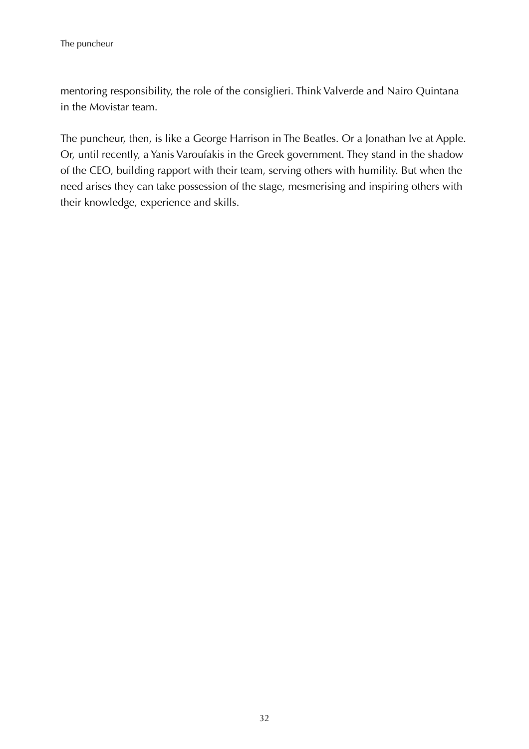mentoring responsibility, the role of the consiglieri. Think Valverde and Nairo Quintana in the Movistar team.

The puncheur, then, is like a George Harrison in The Beatles. Or a Jonathan Ive at Apple. Or, until recently, a Yanis Varoufakis in the Greek government. They stand in the shadow of the CEO, building rapport with their team, serving others with humility. But when the need arises they can take possession of the stage, mesmerising and inspiring others with their knowledge, experience and skills.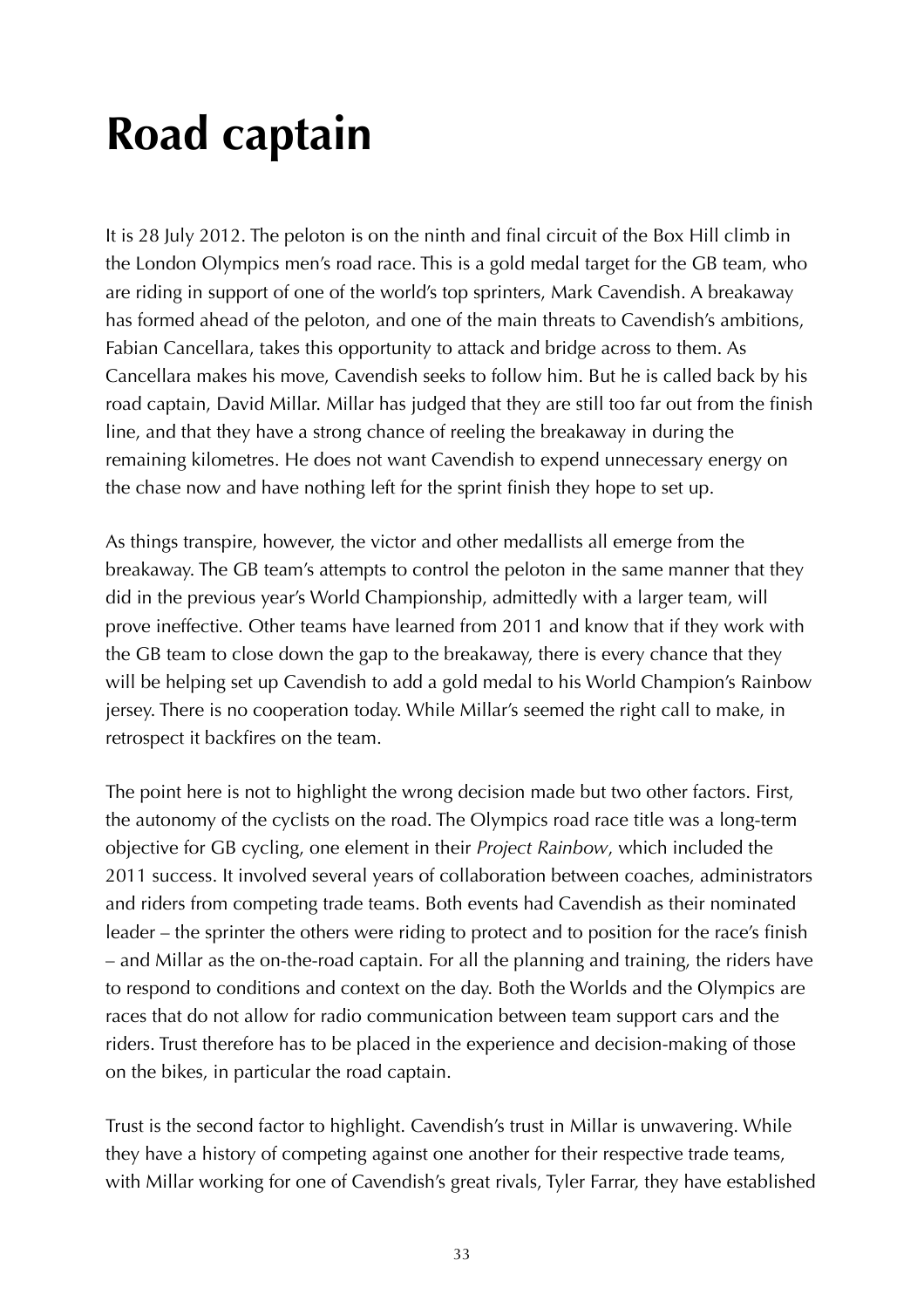# Road captain

It is 28 July 2012. The peloton is on the ninth and final circuit of the Box Hill climb in the London Olympics men's road race. This is a gold medal target for the GB team, who are riding in support of one of the world's top sprinters, Mark Cavendish. A breakaway has formed ahead of the peloton, and one of the main threats to Cavendish's ambitions, Fabian Cancellara, takes this opportunity to attack and bridge across to them. As Cancellara makes his move, Cavendish seeks to follow him. But he is called back by his road captain, David Millar. Millar has judged that they are still too far out from the finish line, and that they have a strong chance of reeling the breakaway in during the remaining kilometres. He does not want Cavendish to expend unnecessary energy on the chase now and have nothing left for the sprint finish they hope to set up.

As things transpire, however, the victor and other medallists all emerge from the breakaway. The GB team's attempts to control the peloton in the same manner that they did in the previous year's World Championship, admittedly with a larger team, will prove ineffective. Other teams have learned from 2011 and know that if they work with the GB team to close down the gap to the breakaway, there is every chance that they will be helping set up Cavendish to add a gold medal to his World Champion's Rainbow jersey. There is no cooperation today. While Millar's seemed the right call to make, in retrospect it backfires on the team.

The point here is not to highlight the wrong decision made but two other factors. First, the autonomy of the cyclists on the road. The Olympics road race title was a long-term objective for GB cycling, one element in their *Project Rainbow*, which included the 2011 success. It involved several years of collaboration between coaches, administrators and riders from competing trade teams. Both events had Cavendish as their nominated leader – the sprinter the others were riding to protect and to position for the race's finish – and Millar as the on-the-road captain. For all the planning and training, the riders have to respond to conditions and context on the day. Both the Worlds and the Olympics are races that do not allow for radio communication between team support cars and the riders. Trust therefore has to be placed in the experience and decision-making of those on the bikes, in particular the road captain.

Trust is the second factor to highlight. Cavendish's trust in Millar is unwavering. While they have a history of competing against one another for their respective trade teams, with Millar working for one of Cavendish's great rivals, Tyler Farrar, they have established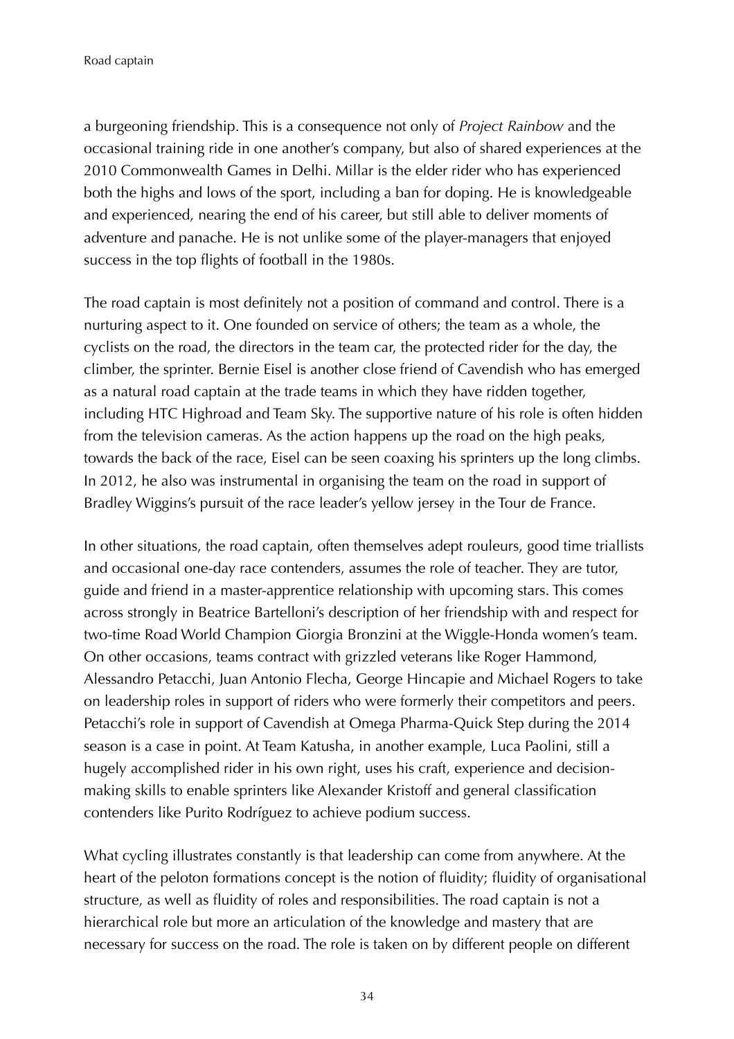a burgeoning friendship. This is a consequence not only of *Project Rainbow* and the occasional training ride in one another's company, but also of shared experiences at the 2010 Commonwealth Games in Delhi. Millar is the elder rider who has experienced both the highs and lows of the sport, including a ban for doping. He is knowledgeable and experienced, nearing the end of his career, but still able to deliver moments of adventure and panache. He is not unlike some of the player-managers that enjoyed success in the top flights of football in the 1980s.

The road captain is most definitely not a position of command and control. There is a nurturing aspect to it. One founded on service of others; the team as a whole, the cyclists on the road, the directors in the team car, the protected rider for the day, the climber, the sprinter. Bernie Eisel is another close friend of Cavendish who has emerged as a natural road captain at the trade teams in which they have ridden together, including HTC Highroad and Team Sky. The supportive nature of his role is often hidden from the television cameras. As the action happens up the road on the high peaks, towards the back of the race, Eisel can be seen coaxing his sprinters up the long climbs. In 2012, he also was instrumental in organising the team on the road in support of Bradley Wiggins's pursuit of the race leader's yellow jersey in the Tour de France.

In other situations, the road captain, often themselves adept rouleurs, good time triallists and occasional one-day race contenders, assumes the role of teacher. They are tutor, guide and friend in a master-apprentice relationship with upcoming stars. This comes across strongly in Beatrice Bartelloni's description of her friendship with and respect for two-time Road World Champion Giorgia Bronzini at the Wiggle-Honda women's team. On other occasions, teams contract with grizzled veterans like Roger Hammond, Alessandro Petacchi, Juan Antonio Flecha, George Hincapie and Michael Rogers to take on leadership roles in support of riders who were formerly their competitors and peers. Petacchi's role in support of Cavendish at Omega Pharma-Quick Step during the 2014 season is a case in point. At Team Katusha, in another example, Luca Paolini, still a hugely accomplished rider in his own right, uses his craft, experience and decision-making skills to enable sprinters like Alexander Kristoff and general classification contenders like Purito Rodríguez to achieve podium success.

What cycling illustrates constantly is that leadership can come from anywhere. At the heart of the peloton formations concept is the notion of fluidity; fluidity of organisational structure, as well as fluidity of roles and responsibilities. The road captain is not a hierarchical role but more an articulation of the knowledge and mastery that are necessary for success on the road. The role is taken on by different people on different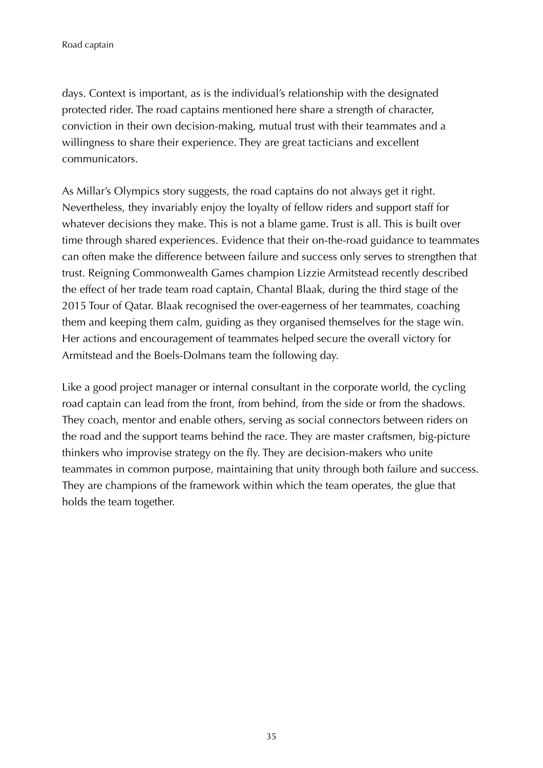days. Context is important, as is the individual's relationship with the designated protected rider. The road captains mentioned here share a strength of character, conviction in their own decision-making, mutual trust with their teammates and a willingness to share their experience. They are great tacticians and excellent communicators.

As Millar's Olympics story suggests, the road captains do not always get it right. Nevertheless, they invariably enjoy the loyalty of fellow riders and support staff for whatever decisions they make. This is not a blame game. Trust is all. This is built over time through shared experiences. Evidence that their on-the-road guidance to teammates can often make the difference between failure and success only serves to strengthen that trust. Reigning Commonwealth Games champion Lizzie Armitstead recently described the effect of her trade team road captain, Chantal Blaak, during the third stage of the 2015 Tour of Qatar. Blaak recognised the over-eagerness of her teammates, coaching them and keeping them calm, guiding as they organised themselves for the stage win. Her actions and encouragement of teammates helped secure the overall victory for Armitstead and the Boels-Dolmans team the following day.

Like a good project manager or internal consultant in the corporate world, the cycling road captain can lead from the front, from behind, from the side or from the shadows. They coach, mentor and enable others, serving as social connectors between riders on the road and the support teams behind the race. They are master craftsmen, big-picture thinkers who improvise strategy on the fly. They are decision-makers who unite teammates in common purpose, maintaining that unity through both failure and success. They are champions of the framework within which the team operates, the glue that holds the team together.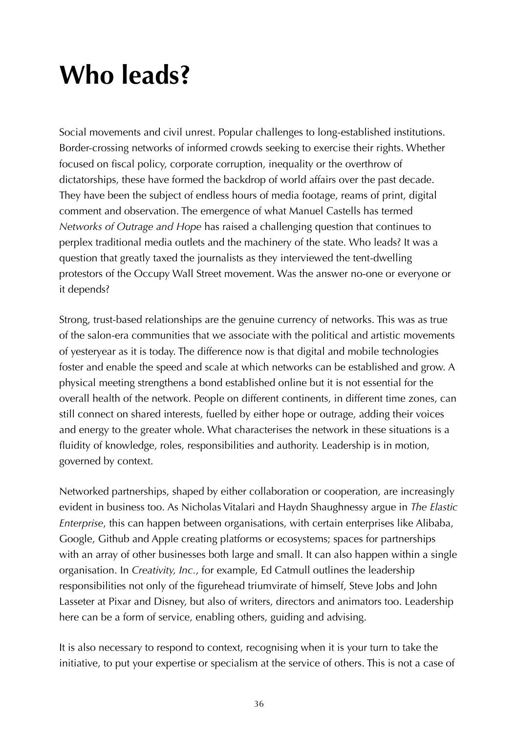# Who leads?

Social movements and civil unrest. Popular challenges to long-established institutions. Border-crossing networks of informed crowds seeking to exercise their rights. Whether focused on fiscal policy, corporate corruption, inequality or the overthrow of dictatorships, these have formed the backdrop of world affairs over the past decade. They have been the subject of endless hours of media footage, reams of print, digital comment and observation. The emergence of what Manuel Castells has termed *Networks of Outrage and Hope* has raised a challenging question that continues to perplex traditional media outlets and the machinery of the state. Who leads? It was a question that greatly taxed the journalists as they interviewed the tent-dwelling protestors of the Occupy Wall Street movement. Was the answer no-one or everyone or it depends?

Strong, trust-based relationships are the genuine currency of networks. This was as true of the salon-era communities that we associate with the political and artistic movements of yesteryear as it is today. The difference now is that digital and mobile technologies foster and enable the speed and scale at which networks can be established and grow. A physical meeting strengthens a bond established online but it is not essential for the overall health of the network. People on different continents, in different time zones, can still connect on shared interests, fuelled by either hope or outrage, adding their voices and energy to the greater whole. What characterises the network in these situations is a fluidity of knowledge, roles, responsibilities and authority. Leadership is in motion, governed by context.

Networked partnerships, shaped by either collaboration or cooperation, are increasingly evident in business too. As Nicholas Vitalari and Haydn Shaughnessy argue in *The Elastic Enterprise*, this can happen between organisations, with certain enterprises like Alibaba, Google, Github and Apple creating platforms or ecosystems; spaces for partnerships with an array of other businesses both large and small. It can also happen within a single organisation. In *Creativity, Inc.*, for example, Ed Catmull outlines the leadership responsibilities not only of the figurehead triumvirate of himself, Steve Jobs and John Lasseter at Pixar and Disney, but also of writers, directors and animators too. Leadership here can be a form of service, enabling others, guiding and advising.

It is also necessary to respond to context, recognising when it is your turn to take the initiative, to put your expertise or specialism at the service of others. This is not a case of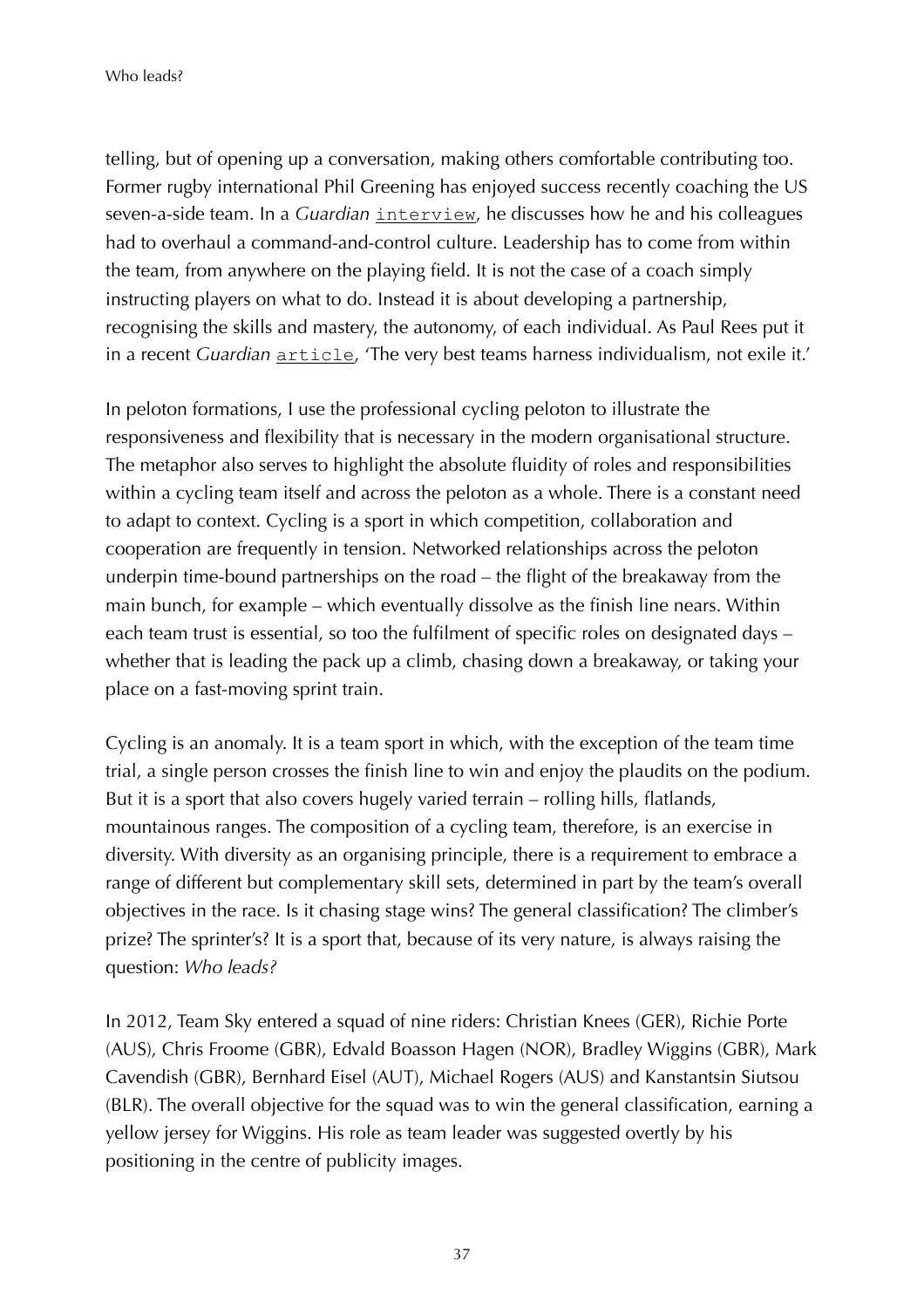telling, but of opening up a conversation, making others comfortable contributing too. Former rugby international Phil Greening has enjoyed success recently coaching the US seven-a-side team. In a *Guardian* interview, he discusses how he and his colleagues had to overhaul a command-and-control culture. Leadership has to come from within the team, from anywhere on the playing field. It is not the case of a coach simply instructing players on what to do. Instead it is about developing a partnership, recognising the skills and mastery, the autonomy, of each individual. As Paul Rees put it in a recent *Guardian* article, 'The very best teams harness individualism, not exile it.'

In peloton formations, I use the professional cycling peloton to illustrate the responsiveness and flexibility that is necessary in the modern organisational structure. The metaphor also serves to highlight the absolute fluidity of roles and responsibilities within a cycling team itself and across the peloton as a whole. There is a constant need to adapt to context. Cycling is a sport in which competition, collaboration and cooperation are frequently in tension. Networked relationships across the peloton underpin time-bound partnerships on the road – the flight of the breakaway from the main bunch, for example – which eventually dissolve as the finish line nears. Within each team trust is essential, so too the fulfilment of specific roles on designated days – whether that is leading the pack up a climb, chasing down a breakaway, or taking your place on a fast-moving sprint train.

Cycling is an anomaly. It is a team sport in which, with the exception of the team time trial, a single person crosses the finish line to win and enjoy the plaudits on the podium. But it is a sport that also covers hugely varied terrain – rolling hills, flatlands, mountainous ranges. The composition of a cycling team, therefore, is an exercise in diversity. With diversity as an organising principle, there is a requirement to embrace a range of different but complementary skill sets, determined in part by the team's overall objectives in the race. Is it chasing stage wins? The general classification? The climber's prize? The sprinter's? It is a sport that, because of its very nature, is always raising the question: *Who leads?*

In 2012, Team Sky entered a squad of nine riders: Christian Knees (GER), Richie Porte (AUS), Chris Froome (GBR), Edvald Boasson Hagen (NOR), Bradley Wiggins (GBR), Mark Cavendish (GBR), Bernhard Eisel (AUT), Michael Rogers (AUS) and Kanstantsin Siutsou (BLR). The overall objective for the squad was to win the general classification, earning a yellow jersey for Wiggins. His role as team leader was suggested overtly by his positioning in the centre of publicity images.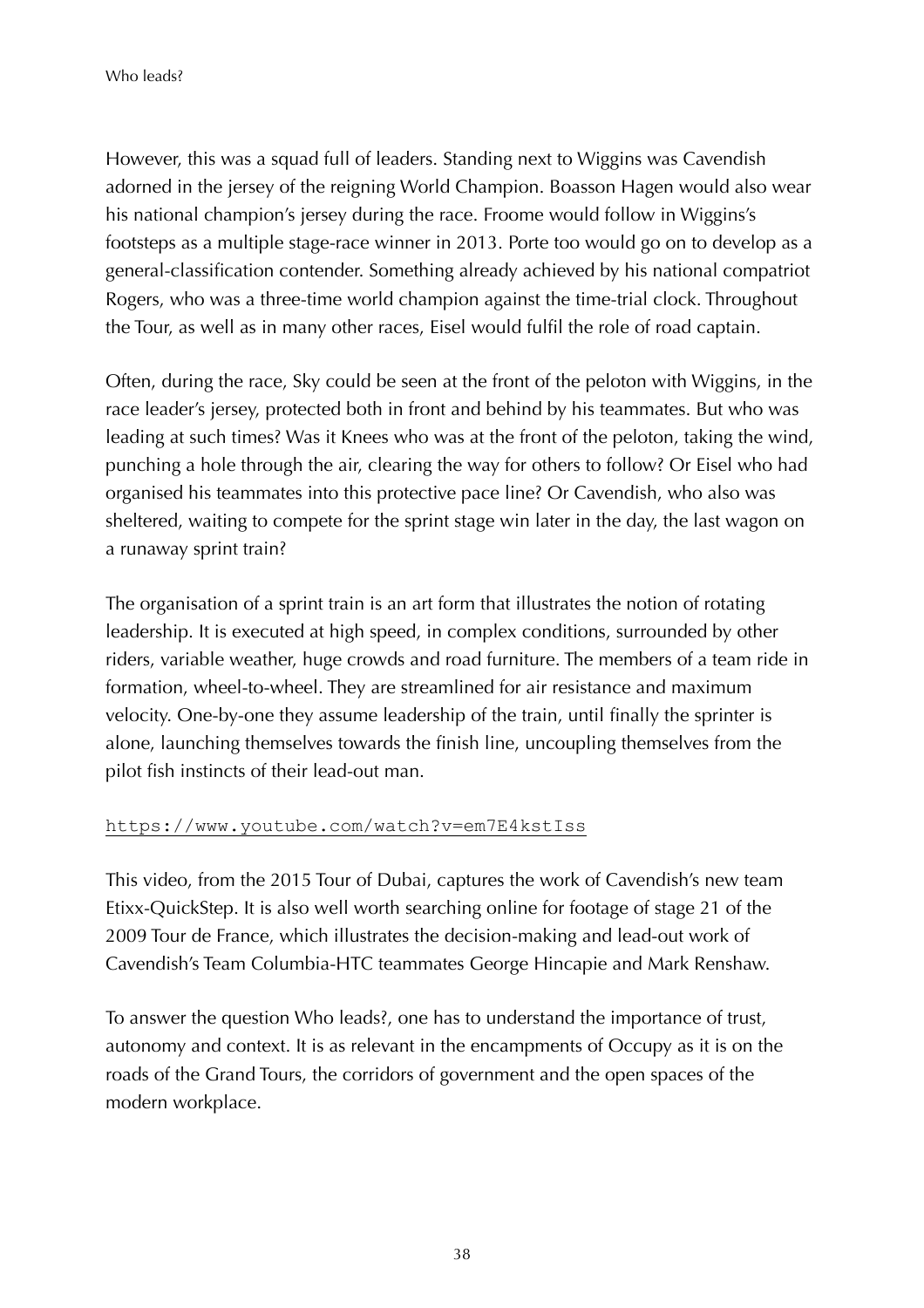However, this was a squad full of leaders. Standing next to Wiggins was Cavendish adorned in the jersey of the reigning World Champion. Boasson Hagen would also wear his national champion's jersey during the race. Froome would follow in Wiggins's footsteps as a multiple stage-race winner in 2013. Porte too would go on to develop as a general-classification contender. Something already achieved by his national compatriot Rogers, who was a three-time world champion against the time-trial clock. Throughout the Tour, as well as in many other races, Eisel would fulfil the role of road captain.

Often, during the race, Sky could be seen at the front of the peloton with Wiggins, in the race leader's jersey, protected both in front and behind by his teammates. But who was leading at such times? Was it Knees who was at the front of the peloton, taking the wind, punching a hole through the air, clearing the way for others to follow? Or Eisel who had organised his teammates into this protective pace line? Or Cavendish, who also was sheltered, waiting to compete for the sprint stage win later in the day, the last wagon on a runaway sprint train?

The organisation of a sprint train is an art form that illustrates the notion of rotating leadership. It is executed at high speed, in complex conditions, surrounded by other riders, variable weather, huge crowds and road furniture. The members of a team ride in formation, wheel-to-wheel. They are streamlined for air resistance and maximum velocity. One-by-one they assume leadership of the train, until finally the sprinter is alone, launching themselves towards the finish line, uncoupling themselves from the pilot fish instincts of their lead-out man.

https://www.youtube.com/watch?v=em7E4kstIss

This video, from the 2015 Tour of Dubai, captures the work of Cavendish's new team Etixx-QuickStep. It is also well worth searching online for footage of stage 21 of the 2009 Tour de France, which illustrates the decision-making and lead-out work of Cavendish's Team Columbia-HTC teammates George Hincapie and Mark Renshaw.

To answer the question Who leads?, one has to understand the importance of trust, autonomy and context. It is as relevant in the encampments of Occupy as it is on the roads of the Grand Tours, the corridors of government and the open spaces of the modern workplace.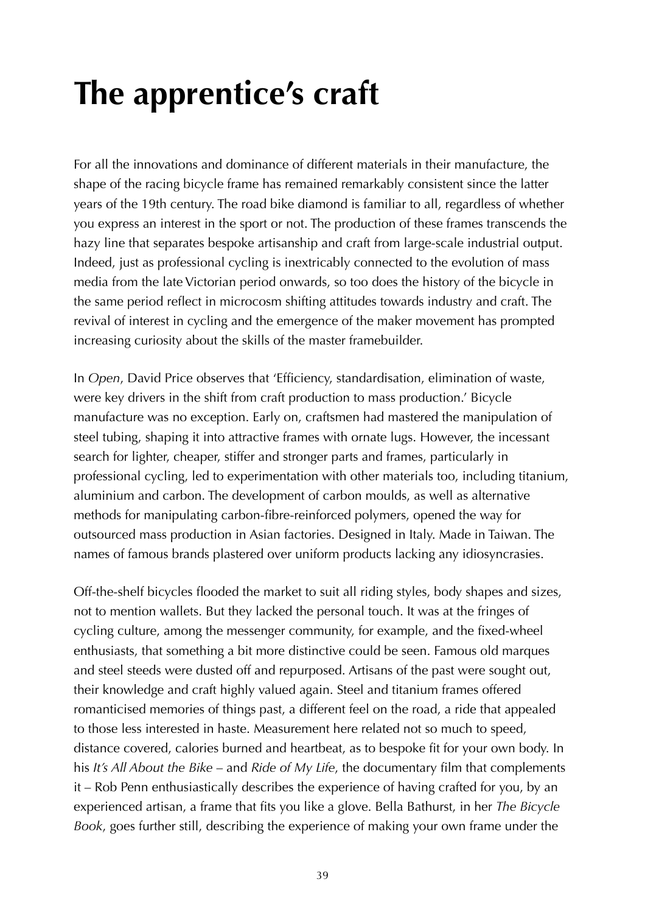# The apprentice's craft

For all the innovations and dominance of different materials in their manufacture, the shape of the racing bicycle frame has remained remarkably consistent since the latter years of the 19th century. The road bike diamond is familiar to all, regardless of whether you express an interest in the sport or not. The production of these frames transcends the hazy line that separates bespoke artisanship and craft from large-scale industrial output. Indeed, just as professional cycling is inextricably connected to the evolution of mass media from the late Victorian period onwards, so too does the history of the bicycle in the same period reflect in microcosm shifting attitudes towards industry and craft. The revival of interest in cycling and the emergence of the maker movement has prompted increasing curiosity about the skills of the master framebuilder.

In *Open*, David Price observes that 'Efficiency, standardisation, elimination of waste, were key drivers in the shift from craft production to mass production.' Bicycle manufacture was no exception. Early on, craftsmen had mastered the manipulation of steel tubing, shaping it into attractive frames with ornate lugs. However, the incessant search for lighter, cheaper, stiffer and stronger parts and frames, particularly in professional cycling, led to experimentation with other materials too, including titanium, aluminium and carbon. The development of carbon moulds, as well as alternative methods for manipulating carbon-fibre-reinforced polymers, opened the way for outsourced mass production in Asian factories. Designed in Italy. Made in Taiwan. The names of famous brands plastered over uniform products lacking any idiosyncrasies.

Off-the-shelf bicycles flooded the market to suit all riding styles, body shapes and sizes, not to mention wallets. But they lacked the personal touch. It was at the fringes of cycling culture, among the messenger community, for example, and the fixed-wheel enthusiasts, that something a bit more distinctive could be seen. Famous old marques and steel steeds were dusted off and repurposed. Artisans of the past were sought out, their knowledge and craft highly valued again. Steel and titanium frames offered romanticised memories of things past, a different feel on the road, a ride that appealed to those less interested in haste. Measurement here related not so much to speed, distance covered, calories burned and heartbeat, as to bespoke fit for your own body. In his *It's All About the Bike* – and *Ride of My Life*, the documentary film that complements it – Rob Penn enthusiastically describes the experience of having crafted for you, by an experienced artisan, a frame that fits you like a glove. Bella Bathurst, in her *The Bicycle Book*, goes further still, describing the experience of making your own frame under the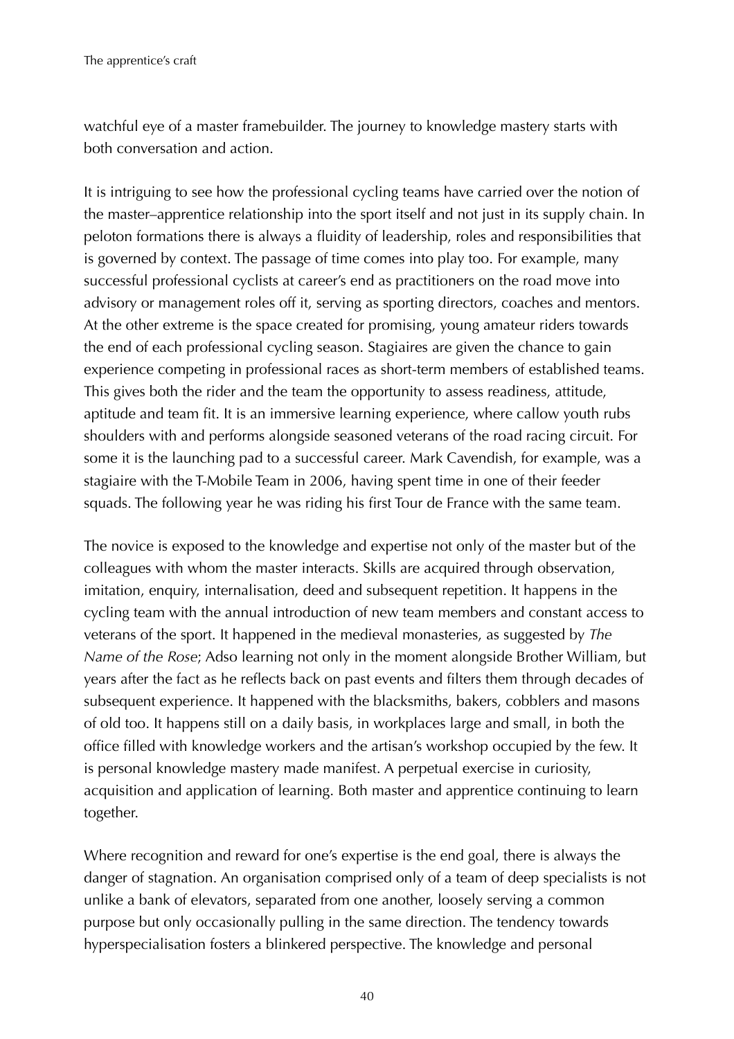watchful eye of a master framebuilder. The journey to knowledge mastery starts with both conversation and action.

It is intriguing to see how the professional cycling teams have carried over the notion of the master–apprentice relationship into the sport itself and not just in its supply chain. In peloton formations there is always a fluidity of leadership, roles and responsibilities that is governed by context. The passage of time comes into play too. For example, many successful professional cyclists at career's end as practitioners on the road move into advisory or management roles off it, serving as sporting directors, coaches and mentors. At the other extreme is the space created for promising, young amateur riders towards the end of each professional cycling season. Stagiaires are given the chance to gain experience competing in professional races as short-term members of established teams. This gives both the rider and the team the opportunity to assess readiness, attitude, aptitude and team fit. It is an immersive learning experience, where callow youth rubs shoulders with and performs alongside seasoned veterans of the road racing circuit. For some it is the launching pad to a successful career. Mark Cavendish, for example, was a stagiaire with the T-Mobile Team in 2006, having spent time in one of their feeder squads. The following year he was riding his first Tour de France with the same team.

The novice is exposed to the knowledge and expertise not only of the master but of the colleagues with whom the master interacts. Skills are acquired through observation, imitation, enquiry, internalisation, deed and subsequent repetition. It happens in the cycling team with the annual introduction of new team members and constant access to veterans of the sport. It happened in the medieval monasteries, as suggested by *The Name of the Rose*; Adso learning not only in the moment alongside Brother William, but years after the fact as he reflects back on past events and filters them through decades of subsequent experience. It happened with the blacksmiths, bakers, cobblers and masons of old too. It happens still on a daily basis, in workplaces large and small, in both the office filled with knowledge workers and the artisan's workshop occupied by the few. It is personal knowledge mastery made manifest. A perpetual exercise in curiosity, acquisition and application of learning. Both master and apprentice continuing to learn together.

Where recognition and reward for one's expertise is the end goal, there is always the danger of stagnation. An organisation comprised only of a team of deep specialists is not unlike a bank of elevators, separated from one another, loosely serving a common purpose but only occasionally pulling in the same direction. The tendency towards hyperspecialisation fosters a blinkered perspective. The knowledge and personal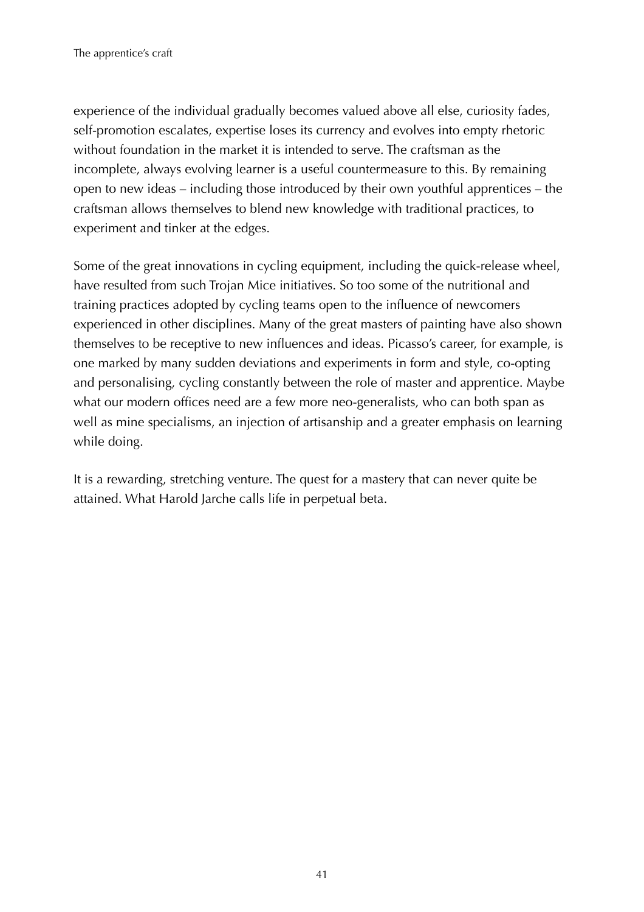experience of the individual gradually becomes valued above all else, curiosity fades, self-promotion escalates, expertise loses its currency and evolves into empty rhetoric without foundation in the market it is intended to serve. The craftsman as the incomplete, always evolving learner is a useful countermeasure to this. By remaining open to new ideas – including those introduced by their own youthful apprentices – the craftsman allows themselves to blend new knowledge with traditional practices, to experiment and tinker at the edges.

Some of the great innovations in cycling equipment, including the quick-release wheel, have resulted from such Trojan Mice initiatives. So too some of the nutritional and training practices adopted by cycling teams open to the influence of newcomers experienced in other disciplines. Many of the great masters of painting have also shown themselves to be receptive to new influences and ideas. Picasso's career, for example, is one marked by many sudden deviations and experiments in form and style, co-opting and personalising, cycling constantly between the role of master and apprentice. Maybe what our modern offices need are a few more neo-generalists, who can both span as well as mine specialisms, an injection of artisanship and a greater emphasis on learning while doing.

It is a rewarding, stretching venture. The quest for a mastery that can never quite be attained. What Harold Jarche calls life in perpetual beta.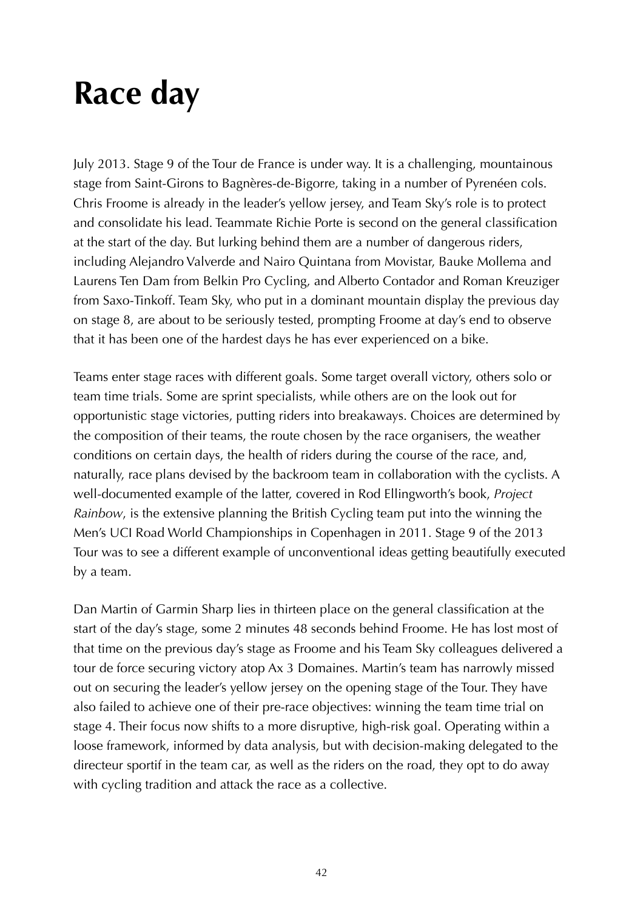# Race day

July 2013. Stage 9 of the Tour de France is under way. It is a challenging, mountainous stage from Saint-Girons to Bagnères-de-Bigorre, taking in a number of Pyrenéen cols. Chris Froome is already in the leader's yellow jersey, and Team Sky's role is to protect and consolidate his lead. Teammate Richie Porte is second on the general classification at the start of the day. But lurking behind them are a number of dangerous riders, including Alejandro Valverde and Nairo Quintana from Movistar, Bauke Mollema and Laurens Ten Dam from Belkin Pro Cycling, and Alberto Contador and Roman Kreuziger from Saxo-Tinkoff. Team Sky, who put in a dominant mountain display the previous day on stage 8, are about to be seriously tested, prompting Froome at day's end to observe that it has been one of the hardest days he has ever experienced on a bike.

Teams enter stage races with different goals. Some target overall victory, others solo or team time trials. Some are sprint specialists, while others are on the look out for opportunistic stage victories, putting riders into breakaways. Choices are determined by the composition of their teams, the route chosen by the race organisers, the weather conditions on certain days, the health of riders during the course of the race, and, naturally, race plans devised by the backroom team in collaboration with the cyclists. A well-documented example of the latter, covered in Rod Ellingworth's book, *Project Rainbow*, is the extensive planning the British Cycling team put into the winning the Men's UCI Road World Championships in Copenhagen in 2011. Stage 9 of the 2013 Tour was to see a different example of unconventional ideas getting beautifully executed by a team.

Dan Martin of Garmin Sharp lies in thirteen place on the general classification at the start of the day's stage, some 2 minutes 48 seconds behind Froome. He has lost most of that time on the previous day's stage as Froome and his Team Sky colleagues delivered a tour de force securing victory atop Ax 3 Domaines. Martin's team has narrowly missed out on securing the leader's yellow jersey on the opening stage of the Tour. They have also failed to achieve one of their pre-race objectives: winning the team time trial on stage 4. Their focus now shifts to a more disruptive, high-risk goal. Operating within a loose framework, informed by data analysis, but with decision-making delegated to the directeur sportif in the team car, as well as the riders on the road, they opt to do away with cycling tradition and attack the race as a collective.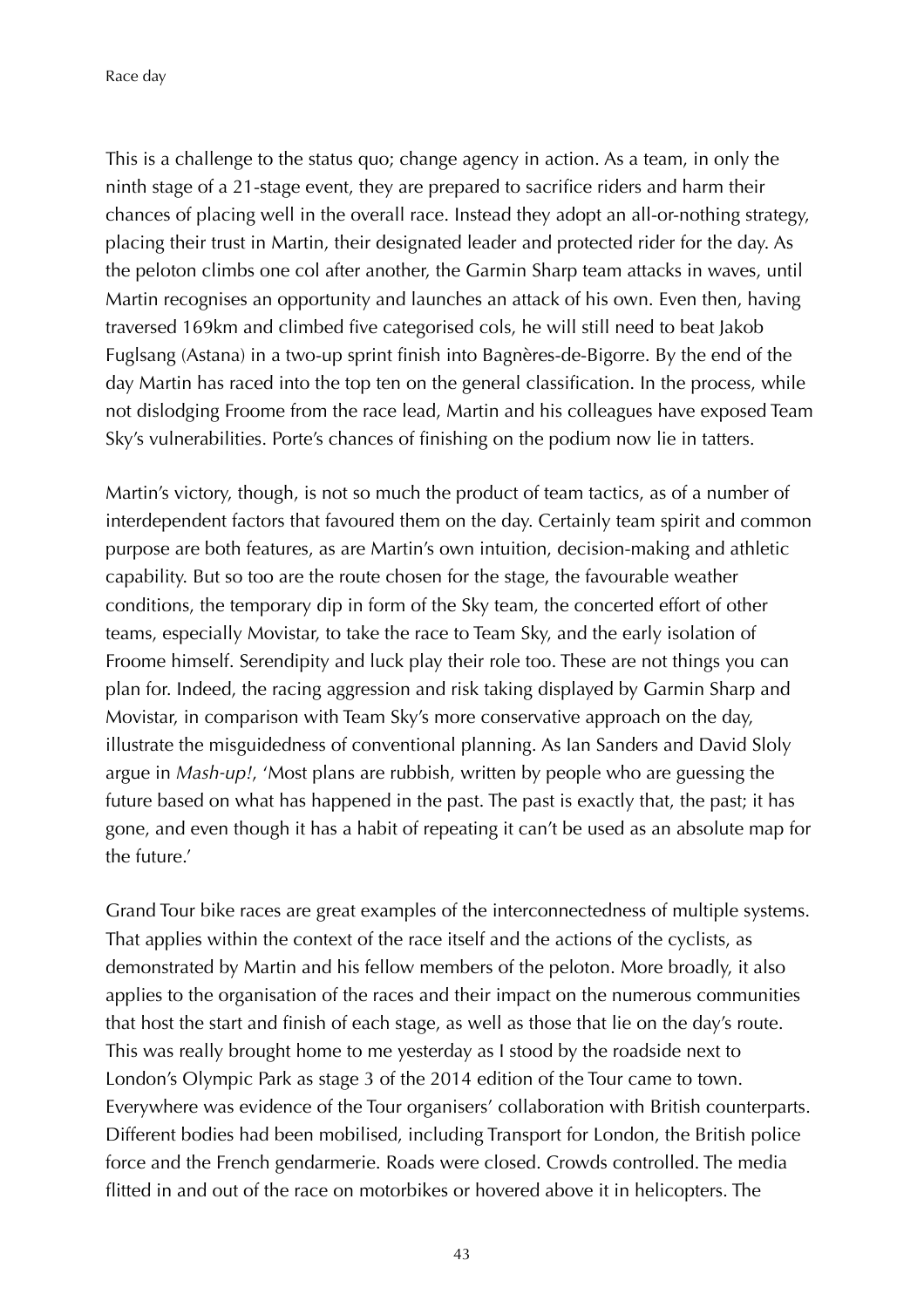This is a challenge to the status quo; change agency in action. As a team, in only the ninth stage of a 21-stage event, they are prepared to sacrifice riders and harm their chances of placing well in the overall race. Instead they adopt an all-or-nothing strategy, placing their trust in Martin, their designated leader and protected rider for the day. As the peloton climbs one col after another, the Garmin Sharp team attacks in waves, until Martin recognises an opportunity and launches an attack of his own. Even then, having traversed 169km and climbed five categorised cols, he will still need to beat Jakob Fuglsang (Astana) in a two-up sprint finish into Bagnères-de-Bigorre. By the end of the day Martin has raced into the top ten on the general classification. In the process, while not dislodging Froome from the race lead, Martin and his colleagues have exposed Team Sky's vulnerabilities. Porte's chances of finishing on the podium now lie in tatters.

Martin's victory, though, is not so much the product of team tactics, as of a number of interdependent factors that favoured them on the day. Certainly team spirit and common purpose are both features, as are Martin's own intuition, decision-making and athletic capability. But so too are the route chosen for the stage, the favourable weather conditions, the temporary dip in form of the Sky team, the concerted effort of other teams, especially Movistar, to take the race to Team Sky, and the early isolation of Froome himself. Serendipity and luck play their role too. These are not things you can plan for. Indeed, the racing aggression and risk taking displayed by Garmin Sharp and Movistar, in comparison with Team Sky's more conservative approach on the day, illustrate the misguidedness of conventional planning. As Ian Sanders and David Sloly argue in *Mash-up!*, 'Most plans are rubbish, written by people who are guessing the future based on what has happened in the past. The past is exactly that, the past; it has gone, and even though it has a habit of repeating it can't be used as an absolute map for the future.'

Grand Tour bike races are great examples of the interconnectedness of multiple systems. That applies within the context of the race itself and the actions of the cyclists, as demonstrated by Martin and his fellow members of the peloton. More broadly, it also applies to the organisation of the races and their impact on the numerous communities that host the start and finish of each stage, as well as those that lie on the day's route. This was really brought home to me yesterday as I stood by the roadside next to London's Olympic Park as stage 3 of the 2014 edition of the Tour came to town. Everywhere was evidence of the Tour organisers' collaboration with British counterparts. Different bodies had been mobilised, including Transport for London, the British police force and the French gendarmerie. Roads were closed. Crowds controlled. The media flitted in and out of the race on motorbikes or hovered above it in helicopters. The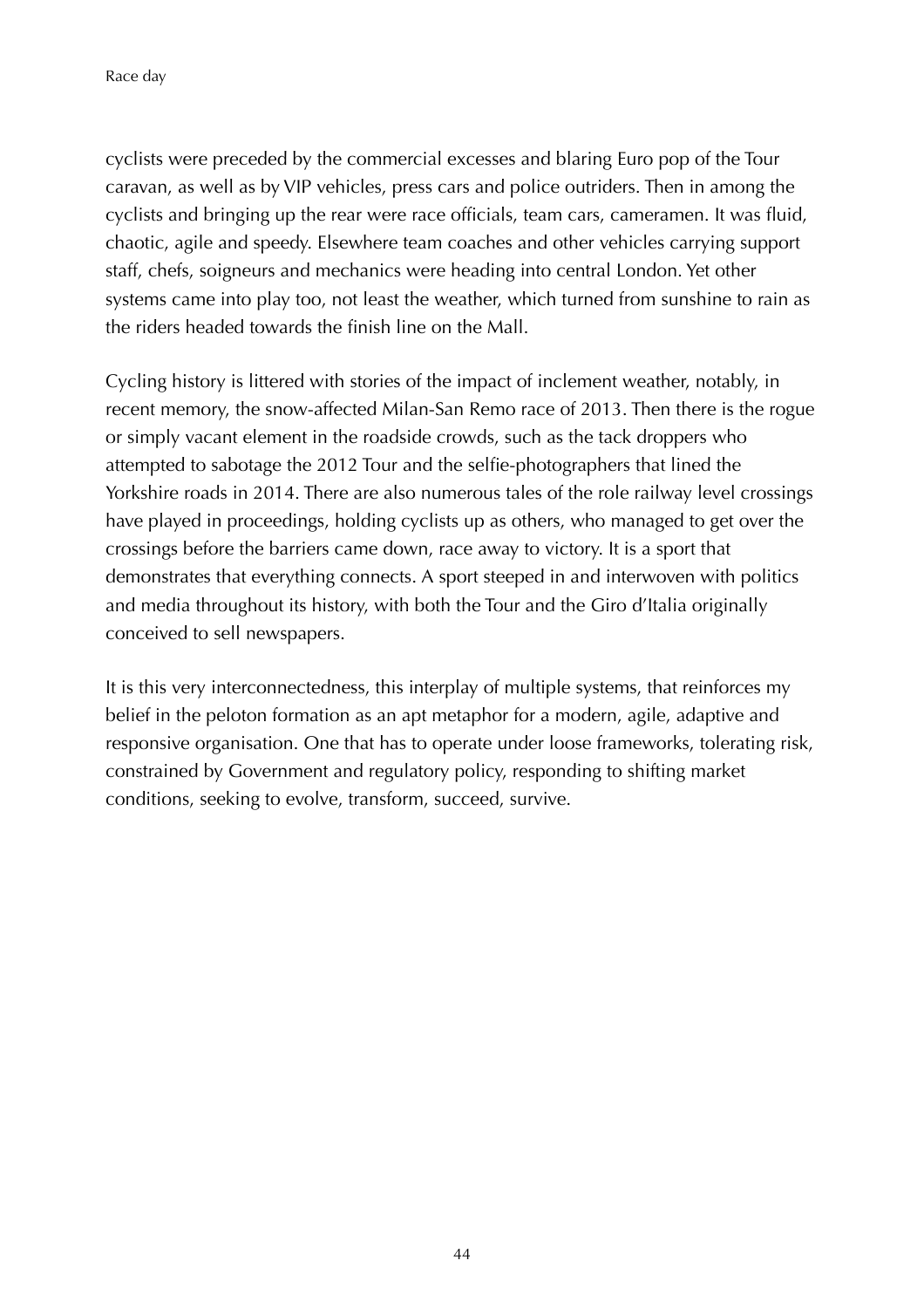cyclists were preceded by the commercial excesses and blaring Euro pop of the Tour caravan, as well as by VIP vehicles, press cars and police outriders. Then in among the cyclists and bringing up the rear were race officials, team cars, cameramen. It was fluid, chaotic, agile and speedy. Elsewhere team coaches and other vehicles carrying support staff, chefs, soigneurs and mechanics were heading into central London. Yet other systems came into play too, not least the weather, which turned from sunshine to rain as the riders headed towards the finish line on the Mall.

Cycling history is littered with stories of the impact of inclement weather, notably, in recent memory, the snow-affected Milan-San Remo race of 2013. Then there is the rogue or simply vacant element in the roadside crowds, such as the tack droppers who attempted to sabotage the 2012 Tour and the selfie-photographers that lined the Yorkshire roads in 2014. There are also numerous tales of the role railway level crossings have played in proceedings, holding cyclists up as others, who managed to get over the crossings before the barriers came down, race away to victory. It is a sport that demonstrates that everything connects. A sport steeped in and interwoven with politics and media throughout its history, with both the Tour and the Giro d'Italia originally conceived to sell newspapers.

It is this very interconnectedness, this interplay of multiple systems, that reinforces my belief in the peloton formation as an apt metaphor for a modern, agile, adaptive and responsive organisation. One that has to operate under loose frameworks, tolerating risk, constrained by Government and regulatory policy, responding to shifting market conditions, seeking to evolve, transform, succeed, survive.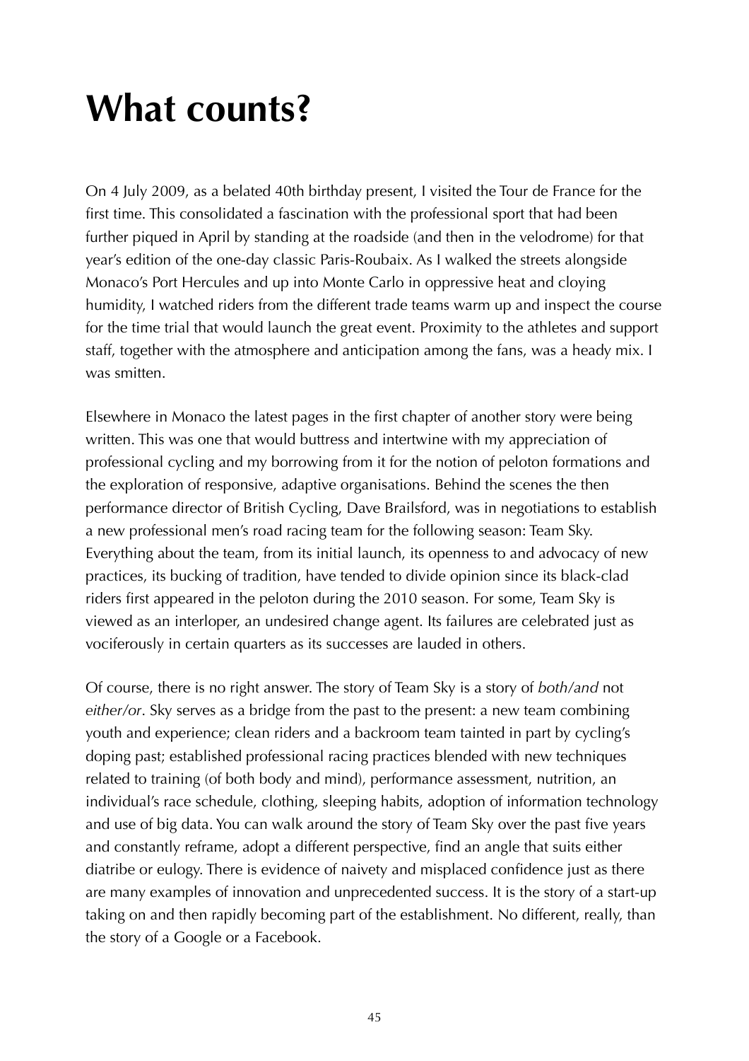# What counts?

On 4 July 2009, as a belated 40th birthday present, I visited the Tour de France for the first time. This consolidated a fascination with the professional sport that had been further piqued in April by standing at the roadside (and then in the velodrome) for that year's edition of the one-day classic Paris-Roubaix. As I walked the streets alongside Monaco's Port Hercules and up into Monte Carlo in oppressive heat and cloying humidity, I watched riders from the different trade teams warm up and inspect the course for the time trial that would launch the great event. Proximity to the athletes and support staff, together with the atmosphere and anticipation among the fans, was a heady mix. I was smitten.

Elsewhere in Monaco the latest pages in the first chapter of another story were being written. This was one that would buttress and intertwine with my appreciation of professional cycling and my borrowing from it for the notion of peloton formations and the exploration of responsive, adaptive organisations. Behind the scenes the then performance director of British Cycling, Dave Brailsford, was in negotiations to establish a new professional men's road racing team for the following season: Team Sky. Everything about the team, from its initial launch, its openness to and advocacy of new practices, its bucking of tradition, have tended to divide opinion since its black-clad riders first appeared in the peloton during the 2010 season. For some, Team Sky is viewed as an interloper, an undesired change agent. Its failures are celebrated just as vociferously in certain quarters as its successes are lauded in others.

Of course, there is no right answer. The story of Team Sky is a story of *both/and* not *either/or*. Sky serves as a bridge from the past to the present: a new team combining youth and experience; clean riders and a backroom team tainted in part by cycling's doping past; established professional racing practices blended with new techniques related to training (of both body and mind), performance assessment, nutrition, an individual's race schedule, clothing, sleeping habits, adoption of information technology and use of big data. You can walk around the story of Team Sky over the past five years and constantly reframe, adopt a different perspective, find an angle that suits either diatribe or eulogy. There is evidence of naivety and misplaced confidence just as there are many examples of innovation and unprecedented success. It is the story of a start-up taking on and then rapidly becoming part of the establishment. No different, really, than the story of a Google or a Facebook.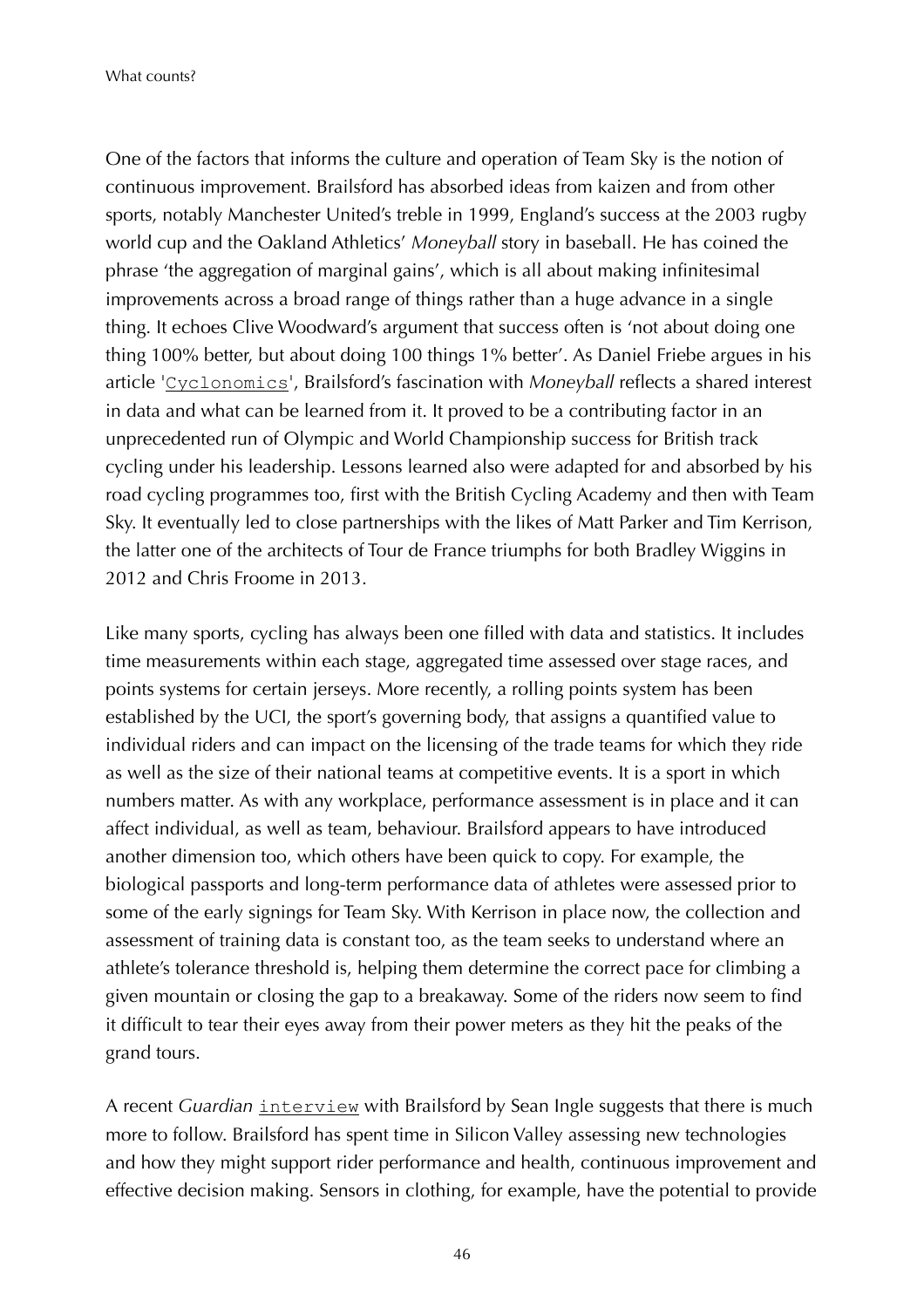One of the factors that informs the culture and operation of Team Sky is the notion of continuous improvement. Brailsford has absorbed ideas from kaizen and from other sports, notably Manchester United's treble in 1999, England's success at the 2003 rugby world cup and the Oakland Athletics' *Moneyball* story in baseball. He has coined the phrase 'the aggregation of marginal gains', which is all about making infinitesimal improvements across a broad range of things rather than a huge advance in a single thing. It echoes Clive Woodward's argument that success often is 'not about doing one thing 100% better, but about doing 100 things 1% better'. As Daniel Friebe argues in his article 'Cyclonomics', Brailsford's fascination with *Moneyball* reflects a shared interest in data and what can be learned from it. It proved to be a contributing factor in an unprecedented run of Olympic and World Championship success for British track cycling under his leadership. Lessons learned also were adapted for and absorbed by his road cycling programmes too, first with the British Cycling Academy and then with Team Sky. It eventually led to close partnerships with the likes of Matt Parker and Tim Kerrison, the latter one of the architects of Tour de France triumphs for both Bradley Wiggins in 2012 and Chris Froome in 2013.

Like many sports, cycling has always been one filled with data and statistics. It includes time measurements within each stage, aggregated time assessed over stage races, and points systems for certain jerseys. More recently, a rolling points system has been established by the UCI, the sport's governing body, that assigns a quantified value to individual riders and can impact on the licensing of the trade teams for which they ride as well as the size of their national teams at competitive events. It is a sport in which numbers matter. As with any workplace, performance assessment is in place and it can affect individual, as well as team, behaviour. Brailsford appears to have introduced another dimension too, which others have been quick to copy. For example, the biological passports and long-term performance data of athletes were assessed prior to some of the early signings for Team Sky. With Kerrison in place now, the collection and assessment of training data is constant too, as the team seeks to understand where an athlete's tolerance threshold is, helping them determine the correct pace for climbing a given mountain or closing the gap to a breakaway. Some of the riders now seem to find it difficult to tear their eyes away from their power meters as they hit the peaks of the grand tours.

A recent *Guardian* interview with Brailsford by Sean Ingle suggests that there is much more to follow. Brailsford has spent time in Silicon Valley assessing new technologies and how they might support rider performance and health, continuous improvement and effective decision making. Sensors in clothing, for example, have the potential to provide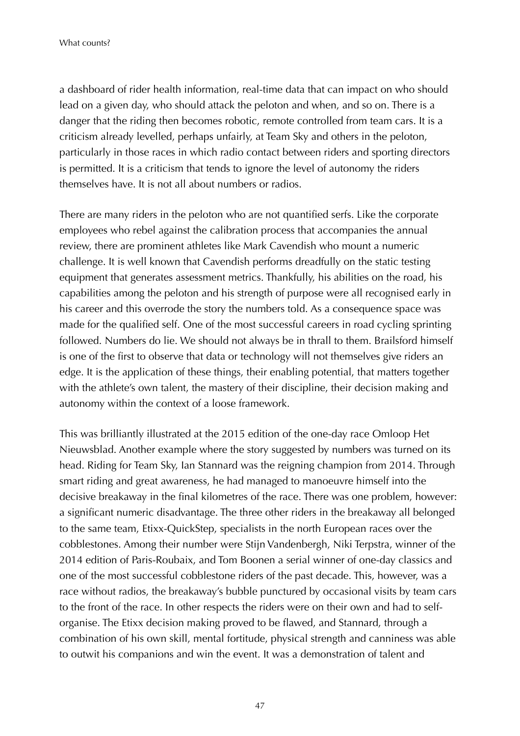a dashboard of rider health information, real-time data that can impact on who should lead on a given day, who should attack the peloton and when, and so on. There is a danger that the riding then becomes robotic, remote controlled from team cars. It is a criticism already levelled, perhaps unfairly, at Team Sky and others in the peloton, particularly in those races in which radio contact between riders and sporting directors is permitted. It is a criticism that tends to ignore the level of autonomy the riders themselves have. It is not all about numbers or radios.

There are many riders in the peloton who are not quantified serfs. Like the corporate employees who rebel against the calibration process that accompanies the annual review, there are prominent athletes like Mark Cavendish who mount a numeric challenge. It is well known that Cavendish performs dreadfully on the static testing equipment that generates assessment metrics. Thankfully, his abilities on the road, his capabilities among the peloton and his strength of purpose were all recognised early in his career and this overrode the story the numbers told. As a consequence space was made for the qualified self. One of the most successful careers in road cycling sprinting followed. Numbers do lie. We should not always be in thrall to them. Brailsford himself is one of the first to observe that data or technology will not themselves give riders an edge. It is the application of these things, their enabling potential, that matters together with the athlete's own talent, the mastery of their discipline, their decision making and autonomy within the context of a loose framework.

This was brilliantly illustrated at the 2015 edition of the one-day race Omloop Het Nieuwsblad. Another example where the story suggested by numbers was turned on its head. Riding for Team Sky, Ian Stannard was the reigning champion from 2014. Through smart riding and great awareness, he had managed to manoeuvre himself into the decisive breakaway in the final kilometres of the race. There was one problem, however: a significant numeric disadvantage. The three other riders in the breakaway all belonged to the same team, Etixx-QuickStep, specialists in the north European races over the cobblestones. Among their number were Stijn Vandenbergh, Niki Terpstra, winner of the 2014 edition of Paris-Roubaix, and Tom Boonen a serial winner of one-day classics and one of the most successful cobblestone riders of the past decade. This, however, was a race without radios, the breakaway's bubble punctured by occasional visits by team cars to the front of the race. In other respects the riders were on their own and had to self-organise. The Etixx decision making proved to be flawed, and Stannard, through a combination of his own skill, mental fortitude, physical strength and canniness was able to outwit his companions and win the event. It was a demonstration of talent and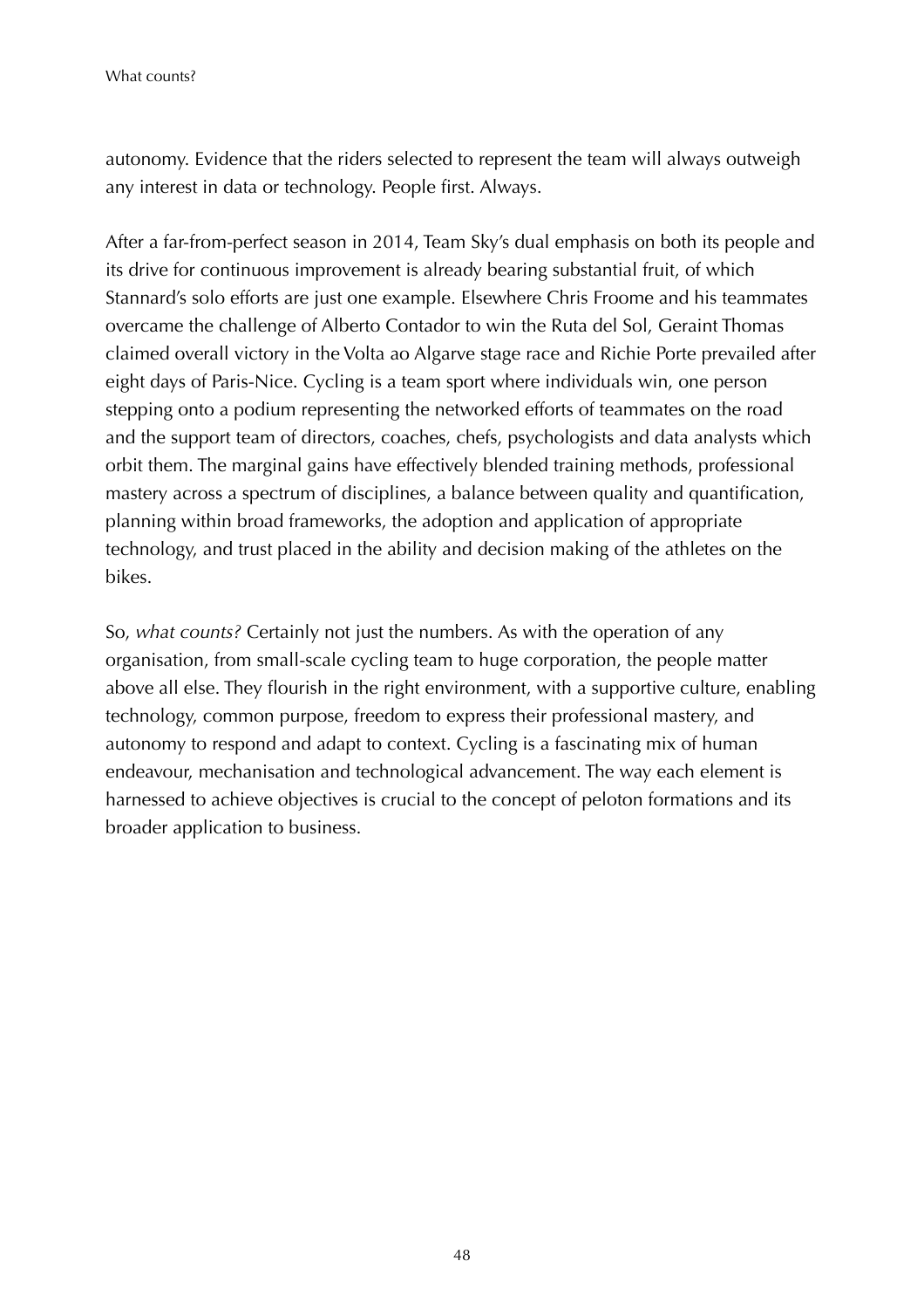autonomy. Evidence that the riders selected to represent the team will always outweigh any interest in data or technology. People first. Always.

After a far-from-perfect season in 2014, Team Sky's dual emphasis on both its people and its drive for continuous improvement is already bearing substantial fruit, of which Stannard's solo efforts are just one example. Elsewhere Chris Froome and his teammates overcame the challenge of Alberto Contador to win the Ruta del Sol, Geraint Thomas claimed overall victory in the Volta ao Algarve stage race and Richie Porte prevailed after eight days of Paris-Nice. Cycling is a team sport where individuals win, one person stepping onto a podium representing the networked efforts of teammates on the road and the support team of directors, coaches, chefs, psychologists and data analysts which orbit them. The marginal gains have effectively blended training methods, professional mastery across a spectrum of disciplines, a balance between quality and quantification, planning within broad frameworks, the adoption and application of appropriate technology, and trust placed in the ability and decision making of the athletes on the bikes.

So, *what counts?* Certainly not just the numbers. As with the operation of any organisation, from small-scale cycling team to huge corporation, the people matter above all else. They flourish in the right environment, with a supportive culture, enabling technology, common purpose, freedom to express their professional mastery, and autonomy to respond and adapt to context. Cycling is a fascinating mix of human endeavour, mechanisation and technological advancement. The way each element is harnessed to achieve objectives is crucial to the concept of peloton formations and its broader application to business.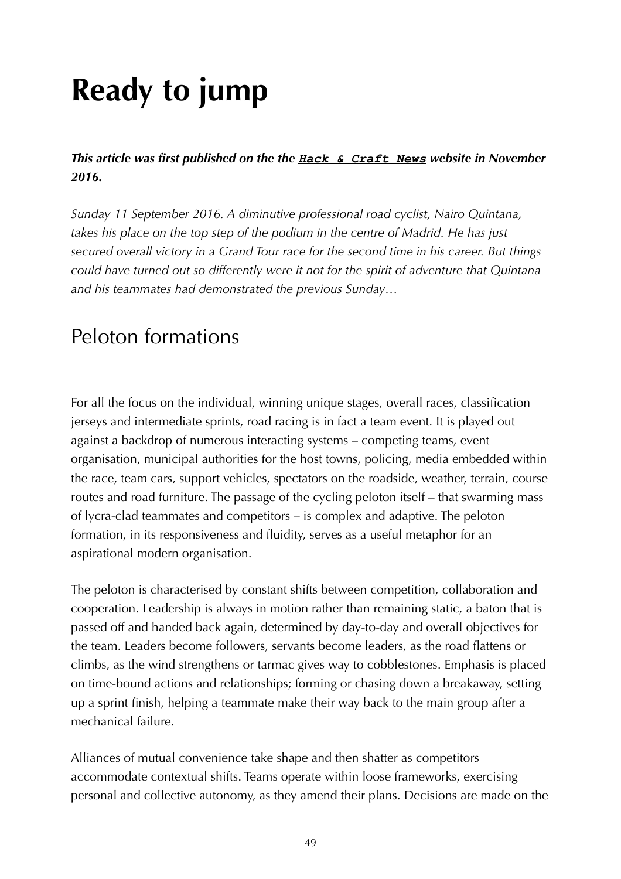# Ready to jump

***This article was first published on the the `Hack & Craft News` website in November 2016.***

*Sunday 11 September 2016. A diminutive professional road cyclist, Nairo Quintana, takes his place on the top step of the podium in the centre of Madrid. He has just secured overall victory in a Grand Tour race for the second time in his career. But things could have turned out so differently were it not for the spirit of adventure that Quintana and his teammates had demonstrated the previous Sunday…*

## Peloton formations

For all the focus on the individual, winning unique stages, overall races, classification jerseys and intermediate sprints, road racing is in fact a team event. It is played out against a backdrop of numerous interacting systems – competing teams, event organisation, municipal authorities for the host towns, policing, media embedded within the race, team cars, support vehicles, spectators on the roadside, weather, terrain, course routes and road furniture. The passage of the cycling peloton itself – that swarming mass of lycra-clad teammates and competitors – is complex and adaptive. The peloton formation, in its responsiveness and fluidity, serves as a useful metaphor for an aspirational modern organisation.

The peloton is characterised by constant shifts between competition, collaboration and cooperation. Leadership is always in motion rather than remaining static, a baton that is passed off and handed back again, determined by day-to-day and overall objectives for the team. Leaders become followers, servants become leaders, as the road flattens or climbs, as the wind strengthens or tarmac gives way to cobblestones. Emphasis is placed on time-bound actions and relationships; forming or chasing down a breakaway, setting up a sprint finish, helping a teammate make their way back to the main group after a mechanical failure.

Alliances of mutual convenience take shape and then shatter as competitors accommodate contextual shifts. Teams operate within loose frameworks, exercising personal and collective autonomy, as they amend their plans. Decisions are made on the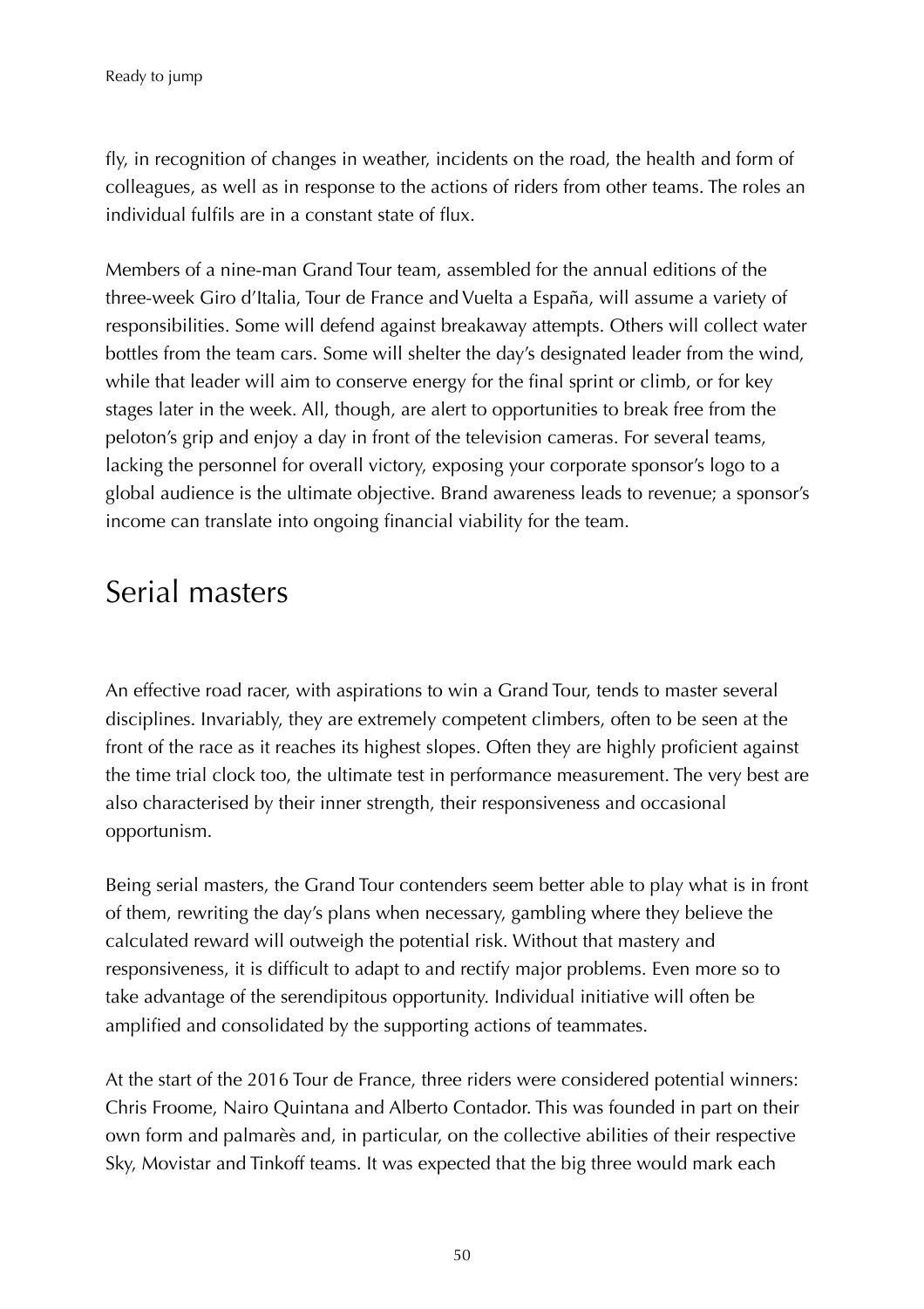fly, in recognition of changes in weather, incidents on the road, the health and form of colleagues, as well as in response to the actions of riders from other teams. The roles an individual fulfils are in a constant state of flux.

Members of a nine-man Grand Tour team, assembled for the annual editions of the three-week Giro d'Italia, Tour de France and Vuelta a España, will assume a variety of responsibilities. Some will defend against breakaway attempts. Others will collect water bottles from the team cars. Some will shelter the day's designated leader from the wind, while that leader will aim to conserve energy for the final sprint or climb, or for key stages later in the week. All, though, are alert to opportunities to break free from the peloton's grip and enjoy a day in front of the television cameras. For several teams, lacking the personnel for overall victory, exposing your corporate sponsor's logo to a global audience is the ultimate objective. Brand awareness leads to revenue; a sponsor's income can translate into ongoing financial viability for the team.

## Serial masters

An effective road racer, with aspirations to win a Grand Tour, tends to master several disciplines. Invariably, they are extremely competent climbers, often to be seen at the front of the race as it reaches its highest slopes. Often they are highly proficient against the time trial clock too, the ultimate test in performance measurement. The very best are also characterised by their inner strength, their responsiveness and occasional opportunism.

Being serial masters, the Grand Tour contenders seem better able to play what is in front of them, rewriting the day's plans when necessary, gambling where they believe the calculated reward will outweigh the potential risk. Without that mastery and responsiveness, it is difficult to adapt to and rectify major problems. Even more so to take advantage of the serendipitous opportunity. Individual initiative will often be amplified and consolidated by the supporting actions of teammates.

At the start of the 2016 Tour de France, three riders were considered potential winners: Chris Froome, Nairo Quintana and Alberto Contador. This was founded in part on their own form and palmarès and, in particular, on the collective abilities of their respective Sky, Movistar and Tinkoff teams. It was expected that the big three would mark each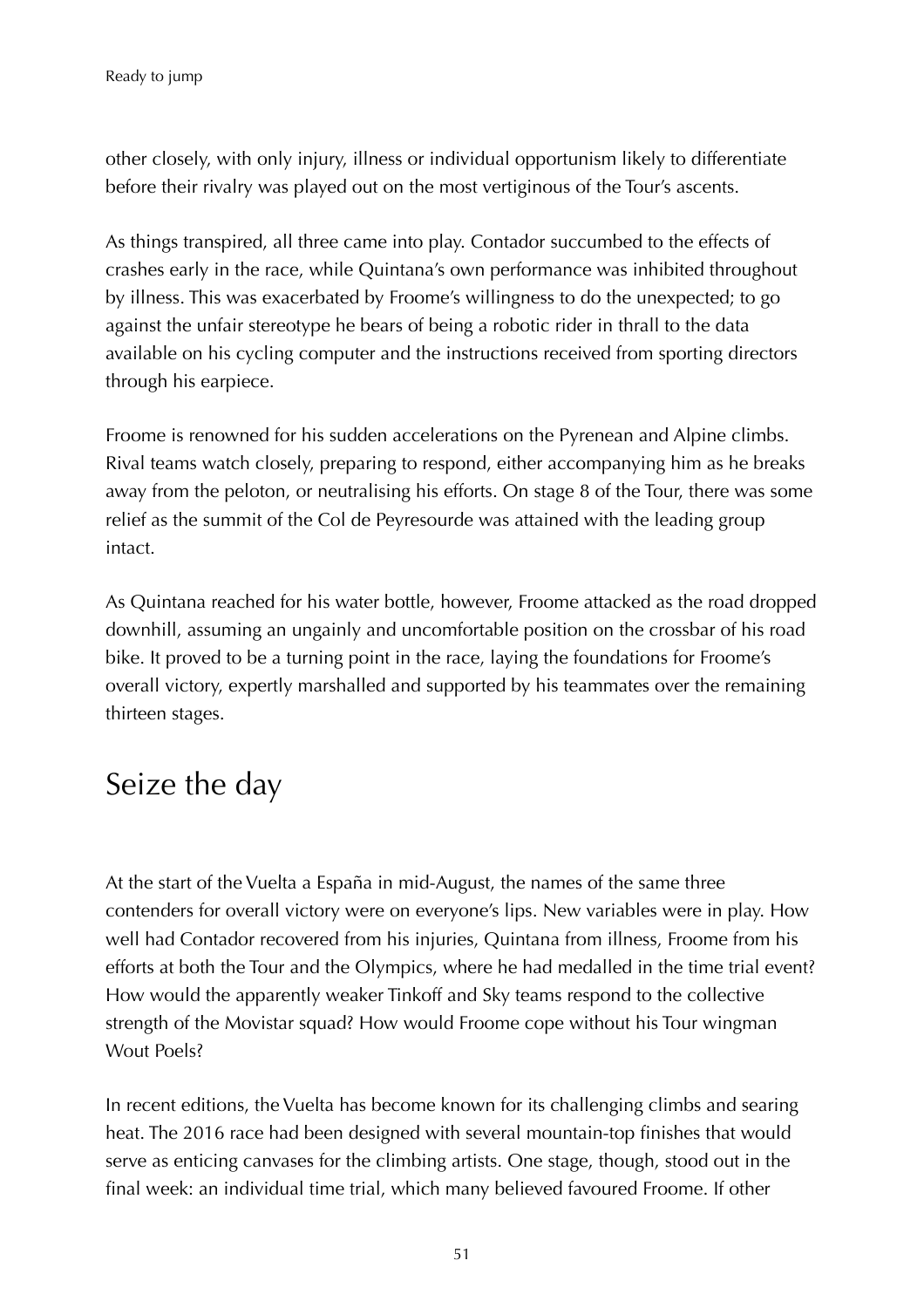other closely, with only injury, illness or individual opportunism likely to differentiate before their rivalry was played out on the most vertiginous of the Tour's ascents.

As things transpired, all three came into play. Contador succumbed to the effects of crashes early in the race, while Quintana's own performance was inhibited throughout by illness. This was exacerbated by Froome's willingness to do the unexpected; to go against the unfair stereotype he bears of being a robotic rider in thrall to the data available on his cycling computer and the instructions received from sporting directors through his earpiece.

Froome is renowned for his sudden accelerations on the Pyrenean and Alpine climbs. Rival teams watch closely, preparing to respond, either accompanying him as he breaks away from the peloton, or neutralising his efforts. On stage 8 of the Tour, there was some relief as the summit of the Col de Peyresourde was attained with the leading group intact.

As Quintana reached for his water bottle, however, Froome attacked as the road dropped downhill, assuming an ungainly and uncomfortable position on the crossbar of his road bike. It proved to be a turning point in the race, laying the foundations for Froome's overall victory, expertly marshalled and supported by his teammates over the remaining thirteen stages.

## Seize the day

At the start of the Vuelta a España in mid-August, the names of the same three contenders for overall victory were on everyone's lips. New variables were in play. How well had Contador recovered from his injuries, Quintana from illness, Froome from his efforts at both the Tour and the Olympics, where he had medalled in the time trial event? How would the apparently weaker Tinkoff and Sky teams respond to the collective strength of the Movistar squad? How would Froome cope without his Tour wingman Wout Poels?

In recent editions, the Vuelta has become known for its challenging climbs and searing heat. The 2016 race had been designed with several mountain-top finishes that would serve as enticing canvases for the climbing artists. One stage, though, stood out in the final week: an individual time trial, which many believed favoured Froome. If other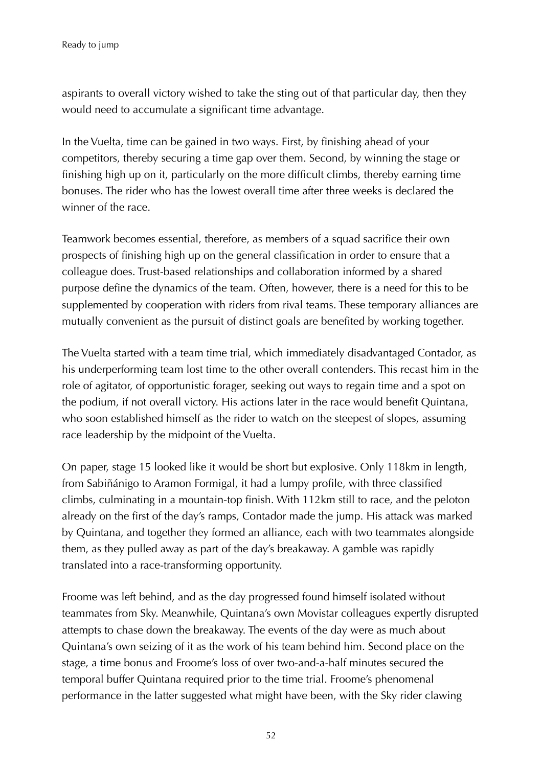aspirants to overall victory wished to take the sting out of that particular day, then they would need to accumulate a significant time advantage.

In the Vuelta, time can be gained in two ways. First, by finishing ahead of your competitors, thereby securing a time gap over them. Second, by winning the stage or finishing high up on it, particularly on the more difficult climbs, thereby earning time bonuses. The rider who has the lowest overall time after three weeks is declared the winner of the race.

Teamwork becomes essential, therefore, as members of a squad sacrifice their own prospects of finishing high up on the general classification in order to ensure that a colleague does. Trust-based relationships and collaboration informed by a shared purpose define the dynamics of the team. Often, however, there is a need for this to be supplemented by cooperation with riders from rival teams. These temporary alliances are mutually convenient as the pursuit of distinct goals are benefited by working together.

The Vuelta started with a team time trial, which immediately disadvantaged Contador, as his underperforming team lost time to the other overall contenders. This recast him in the role of agitator, of opportunistic forager, seeking out ways to regain time and a spot on the podium, if not overall victory. His actions later in the race would benefit Quintana, who soon established himself as the rider to watch on the steepest of slopes, assuming race leadership by the midpoint of the Vuelta.

On paper, stage 15 looked like it would be short but explosive. Only 118km in length, from Sabiñánigo to Aramon Formigal, it had a lumpy profile, with three classified climbs, culminating in a mountain-top finish. With 112km still to race, and the peloton already on the first of the day's ramps, Contador made the jump. His attack was marked by Quintana, and together they formed an alliance, each with two teammates alongside them, as they pulled away as part of the day's breakaway. A gamble was rapidly translated into a race-transforming opportunity.

Froome was left behind, and as the day progressed found himself isolated without teammates from Sky. Meanwhile, Quintana's own Movistar colleagues expertly disrupted attempts to chase down the breakaway. The events of the day were as much about Quintana's own seizing of it as the work of his team behind him. Second place on the stage, a time bonus and Froome's loss of over two-and-a-half minutes secured the temporal buffer Quintana required prior to the time trial. Froome's phenomenal performance in the latter suggested what might have been, with the Sky rider clawing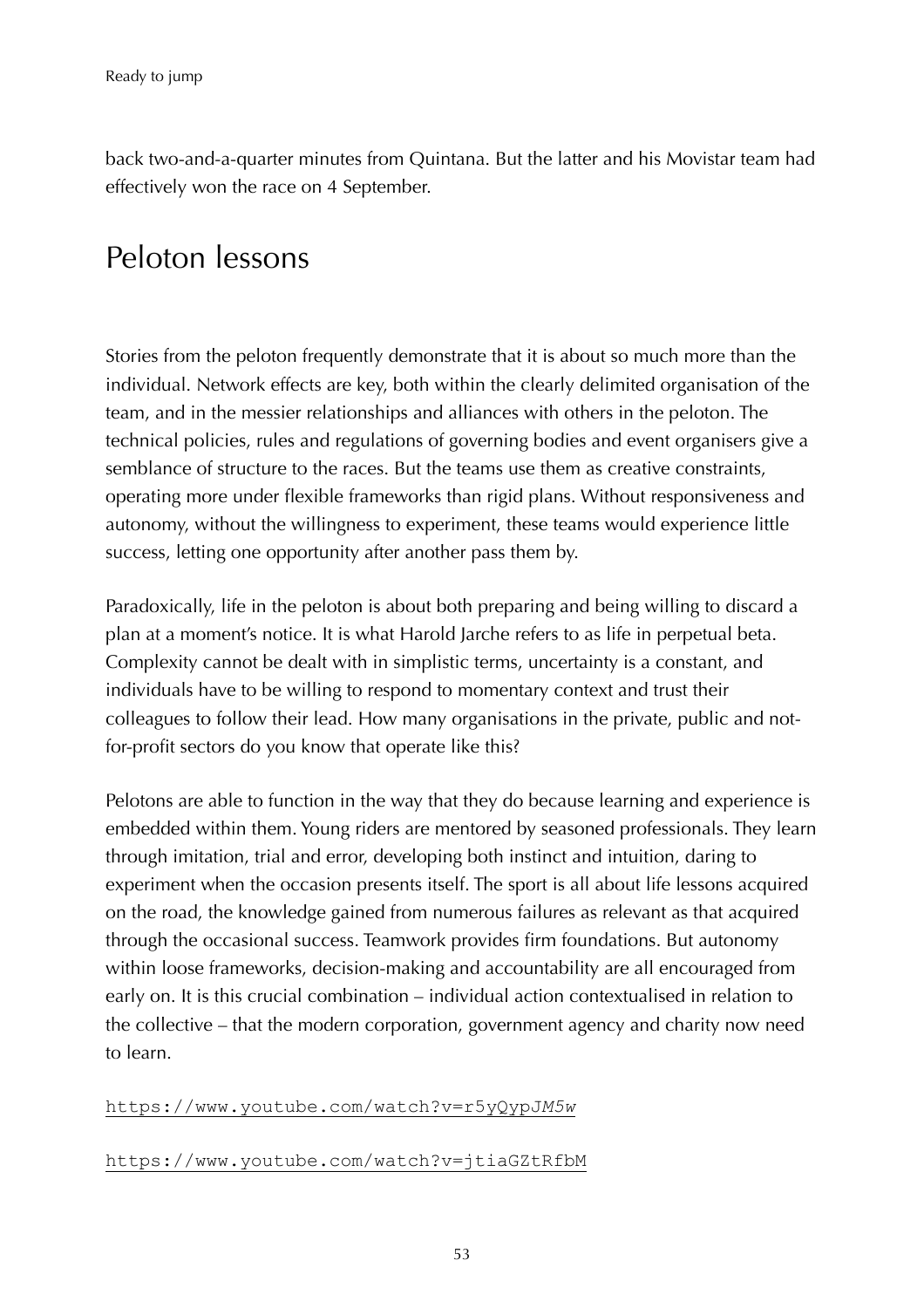back two-and-a-quarter minutes from Quintana. But the latter and his Movistar team had effectively won the race on 4 September.

## Peloton lessons

Stories from the peloton frequently demonstrate that it is about so much more than the individual. Network effects are key, both within the clearly delimited organisation of the team, and in the messier relationships and alliances with others in the peloton. The technical policies, rules and regulations of governing bodies and event organisers give a semblance of structure to the races. But the teams use them as creative constraints, operating more under flexible frameworks than rigid plans. Without responsiveness and autonomy, without the willingness to experiment, these teams would experience little success, letting one opportunity after another pass them by.

Paradoxically, life in the peloton is about both preparing and being willing to discard a plan at a moment's notice. It is what Harold Jarche refers to as life in perpetual beta. Complexity cannot be dealt with in simplistic terms, uncertainty is a constant, and individuals have to be willing to respond to momentary context and trust their colleagues to follow their lead. How many organisations in the private, public and not-for-profit sectors do you know that operate like this?

Pelotons are able to function in the way that they do because learning and experience is embedded within them. Young riders are mentored by seasoned professionals. They learn through imitation, trial and error, developing both instinct and intuition, daring to experiment when the occasion presents itself. The sport is all about life lessons acquired on the road, the knowledge gained from numerous failures as relevant as that acquired through the occasional success. Teamwork provides firm foundations. But autonomy within loose frameworks, decision-making and accountability are all encouraged from early on. It is this crucial combination – individual action contextualised in relation to the collective – that the modern corporation, government agency and charity now need to learn.

https://www.youtube.com/watch?v=r5yQypJM5w

https://www.youtube.com/watch?v=jtiaGZtRfbM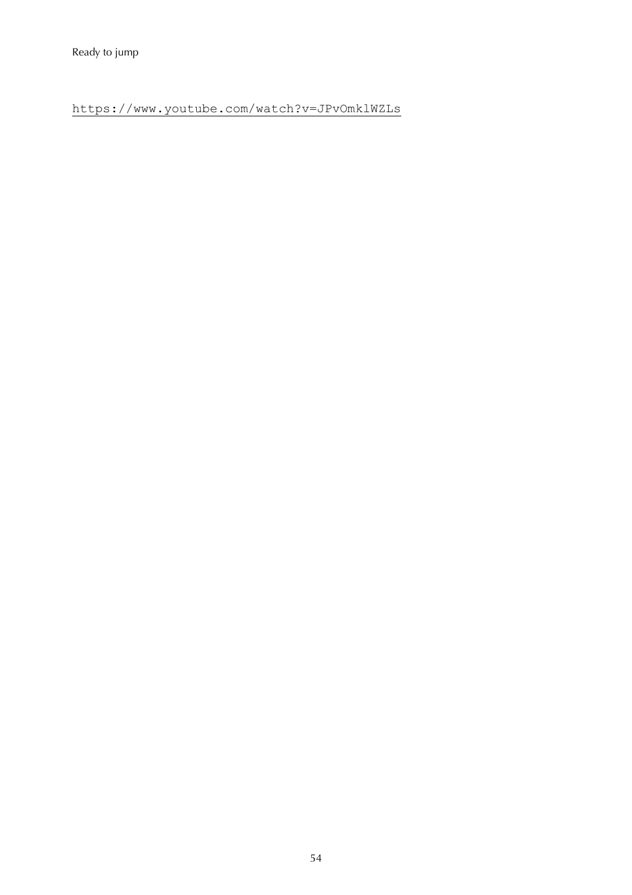Ready to jump

https://www.youtube.com/watch?v=JPvOmklWZLs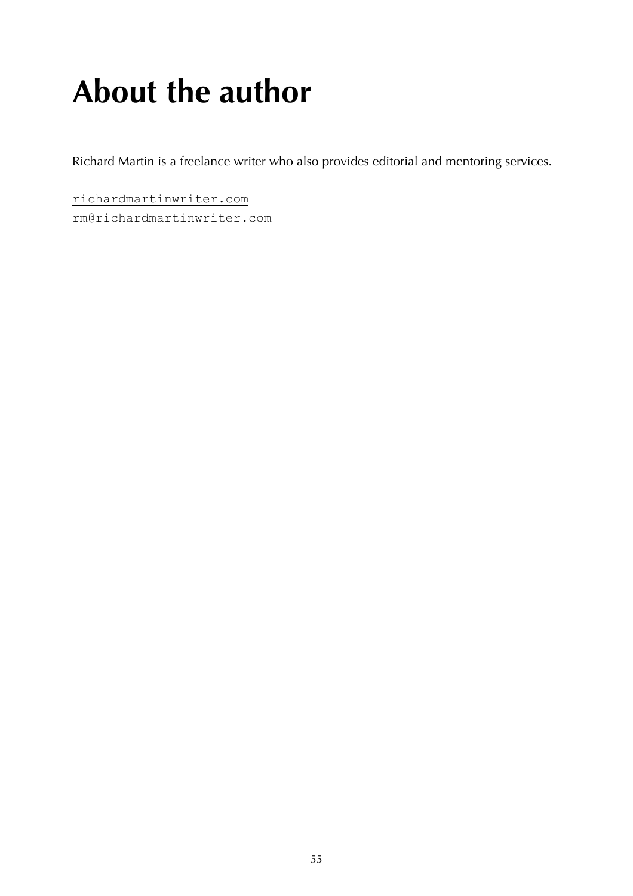# About the author

Richard Martin is a freelance writer who also provides editorial and mentoring services.

richardmartinwriter.com
rm@richardmartinwriter.com